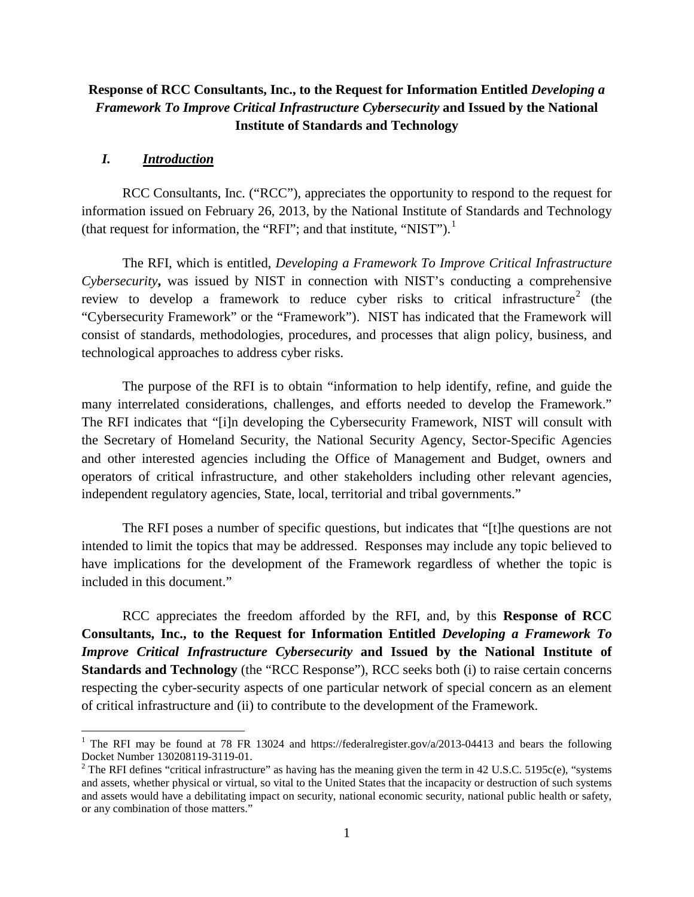**Response of RCC Consultants, Inc., to the Request for Information Entitled *Developing a Framework To Improve Critical Infrastructure Cybersecurity* and Issued by the National Institute of Standards and Technology**

## *I. Introduction*

RCC Consultants, Inc. ("RCC"), appreciates the opportunity to respond to the request for information issued on February 26, 2013, by the National Institute of Standards and Technology (that request for information, the "RFI"; and that institute, "NIST").[1]

The RFI, which is entitled, *Developing a Framework To Improve Critical Infrastructure Cybersecurity*, was issued by NIST in connection with NIST's conducting a comprehensive review to develop a framework to reduce cyber risks to critical infrastructure[2] (the "Cybersecurity Framework" or the "Framework"). NIST has indicated that the Framework will consist of standards, methodologies, procedures, and processes that align policy, business, and technological approaches to address cyber risks.

The purpose of the RFI is to obtain "information to help identify, refine, and guide the many interrelated considerations, challenges, and efforts needed to develop the Framework." The RFI indicates that "[i]n developing the Cybersecurity Framework, NIST will consult with the Secretary of Homeland Security, the National Security Agency, Sector-Specific Agencies and other interested agencies including the Office of Management and Budget, owners and operators of critical infrastructure, and other stakeholders including other relevant agencies, independent regulatory agencies, State, local, territorial and tribal governments."

The RFI poses a number of specific questions, but indicates that "[t]he questions are not intended to limit the topics that may be addressed. Responses may include any topic believed to have implications for the development of the Framework regardless of whether the topic is included in this document."

RCC appreciates the freedom afforded by the RFI, and, by this **Response of RCC Consultants, Inc., to the Request for Information Entitled *Developing a Framework To Improve Critical Infrastructure Cybersecurity* and Issued by the National Institute of Standards and Technology** (the "RCC Response"), RCC seeks both (i) to raise certain concerns respecting the cyber-security aspects of one particular network of special concern as an element of critical infrastructure and (ii) to contribute to the development of the Framework.

---

[1] The RFI may be found at 78 FR 13024 and https://federalregister.gov/a/2013-04413 and bears the following Docket Number 130208119-3119-01.

[2] The RFI defines "critical infrastructure" as having has the meaning given the term in 42 U.S.C. 5195c(e), "systems and assets, whether physical or virtual, so vital to the United States that the incapacity or destruction of such systems and assets would have a debilitating impact on security, national economic security, national public health or safety, or any combination of those matters."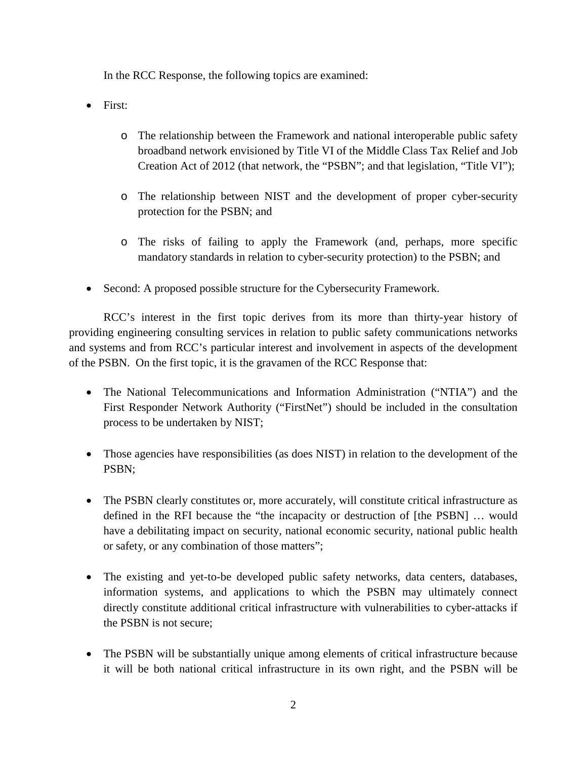In the RCC Response, the following topics are examined:

- First:
  - The relationship between the Framework and national interoperable public safety broadband network envisioned by Title VI of the Middle Class Tax Relief and Job Creation Act of 2012 (that network, the "PSBN"; and that legislation, "Title VI");
  - The relationship between NIST and the development of proper cyber-security protection for the PSBN; and
  - The risks of failing to apply the Framework (and, perhaps, more specific mandatory standards in relation to cyber-security protection) to the PSBN; and
- Second: A proposed possible structure for the Cybersecurity Framework.

RCC's interest in the first topic derives from its more than thirty-year history of providing engineering consulting services in relation to public safety communications networks and systems and from RCC's particular interest and involvement in aspects of the development of the PSBN. On the first topic, it is the gravamen of the RCC Response that:

- The National Telecommunications and Information Administration ("NTIA") and the First Responder Network Authority ("FirstNet") should be included in the consultation process to be undertaken by NIST;
- Those agencies have responsibilities (as does NIST) in relation to the development of the PSBN;
- The PSBN clearly constitutes or, more accurately, will constitute critical infrastructure as defined in the RFI because the "the incapacity or destruction of [the PSBN] … would have a debilitating impact on security, national economic security, national public health or safety, or any combination of those matters";
- The existing and yet-to-be developed public safety networks, data centers, databases, information systems, and applications to which the PSBN may ultimately connect directly constitute additional critical infrastructure with vulnerabilities to cyber-attacks if the PSBN is not secure;
- The PSBN will be substantially unique among elements of critical infrastructure because it will be both national critical infrastructure in its own right, and the PSBN will be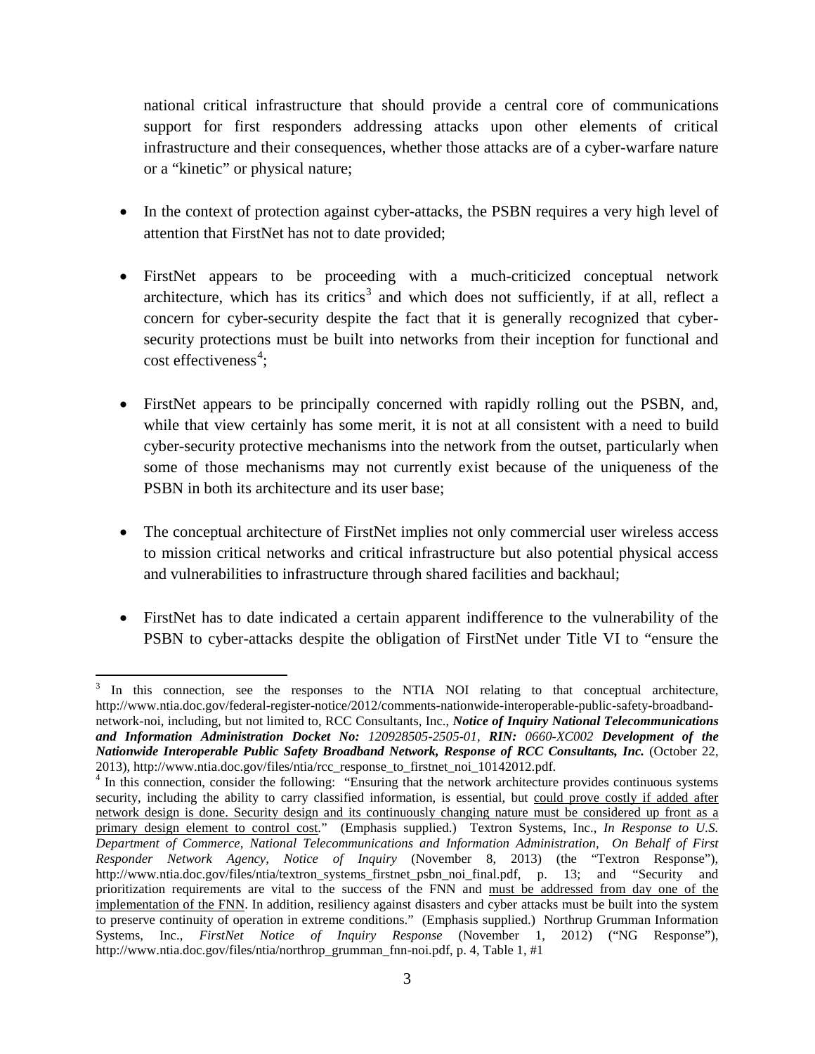national critical infrastructure that should provide a central core of communications support for first responders addressing attacks upon other elements of critical infrastructure and their consequences, whether those attacks are of a cyber-warfare nature or a "kinetic" or physical nature;

- In the context of protection against cyber-attacks, the PSBN requires a very high level of attention that FirstNet has not to date provided;

- FirstNet appears to be proceeding with a much-criticized conceptual network architecture, which has its critics[3] and which does not sufficiently, if at all, reflect a concern for cyber-security despite the fact that it is generally recognized that cyber-security protections must be built into networks from their inception for functional and cost effectiveness[4];

- FirstNet appears to be principally concerned with rapidly rolling out the PSBN, and, while that view certainly has some merit, it is not at all consistent with a need to build cyber-security protective mechanisms into the network from the outset, particularly when some of those mechanisms may not currently exist because of the uniqueness of the PSBN in both its architecture and its user base;

- The conceptual architecture of FirstNet implies not only commercial user wireless access to mission critical networks and critical infrastructure but also potential physical access and vulnerabilities to infrastructure through shared facilities and backhaul;

- FirstNet has to date indicated a certain apparent indifference to the vulnerability of the PSBN to cyber-attacks despite the obligation of FirstNet under Title VI to "ensure the

---

[3] In this connection, see the responses to the NTIA NOI relating to that conceptual architecture, http://www.ntia.doc.gov/federal-register-notice/2012/comments-nationwide-interoperable-public-safety-broadband-network-noi, including, but not limited to, RCC Consultants, Inc., ***Notice of Inquiry National Telecommunications and Information Administration Docket No: 120928505-2505-01****, **RIN: 0660-XC002*** ***Development of the Nationwide Interoperable Public Safety Broadband Network, Response of RCC Consultants, Inc.*** (October 22, 2013), http://www.ntia.doc.gov/files/ntia/rcc_response_to_firstnet_noi_10142012.pdf.

[4] In this connection, consider the following: "Ensuring that the network architecture provides continuous systems security, including the ability to carry classified information, is essential, but <u>could prove costly if added after network design is done. Security design and its continuously changing nature must be considered up front as a primary design element to control cost</u>." (Emphasis supplied.) Textron Systems, Inc., *In Response to U.S. Department of Commerce, National Telecommunications and Information Administration, On Behalf of First Responder Network Agency, Notice of Inquiry* (November 8, 2013) (the "Textron Response"), http://www.ntia.doc.gov/files/ntia/textron_systems_firstnet_psbn_noi_final.pdf, p. 13; and "Security and prioritization requirements are vital to the success of the FNN and <u>must be addressed from day one of the implementation of the FNN</u>. In addition, resiliency against disasters and cyber attacks must be built into the system to preserve continuity of operation in extreme conditions." (Emphasis supplied.) Northrup Grumman Information Systems, Inc., *FirstNet Notice of Inquiry Response* (November 1, 2012) ("NG Response"), http://www.ntia.doc.gov/files/ntia/northrop_grumman_fnn-noi.pdf, p. 4, Table 1, #1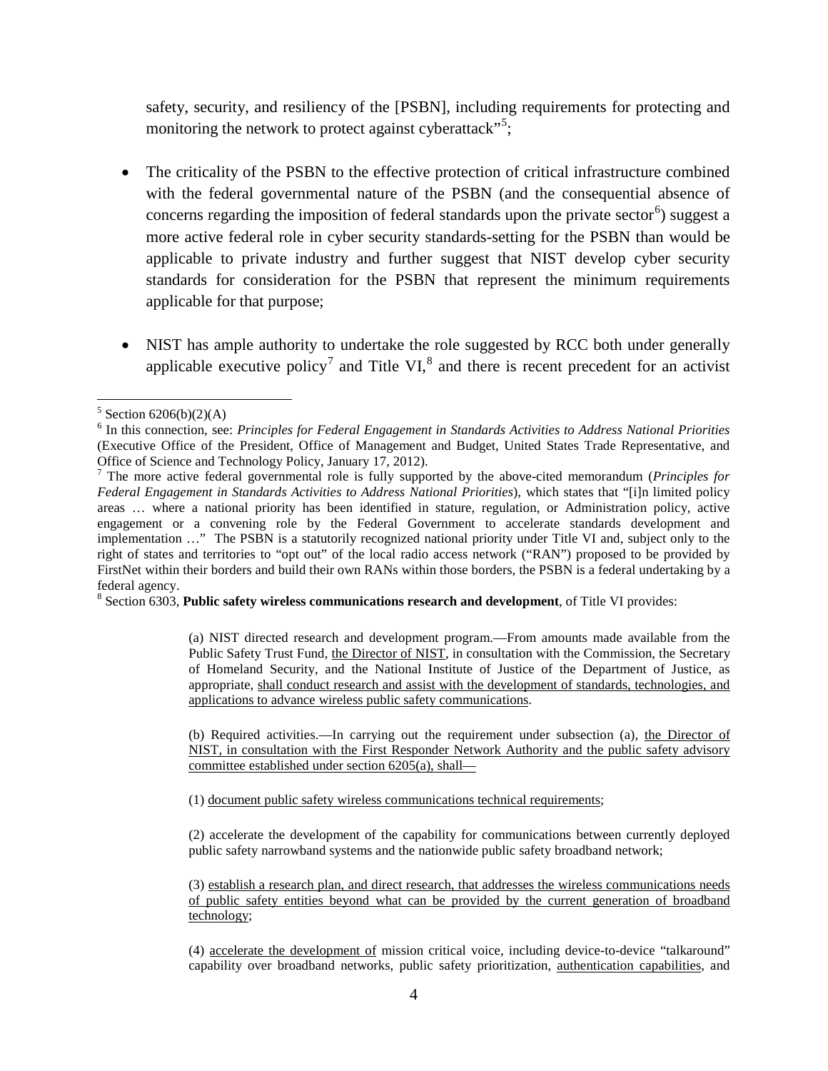safety, security, and resiliency of the [PSBN], including requirements for protecting and monitoring the network to protect against cyberattack"[5];

- The criticality of the PSBN to the effective protection of critical infrastructure combined with the federal governmental nature of the PSBN (and the consequential absence of concerns regarding the imposition of federal standards upon the private sector[6]) suggest a more active federal role in cyber security standards-setting for the PSBN than would be applicable to private industry and further suggest that NIST develop cyber security standards for consideration for the PSBN that represent the minimum requirements applicable for that purpose;

- NIST has ample authority to undertake the role suggested by RCC both under generally applicable executive policy[7] and Title VI,[8] and there is recent precedent for an activist

---

[5] Section 6206(b)(2)(A)

[6] In this connection, see: *Principles for Federal Engagement in Standards Activities to Address National Priorities* (Executive Office of the President, Office of Management and Budget, United States Trade Representative, and Office of Science and Technology Policy, January 17, 2012).

[7] The more active federal governmental role is fully supported by the above-cited memorandum (*Principles for Federal Engagement in Standards Activities to Address National Priorities*), which states that "[i]n limited policy areas … where a national priority has been identified in stature, regulation, or Administration policy, active engagement or a convening role by the Federal Government to accelerate standards development and implementation …" The PSBN is a statutorily recognized national priority under Title VI and, subject only to the right of states and territories to "opt out" of the local radio access network ("RAN") proposed to be provided by FirstNet within their borders and build their own RANs within those borders, the PSBN is a federal undertaking by a federal agency.

[8] Section 6303, **Public safety wireless communications research and development**, of Title VI provides:

> (a) NIST directed research and development program.—From amounts made available from the Public Safety Trust Fund, <u>the Director of NIST</u>, in consultation with the Commission, the Secretary of Homeland Security, and the National Institute of Justice of the Department of Justice, as appropriate, <u>shall conduct research and assist with the development of standards, technologies, and applications to advance wireless public safety communications</u>.
>
> (b) Required activities.—In carrying out the requirement under subsection (a), <u>the Director of NIST, in consultation with the First Responder Network Authority and the public safety advisory committee established under section 6205(a), shall—</u>
>
> (1) <u>document public safety wireless communications technical requirements</u>;
>
> (2) accelerate the development of the capability for communications between currently deployed public safety narrowband systems and the nationwide public safety broadband network;
>
> (3) <u>establish a research plan, and direct research, that addresses the wireless communications needs of public safety entities beyond what can be provided by the current generation of broadband technology</u>;
>
> (4) <u>accelerate the development of</u> mission critical voice, including device-to-device "talkaround" capability over broadband networks, public safety prioritization, <u>authentication capabilities</u>, and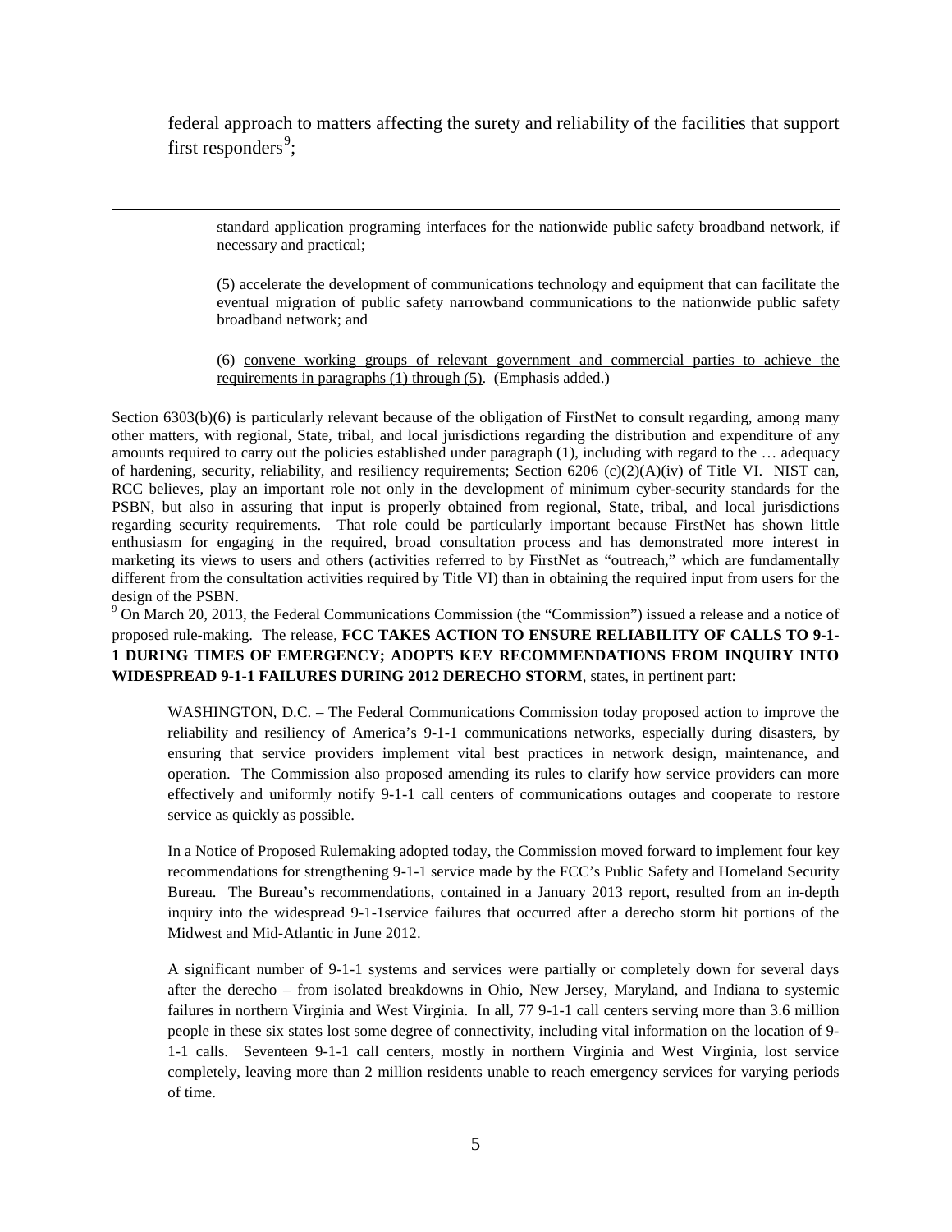federal approach to matters affecting the surety and reliability of the facilities that support first responders[9];

---

> standard application programing interfaces for the nationwide public safety broadband network, if necessary and practical;
>
> (5) accelerate the development of communications technology and equipment that can facilitate the eventual migration of public safety narrowband communications to the nationwide public safety broadband network; and
>
> (6) <u>convene working groups of relevant government and commercial parties to achieve the requirements in paragraphs (1) through (5)</u>. (Emphasis added.)

Section 6303(b)(6) is particularly relevant because of the obligation of FirstNet to consult regarding, among many other matters, with regional, State, tribal, and local jurisdictions regarding the distribution and expenditure of any amounts required to carry out the policies established under paragraph (1), including with regard to the … adequacy of hardening, security, reliability, and resiliency requirements; Section 6206 (c)(2)(A)(iv) of Title VI. NIST can, RCC believes, play an important role not only in the development of minimum cyber-security standards for the PSBN, but also in assuring that input is properly obtained from regional, State, tribal, and local jurisdictions regarding security requirements. That role could be particularly important because FirstNet has shown little enthusiasm for engaging in the required, broad consultation process and has demonstrated more interest in marketing its views to users and others (activities referred to by FirstNet as "outreach," which are fundamentally different from the consultation activities required by Title VI) than in obtaining the required input from users for the design of the PSBN.

[9] On March 20, 2013, the Federal Communications Commission (the "Commission") issued a release and a notice of proposed rule-making. The release, **FCC TAKES ACTION TO ENSURE RELIABILITY OF CALLS TO 9-1-1 DURING TIMES OF EMERGENCY; ADOPTS KEY RECOMMENDATIONS FROM INQUIRY INTO WIDESPREAD 9-1-1 FAILURES DURING 2012 DERECHO STORM**, states, in pertinent part:

> WASHINGTON, D.C. – The Federal Communications Commission today proposed action to improve the reliability and resiliency of America's 9-1-1 communications networks, especially during disasters, by ensuring that service providers implement vital best practices in network design, maintenance, and operation. The Commission also proposed amending its rules to clarify how service providers can more effectively and uniformly notify 9-1-1 call centers of communications outages and cooperate to restore service as quickly as possible.
>
> In a Notice of Proposed Rulemaking adopted today, the Commission moved forward to implement four key recommendations for strengthening 9-1-1 service made by the FCC's Public Safety and Homeland Security Bureau. The Bureau's recommendations, contained in a January 2013 report, resulted from an in-depth inquiry into the widespread 9-1-1service failures that occurred after a derecho storm hit portions of the Midwest and Mid-Atlantic in June 2012.
>
> A significant number of 9-1-1 systems and services were partially or completely down for several days after the derecho – from isolated breakdowns in Ohio, New Jersey, Maryland, and Indiana to systemic failures in northern Virginia and West Virginia. In all, 77 9-1-1 call centers serving more than 3.6 million people in these six states lost some degree of connectivity, including vital information on the location of 9-1-1 calls. Seventeen 9-1-1 call centers, mostly in northern Virginia and West Virginia, lost service completely, leaving more than 2 million residents unable to reach emergency services for varying periods of time.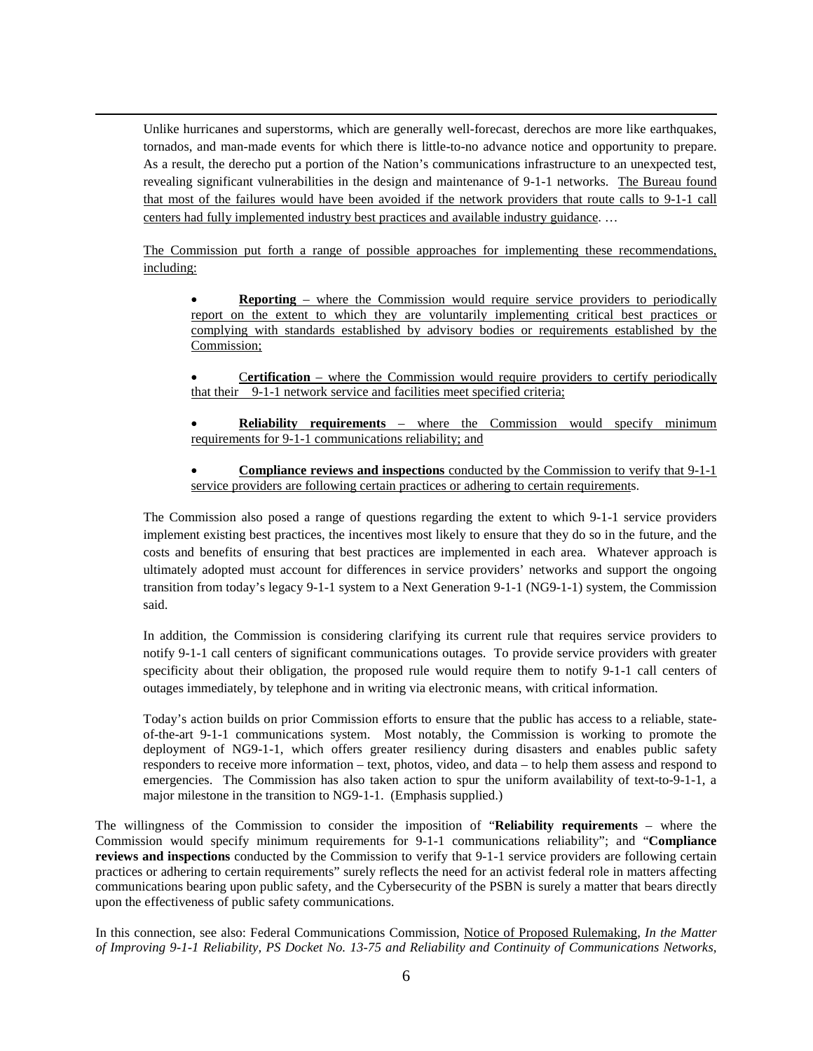Unlike hurricanes and superstorms, which are generally well-forecast, derechos are more like earthquakes, tornados, and man-made events for which there is little-to-no advance notice and opportunity to prepare. As a result, the derecho put a portion of the Nation's communications infrastructure to an unexpected test, revealing significant vulnerabilities in the design and maintenance of 9-1-1 networks. <u>The Bureau found that most of the failures would have been avoided if the network providers that route calls to 9-1-1 call centers had fully implemented industry best practices and available industry guidance</u>. …

> <u>The Commission put forth a range of possible approaches for implementing these recommendations, including:</u>
>
> - **<u>Reporting</u>** <u>– where the Commission would require service providers to periodically report on the extent to which they are voluntarily implementing critical best practices or complying with standards established by advisory bodies or requirements established by the Commission;</u>
> - <u>C**ertification** – where the Commission would require providers to certify periodically that their 9-1-1 network service and facilities meet specified criteria;</u>
> - **<u>Reliability requirements</u>** <u>– where the Commission would specify minimum requirements for 9-1-1 communications reliability; and</u>
> - **<u>Compliance reviews and inspections</u>** <u>conducted by the Commission to verify that 9-1-1 service providers are following certain practices or adhering to certain requirement</u>s.
>
> The Commission also posed a range of questions regarding the extent to which 9-1-1 service providers implement existing best practices, the incentives most likely to ensure that they do so in the future, and the costs and benefits of ensuring that best practices are implemented in each area. Whatever approach is ultimately adopted must account for differences in service providers' networks and support the ongoing transition from today's legacy 9-1-1 system to a Next Generation 9-1-1 (NG9-1-1) system, the Commission said.
>
> In addition, the Commission is considering clarifying its current rule that requires service providers to notify 9-1-1 call centers of significant communications outages. To provide service providers with greater specificity about their obligation, the proposed rule would require them to notify 9-1-1 call centers of outages immediately, by telephone and in writing via electronic means, with critical information.
>
> Today's action builds on prior Commission efforts to ensure that the public has access to a reliable, state-of-the-art 9-1-1 communications system. Most notably, the Commission is working to promote the deployment of NG9-1-1, which offers greater resiliency during disasters and enables public safety responders to receive more information – text, photos, video, and data – to help them assess and respond to emergencies. The Commission has also taken action to spur the uniform availability of text-to-9-1-1, a major milestone in the transition to NG9-1-1. (Emphasis supplied.)

The willingness of the Commission to consider the imposition of "**Reliability requirements** – where the Commission would specify minimum requirements for 9-1-1 communications reliability"; and "**Compliance reviews and inspections** conducted by the Commission to verify that 9-1-1 service providers are following certain practices or adhering to certain requirements" surely reflects the need for an activist federal role in matters affecting communications bearing upon public safety, and the Cybersecurity of the PSBN is surely a matter that bears directly upon the effectiveness of public safety communications.

In this connection, see also: Federal Communications Commission, <u>Notice of Proposed Rulemaking</u>, *In the Matter of Improving 9-1-1 Reliability, PS Docket No. 13-75 and Reliability and Continuity of Communications Networks,*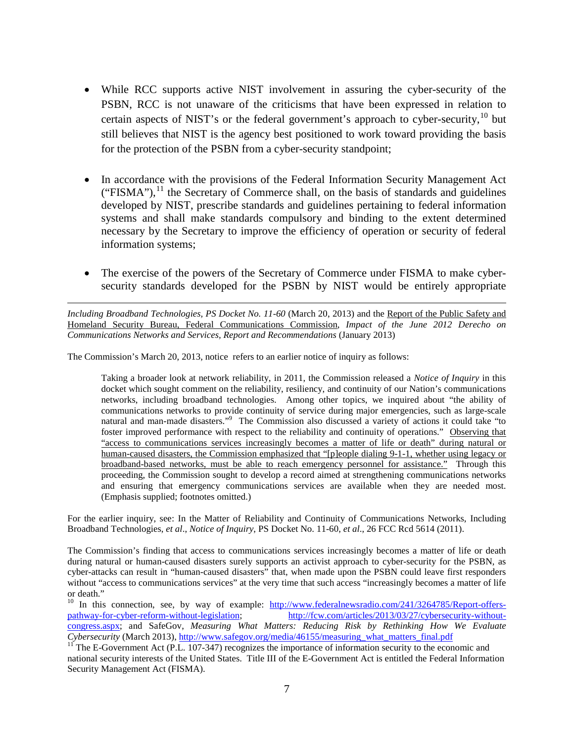- While RCC supports active NIST involvement in assuring the cyber-security of the PSBN, RCC is not unaware of the criticisms that have been expressed in relation to certain aspects of NIST's or the federal government's approach to cyber-security,[10] but still believes that NIST is the agency best positioned to work toward providing the basis for the protection of the PSBN from a cyber-security standpoint;

- In accordance with the provisions of the Federal Information Security Management Act ("FISMA"),[11] the Secretary of Commerce shall, on the basis of standards and guidelines developed by NIST, prescribe standards and guidelines pertaining to federal information systems and shall make standards compulsory and binding to the extent determined necessary by the Secretary to improve the efficiency of operation or security of federal information systems;

- The exercise of the powers of the Secretary of Commerce under FISMA to make cyber-security standards developed for the PSBN by NIST would be entirely appropriate

---

*Including Broadband Technologies, PS Docket No. 11-60* (March 20, 2013) and the Report of the Public Safety and Homeland Security Bureau, Federal Communications Commission, *Impact of the June 2012 Derecho on Communications Networks and Services, Report and Recommendations* (January 2013)

The Commission's March 20, 2013, notice refers to an earlier notice of inquiry as follows:

> Taking a broader look at network reliability, in 2011, the Commission released a *Notice of Inquiry* in this docket which sought comment on the reliability, resiliency, and continuity of our Nation's communications networks, including broadband technologies. Among other topics, we inquired about "the ability of communications networks to provide continuity of service during major emergencies, such as large-scale natural and man-made disasters."[9] The Commission also discussed a variety of actions it could take "to foster improved performance with respect to the reliability and continuity of operations." Observing that "access to communications services increasingly becomes a matter of life or death" during natural or human-caused disasters, the Commission emphasized that "[p]eople dialing 9-1-1, whether using legacy or broadband-based networks, must be able to reach emergency personnel for assistance." Through this proceeding, the Commission sought to develop a record aimed at strengthening communications networks and ensuring that emergency communications services are available when they are needed most. (Emphasis supplied; footnotes omitted.)

For the earlier inquiry, see: In the Matter of Reliability and Continuity of Communications Networks, Including Broadband Technologies, *et al*., *Notice of Inquiry*, PS Docket No. 11-60, *et al*., 26 FCC Rcd 5614 (2011).

The Commission's finding that access to communications services increasingly becomes a matter of life or death during natural or human-caused disasters surely supports an activist approach to cyber-security for the PSBN, as cyber-attacks can result in "human-caused disasters" that, when made upon the PSBN could leave first responders without "access to communications services" at the very time that such access "increasingly becomes a matter of life or death."

[10] In this connection, see, by way of example: http://www.federalnewsradio.com/241/3264785/Report-offers-pathway-for-cyber-reform-without-legislation; http://fcw.com/articles/2013/03/27/cybersecurity-without-congress.aspx; and SafeGov, *Measuring What Matters: Reducing Risk by Rethinking How We Evaluate Cybersecurity* (March 2013), http://www.safegov.org/media/46155/measuring_what_matters_final.pdf

[11] The E-Government Act (P.L. 107-347) recognizes the importance of information security to the economic and national security interests of the United States. Title III of the E-Government Act is entitled the Federal Information Security Management Act (FISMA).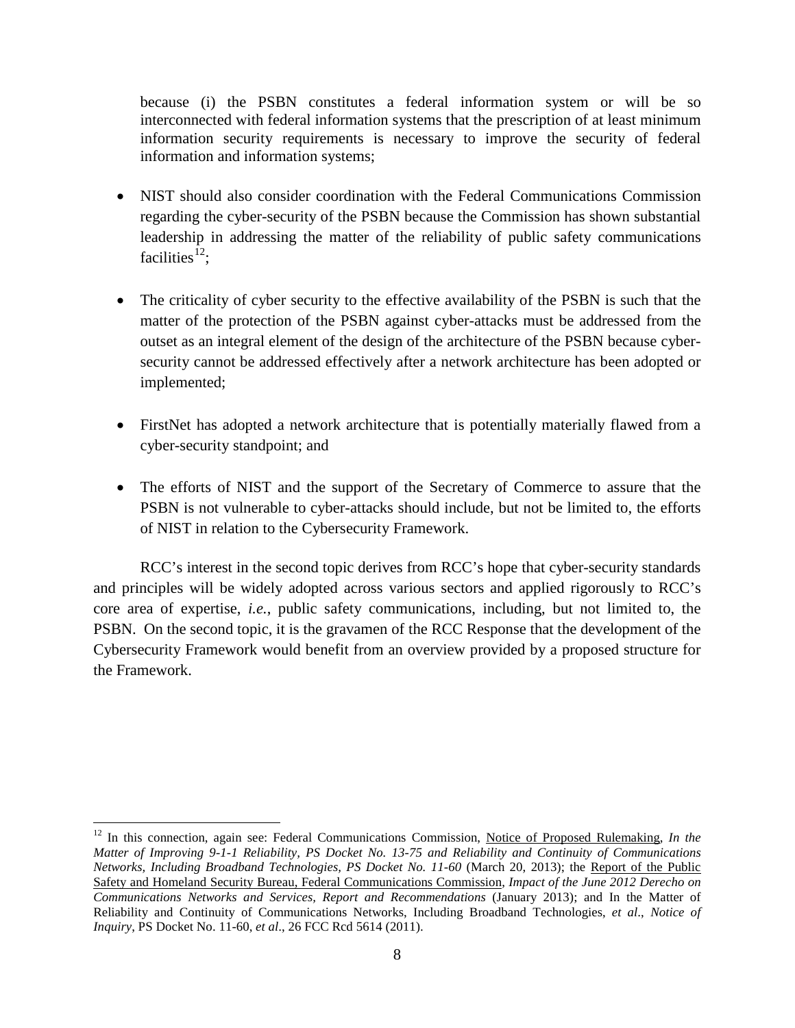because (i) the PSBN constitutes a federal information system or will be so interconnected with federal information systems that the prescription of at least minimum information security requirements is necessary to improve the security of federal information and information systems;

- NIST should also consider coordination with the Federal Communications Commission regarding the cyber-security of the PSBN because the Commission has shown substantial leadership in addressing the matter of the reliability of public safety communications facilities[12];
- The criticality of cyber security to the effective availability of the PSBN is such that the matter of the protection of the PSBN against cyber-attacks must be addressed from the outset as an integral element of the design of the architecture of the PSBN because cyber-security cannot be addressed effectively after a network architecture has been adopted or implemented;
- FirstNet has adopted a network architecture that is potentially materially flawed from a cyber-security standpoint; and
- The efforts of NIST and the support of the Secretary of Commerce to assure that the PSBN is not vulnerable to cyber-attacks should include, but not be limited to, the efforts of NIST in relation to the Cybersecurity Framework.

RCC's interest in the second topic derives from RCC's hope that cyber-security standards and principles will be widely adopted across various sectors and applied rigorously to RCC's core area of expertise, *i.e.*, public safety communications, including, but not limited to, the PSBN. On the second topic, it is the gravamen of the RCC Response that the development of the Cybersecurity Framework would benefit from an overview provided by a proposed structure for the Framework.

---

[12] In this connection, again see: Federal Communications Commission, Notice of Proposed Rulemaking, *In the Matter of Improving 9-1-1 Reliability, PS Docket No. 13-75 and Reliability and Continuity of Communications Networks, Including Broadband Technologies, PS Docket No. 11-60* (March 20, 2013); the Report of the Public Safety and Homeland Security Bureau, Federal Communications Commission, *Impact of the June 2012 Derecho on Communications Networks and Services, Report and Recommendations* (January 2013); and In the Matter of Reliability and Continuity of Communications Networks, Including Broadband Technologies, *et al*., *Notice of Inquiry*, PS Docket No. 11-60, *et al*., 26 FCC Rcd 5614 (2011).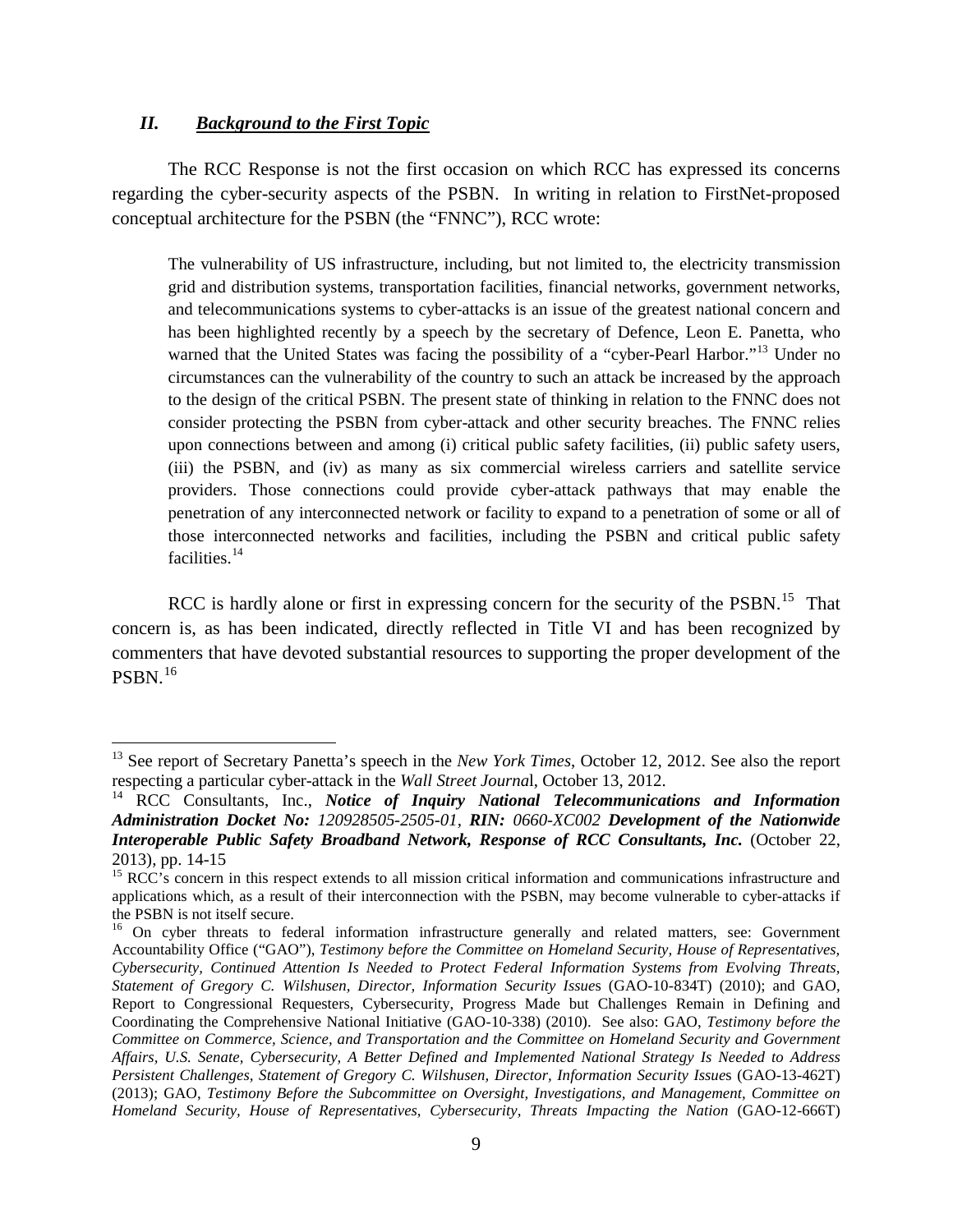## *II. Background to the First Topic*

The RCC Response is not the first occasion on which RCC has expressed its concerns regarding the cyber-security aspects of the PSBN. In writing in relation to FirstNet-proposed conceptual architecture for the PSBN (the "FNNC"), RCC wrote:

> The vulnerability of US infrastructure, including, but not limited to, the electricity transmission grid and distribution systems, transportation facilities, financial networks, government networks, and telecommunications systems to cyber-attacks is an issue of the greatest national concern and has been highlighted recently by a speech by the secretary of Defence, Leon E. Panetta, who warned that the United States was facing the possibility of a "cyber-Pearl Harbor."[13] Under no circumstances can the vulnerability of the country to such an attack be increased by the approach to the design of the critical PSBN. The present state of thinking in relation to the FNNC does not consider protecting the PSBN from cyber-attack and other security breaches. The FNNC relies upon connections between and among (i) critical public safety facilities, (ii) public safety users, (iii) the PSBN, and (iv) as many as six commercial wireless carriers and satellite service providers. Those connections could provide cyber-attack pathways that may enable the penetration of any interconnected network or facility to expand to a penetration of some or all of those interconnected networks and facilities, including the PSBN and critical public safety facilities.[14]

RCC is hardly alone or first in expressing concern for the security of the PSBN.[15] That concern is, as has been indicated, directly reflected in Title VI and has been recognized by commenters that have devoted substantial resources to supporting the proper development of the PSBN.[16]

---

[13] See report of Secretary Panetta's speech in the *New York Times*, October 12, 2012. See also the report respecting a particular cyber-attack in the *Wall Street Journa*l, October 13, 2012.

[14] RCC Consultants, Inc., ***Notice of Inquiry National Telecommunications and Information Administration Docket No:*** *120928505-2505-01*, ***RIN:*** *0660-XC002* ***Development of the Nationwide Interoperable Public Safety Broadband Network, Response of RCC Consultants, Inc.*** (October 22, 2013), pp. 14-15

[15] RCC's concern in this respect extends to all mission critical information and communications infrastructure and applications which, as a result of their interconnection with the PSBN, may become vulnerable to cyber-attacks if the PSBN is not itself secure.

[16] On cyber threats to federal information infrastructure generally and related matters, see: Government Accountability Office ("GAO"), *Testimony before the Committee on Homeland Security, House of Representatives, Cybersecurity, Continued Attention Is Needed to Protect Federal Information Systems from Evolving Threats, Statement of Gregory C. Wilshusen, Director, Information Security Issue*s (GAO-10-834T) (2010); and GAO, Report to Congressional Requesters, Cybersecurity, Progress Made but Challenges Remain in Defining and Coordinating the Comprehensive National Initiative (GAO-10-338) (2010). See also: GAO, *Testimony before the Committee on Commerce, Science, and Transportation and the Committee on Homeland Security and Government Affairs, U.S. Senate, Cybersecurity, A Better Defined and Implemented National Strategy Is Needed to Address Persistent Challenges, Statement of Gregory C. Wilshusen, Director, Information Security Issue*s (GAO-13-462T) (2013); GAO, *Testimony Before the Subcommittee on Oversight, Investigations, and Management, Committee on Homeland Security, House of Representatives, Cybersecurity, Threats Impacting the Nation* (GAO-12-666T)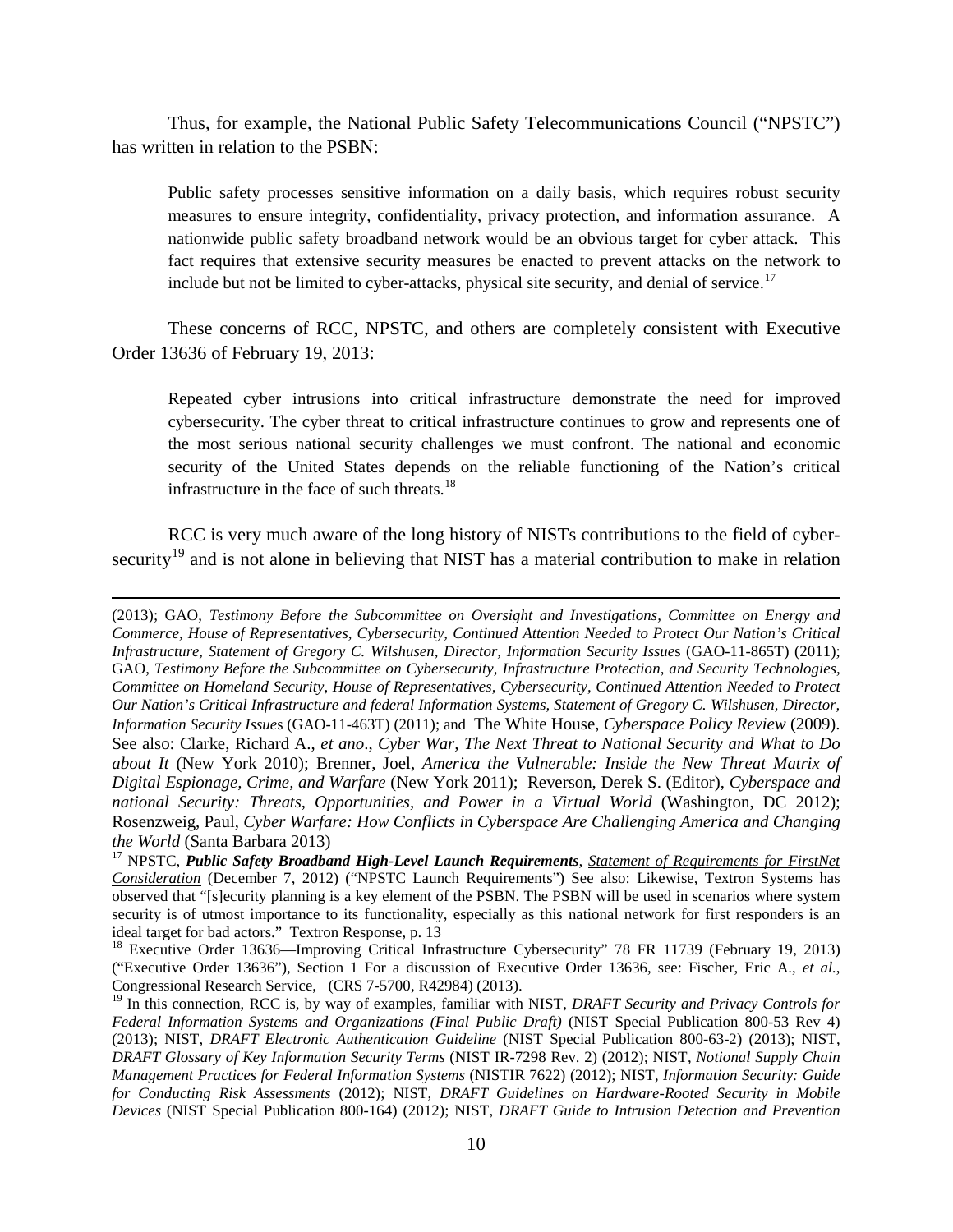Thus, for example, the National Public Safety Telecommunications Council ("NPSTC") has written in relation to the PSBN:

> Public safety processes sensitive information on a daily basis, which requires robust security measures to ensure integrity, confidentiality, privacy protection, and information assurance. A nationwide public safety broadband network would be an obvious target for cyber attack. This fact requires that extensive security measures be enacted to prevent attacks on the network to include but not be limited to cyber-attacks, physical site security, and denial of service.[17]

These concerns of RCC, NPSTC, and others are completely consistent with Executive Order 13636 of February 19, 2013:

> Repeated cyber intrusions into critical infrastructure demonstrate the need for improved cybersecurity. The cyber threat to critical infrastructure continues to grow and represents one of the most serious national security challenges we must confront. The national and economic security of the United States depends on the reliable functioning of the Nation's critical infrastructure in the face of such threats.[18]

RCC is very much aware of the long history of NISTs contributions to the field of cyber-security[19] and is not alone in believing that NIST has a material contribution to make in relation

---

(2013); GAO, *Testimony Before the Subcommittee on Oversight and Investigations, Committee on Energy and Commerce, House of Representatives, Cybersecurity, Continued Attention Needed to Protect Our Nation's Critical Infrastructure, Statement of Gregory C. Wilshusen, Director, Information Security Issues* (GAO-11-865T) (2011); GAO, *Testimony Before the Subcommittee on Cybersecurity, Infrastructure Protection, and Security Technologies, Committee on Homeland Security, House of Representatives, Cybersecurity, Continued Attention Needed to Protect Our Nation's Critical Infrastructure and federal Information Systems, Statement of Gregory C. Wilshusen, Director, Information Security Issues* (GAO-11-463T) (2011); and The White House, *Cyberspace Policy Review* (2009). See also: Clarke, Richard A., *et ano*., *Cyber War, The Next Threat to National Security and What to Do about It* (New York 2010); Brenner, Joel, *America the Vulnerable: Inside the New Threat Matrix of Digital Espionage, Crime, and Warfare* (New York 2011); Reverson, Derek S. (Editor), *Cyberspace and national Security: Threats, Opportunities, and Power in a Virtual World* (Washington, DC 2012); Rosenzweig, Paul, *Cyber Warfare: How Conflicts in Cyberspace Are Challenging America and Changing the World* (Santa Barbara 2013)

[17] NPSTC, ***Public Safety Broadband High-Level Launch Requirements***, Statement of Requirements for FirstNet Consideration (December 7, 2012) ("NPSTC Launch Requirements") See also: Likewise, Textron Systems has observed that "[s]ecurity planning is a key element of the PSBN. The PSBN will be used in scenarios where system security is of utmost importance to its functionality, especially as this national network for first responders is an ideal target for bad actors." Textron Response, p. 13

[18] Executive Order 13636—Improving Critical Infrastructure Cybersecurity" 78 FR 11739 (February 19, 2013) ("Executive Order 13636"), Section 1 For a discussion of Executive Order 13636, see: Fischer, Eric A., *et al.*, Congressional Research Service, (CRS 7-5700, R42984) (2013).

[19] In this connection, RCC is, by way of examples, familiar with NIST, *DRAFT Security and Privacy Controls for Federal Information Systems and Organizations (Final Public Draft)* (NIST Special Publication 800-53 Rev 4) (2013); NIST, *DRAFT Electronic Authentication Guideline* (NIST Special Publication 800-63-2) (2013); NIST, *DRAFT Glossary of Key Information Security Terms* (NIST IR-7298 Rev. 2) (2012); NIST, *Notional Supply Chain Management Practices for Federal Information Systems* (NISTIR 7622) (2012); NIST, *Information Security: Guide for Conducting Risk Assessments* (2012); NIST, *DRAFT Guidelines on Hardware-Rooted Security in Mobile Devices* (NIST Special Publication 800-164) (2012); NIST, *DRAFT Guide to Intrusion Detection and Prevention*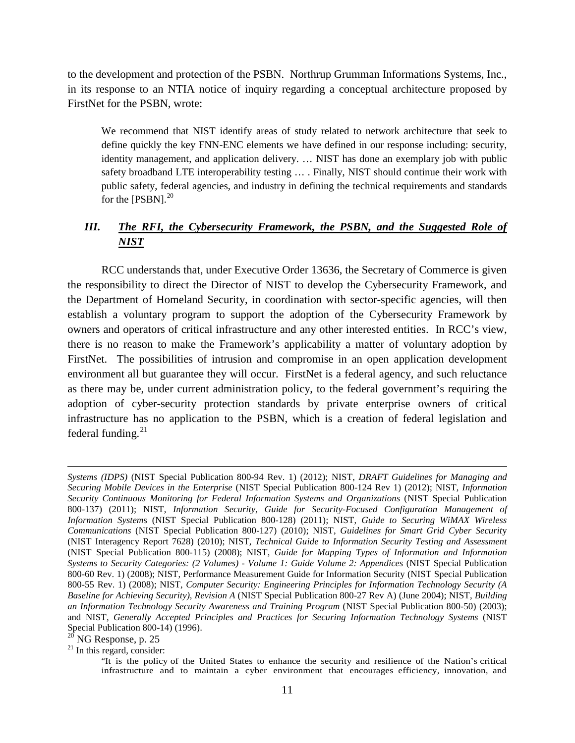to the development and protection of the PSBN. Northrup Grumman Informations Systems, Inc., in its response to an NTIA notice of inquiry regarding a conceptual architecture proposed by FirstNet for the PSBN, wrote:

> We recommend that NIST identify areas of study related to network architecture that seek to define quickly the key FNN-ENC elements we have defined in our response including: security, identity management, and application delivery. … NIST has done an exemplary job with public safety broadband LTE interoperability testing … . Finally, NIST should continue their work with public safety, federal agencies, and industry in defining the technical requirements and standards for the [PSBN].[20]

## *III. The RFI, the Cybersecurity Framework, the PSBN, and the Suggested Role of NIST*

RCC understands that, under Executive Order 13636, the Secretary of Commerce is given the responsibility to direct the Director of NIST to develop the Cybersecurity Framework, and the Department of Homeland Security, in coordination with sector-specific agencies, will then establish a voluntary program to support the adoption of the Cybersecurity Framework by owners and operators of critical infrastructure and any other interested entities. In RCC's view, there is no reason to make the Framework's applicability a matter of voluntary adoption by FirstNet. The possibilities of intrusion and compromise in an open application development environment all but guarantee they will occur. FirstNet is a federal agency, and such reluctance as there may be, under current administration policy, to the federal government's requiring the adoption of cyber-security protection standards by private enterprise owners of critical infrastructure has no application to the PSBN, which is a creation of federal legislation and federal funding.[21]

---

*Systems (IDPS)* (NIST Special Publication 800-94 Rev. 1) (2012); NIST, *DRAFT Guidelines for Managing and Securing Mobile Devices in the Enterprise* (NIST Special Publication 800-124 Rev 1) (2012); NIST, *Information Security Continuous Monitoring for Federal Information Systems and Organizations* (NIST Special Publication 800-137) (2011); NIST, *Information Security, Guide for Security-Focused Configuration Management of Information Systems* (NIST Special Publication 800-128) (2011); NIST, *Guide to Securing WiMAX Wireless Communications* (NIST Special Publication 800-127) (2010); NIST, *Guidelines for Smart Grid Cyber Security* (NIST Interagency Report 7628) (2010); NIST, *Technical Guide to Information Security Testing and Assessment* (NIST Special Publication 800-115) (2008); NIST, *Guide for Mapping Types of Information and Information Systems to Security Categories: (2 Volumes) - Volume 1: Guide Volume 2: Appendices* (NIST Special Publication 800-60 Rev. 1) (2008); NIST, Performance Measurement Guide for Information Security (NIST Special Publication 800-55 Rev. 1) (2008); NIST, *Computer Security: Engineering Principles for Information Technology Security (A Baseline for Achieving Security), Revision A* (NIST Special Publication 800-27 Rev A) (June 2004); NIST, *Building an Information Technology Security Awareness and Training Program* (NIST Special Publication 800-50) (2003); and NIST, *Generally Accepted Principles and Practices for Securing Information Technology Systems* (NIST Special Publication 800-14) (1996).

[20] NG Response, p. 25

[21] In this regard, consider:

> "It is the policy of the United States to enhance the security and resilience of the Nation's critical infrastructure and to maintain a cyber environment that encourages efficiency, innovation, and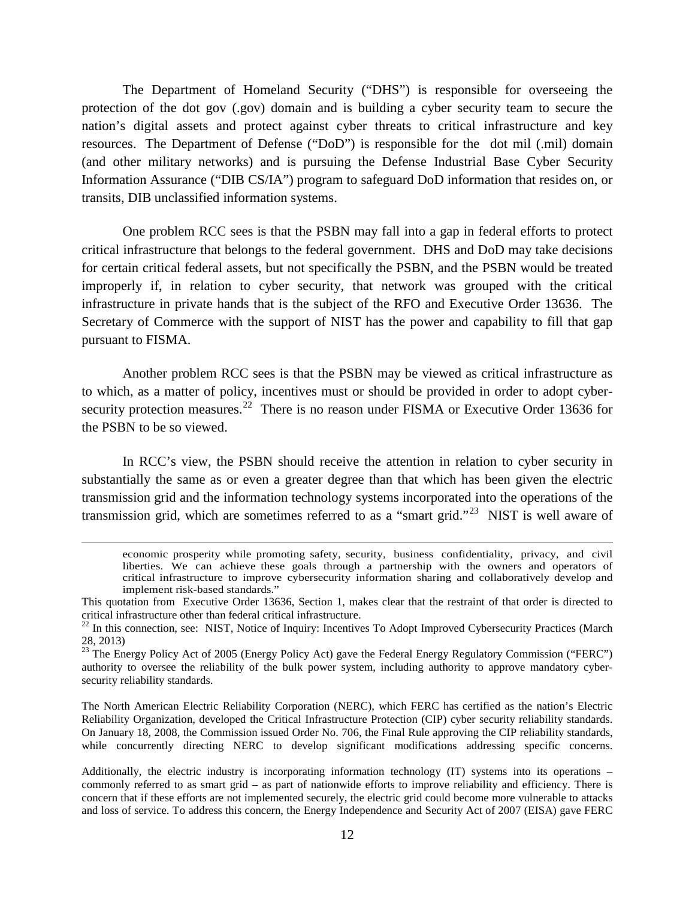The Department of Homeland Security ("DHS") is responsible for overseeing the protection of the dot gov (.gov) domain and is building a cyber security team to secure the nation's digital assets and protect against cyber threats to critical infrastructure and key resources. The Department of Defense ("DoD") is responsible for the dot mil (.mil) domain (and other military networks) and is pursuing the Defense Industrial Base Cyber Security Information Assurance ("DIB CS/IA") program to safeguard DoD information that resides on, or transits, DIB unclassified information systems.

One problem RCC sees is that the PSBN may fall into a gap in federal efforts to protect critical infrastructure that belongs to the federal government. DHS and DoD may take decisions for certain critical federal assets, but not specifically the PSBN, and the PSBN would be treated improperly if, in relation to cyber security, that network was grouped with the critical infrastructure in private hands that is the subject of the RFO and Executive Order 13636. The Secretary of Commerce with the support of NIST has the power and capability to fill that gap pursuant to FISMA.

Another problem RCC sees is that the PSBN may be viewed as critical infrastructure as to which, as a matter of policy, incentives must or should be provided in order to adopt cyber-security protection measures.[22] There is no reason under FISMA or Executive Order 13636 for the PSBN to be so viewed.

In RCC's view, the PSBN should receive the attention in relation to cyber security in substantially the same as or even a greater degree than that which has been given the electric transmission grid and the information technology systems incorporated into the operations of the transmission grid, which are sometimes referred to as a "smart grid."[23] NIST is well aware of

---

> economic prosperity while promoting safety, security, business confidentiality, privacy, and civil liberties. We can achieve these goals through a partnership with the owners and operators of critical infrastructure to improve cybersecurity information sharing and collaboratively develop and implement risk-based standards."

This quotation from Executive Order 13636, Section 1, makes clear that the restraint of that order is directed to critical infrastructure other than federal critical infrastructure.

[22] In this connection, see: NIST, Notice of Inquiry: Incentives To Adopt Improved Cybersecurity Practices (March 28, 2013)

[23] The Energy Policy Act of 2005 (Energy Policy Act) gave the Federal Energy Regulatory Commission ("FERC") authority to oversee the reliability of the bulk power system, including authority to approve mandatory cyber-security reliability standards.

The North American Electric Reliability Corporation (NERC), which FERC has certified as the nation's Electric Reliability Organization, developed the Critical Infrastructure Protection (CIP) cyber security reliability standards. On January 18, 2008, the Commission issued Order No. 706, the Final Rule approving the CIP reliability standards, while concurrently directing NERC to develop significant modifications addressing specific concerns.

Additionally, the electric industry is incorporating information technology (IT) systems into its operations – commonly referred to as smart grid – as part of nationwide efforts to improve reliability and efficiency. There is concern that if these efforts are not implemented securely, the electric grid could become more vulnerable to attacks and loss of service. To address this concern, the Energy Independence and Security Act of 2007 (EISA) gave FERC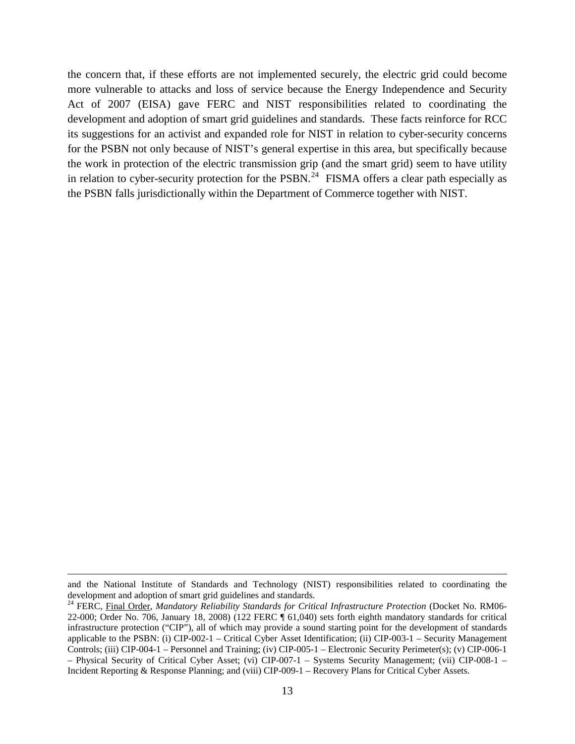the concern that, if these efforts are not implemented securely, the electric grid could become more vulnerable to attacks and loss of service because the Energy Independence and Security Act of 2007 (EISA) gave FERC and NIST responsibilities related to coordinating the development and adoption of smart grid guidelines and standards. These facts reinforce for RCC its suggestions for an activist and expanded role for NIST in relation to cyber-security concerns for the PSBN not only because of NIST's general expertise in this area, but specifically because the work in protection of the electric transmission grip (and the smart grid) seem to have utility in relation to cyber-security protection for the PSBN.[24] FISMA offers a clear path especially as the PSBN falls jurisdictionally within the Department of Commerce together with NIST.

---

and the National Institute of Standards and Technology (NIST) responsibilities related to coordinating the development and adoption of smart grid guidelines and standards.

[24] FERC, Final Order, *Mandatory Reliability Standards for Critical Infrastructure Protection* (Docket No. RM06-22-000; Order No. 706, January 18, 2008) (122 FERC ¶ 61,040) sets forth eighth mandatory standards for critical infrastructure protection ("CIP"), all of which may provide a sound starting point for the development of standards applicable to the PSBN: (i) CIP-002-1 – Critical Cyber Asset Identification; (ii) CIP-003-1 – Security Management Controls; (iii) CIP-004-1 – Personnel and Training; (iv) CIP-005-1 – Electronic Security Perimeter(s); (v) CIP-006-1 – Physical Security of Critical Cyber Asset; (vi) CIP-007-1 – Systems Security Management; (vii) CIP-008-1 – Incident Reporting & Response Planning; and (viii) CIP-009-1 – Recovery Plans for Critical Cyber Assets.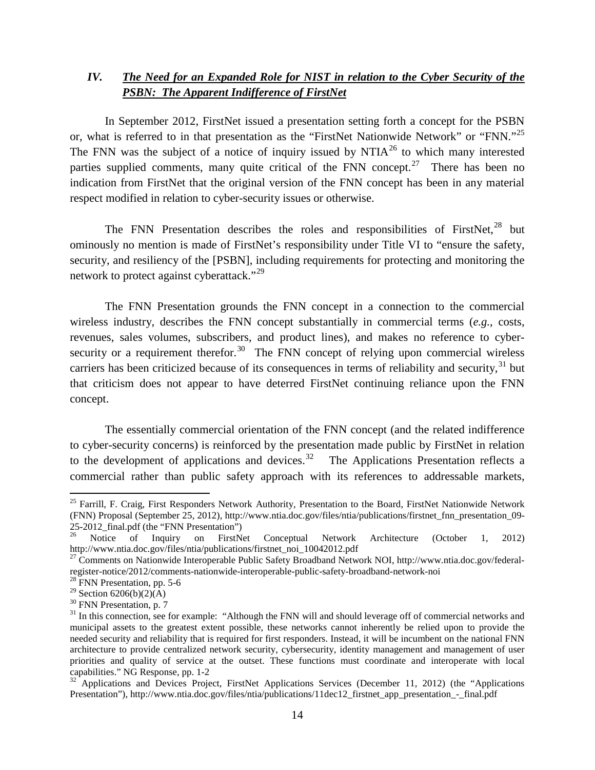## IV. *The Need for an Expanded Role for NIST in relation to the Cyber Security of the PSBN: The Apparent Indifference of FirstNet*

In September 2012, FirstNet issued a presentation setting forth a concept for the PSBN or, what is referred to in that presentation as the "FirstNet Nationwide Network" or "FNN."[25] The FNN was the subject of a notice of inquiry issued by NTIA[26] to which many interested parties supplied comments, many quite critical of the FNN concept.[27] There has been no indication from FirstNet that the original version of the FNN concept has been in any material respect modified in relation to cyber-security issues or otherwise.

The FNN Presentation describes the roles and responsibilities of FirstNet,[28] but ominously no mention is made of FirstNet's responsibility under Title VI to "ensure the safety, security, and resiliency of the [PSBN], including requirements for protecting and monitoring the network to protect against cyberattack."[29]

The FNN Presentation grounds the FNN concept in a connection to the commercial wireless industry, describes the FNN concept substantially in commercial terms (*e.g.*, costs, revenues, sales volumes, subscribers, and product lines), and makes no reference to cyber-security or a requirement therefor.[30] The FNN concept of relying upon commercial wireless carriers has been criticized because of its consequences in terms of reliability and security,[31] but that criticism does not appear to have deterred FirstNet continuing reliance upon the FNN concept.

The essentially commercial orientation of the FNN concept (and the related indifference to cyber-security concerns) is reinforced by the presentation made public by FirstNet in relation to the development of applications and devices.[32] The Applications Presentation reflects a commercial rather than public safety approach with its references to addressable markets,

---

[25] Farrill, F. Craig, First Responders Network Authority, Presentation to the Board, FirstNet Nationwide Network (FNN) Proposal (September 25, 2012), http://www.ntia.doc.gov/files/ntia/publications/firstnet_fnn_presentation_09-25-2012_final.pdf (the "FNN Presentation")

[26] Notice of Inquiry on FirstNet Conceptual Network Architecture (October 1, 2012) http://www.ntia.doc.gov/files/ntia/publications/firstnet_noi_10042012.pdf

[27] Comments on Nationwide Interoperable Public Safety Broadband Network NOI, http://www.ntia.doc.gov/federal-register-notice/2012/comments-nationwide-interoperable-public-safety-broadband-network-noi

[28] FNN Presentation, pp. 5-6

[29] Section 6206(b)(2)(A)

[30] FNN Presentation, p. 7

[31] In this connection, see for example: "Although the FNN will and should leverage off of commercial networks and municipal assets to the greatest extent possible, these networks cannot inherently be relied upon to provide the needed security and reliability that is required for first responders. Instead, it will be incumbent on the national FNN architecture to provide centralized network security, cybersecurity, identity management and management of user priorities and quality of service at the outset. These functions must coordinate and interoperate with local capabilities." NG Response, pp. 1-2

[32] Applications and Devices Project, FirstNet Applications Services (December 11, 2012) (the "Applications Presentation"), http://www.ntia.doc.gov/files/ntia/publications/11dec12_firstnet_app_presentation_-_final.pdf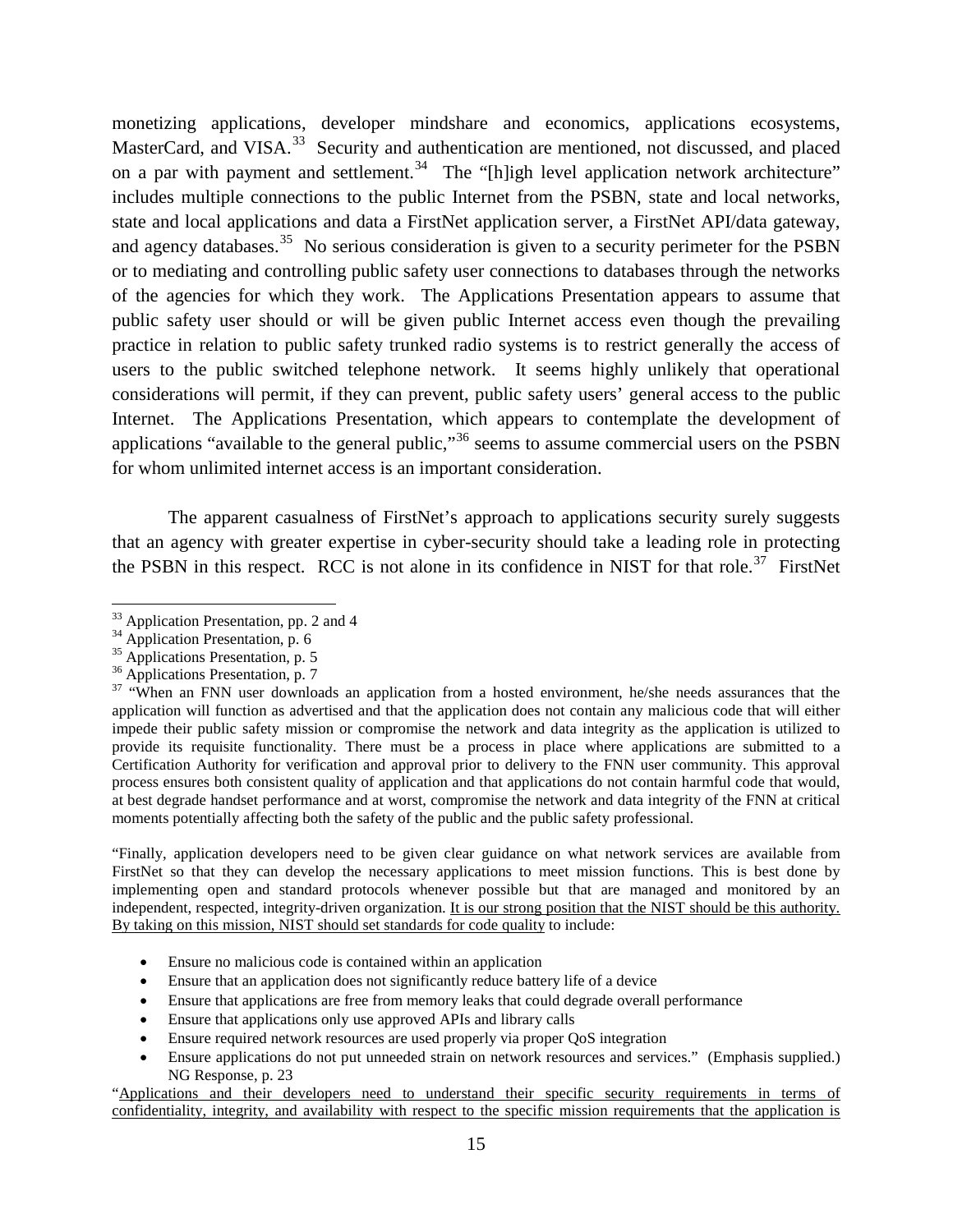monetizing applications, developer mindshare and economics, applications ecosystems, MasterCard, and VISA.[33] Security and authentication are mentioned, not discussed, and placed on a par with payment and settlement.[34] The "[h]igh level application network architecture" includes multiple connections to the public Internet from the PSBN, state and local networks, state and local applications and data a FirstNet application server, a FirstNet API/data gateway, and agency databases.[35] No serious consideration is given to a security perimeter for the PSBN or to mediating and controlling public safety user connections to databases through the networks of the agencies for which they work. The Applications Presentation appears to assume that public safety user should or will be given public Internet access even though the prevailing practice in relation to public safety trunked radio systems is to restrict generally the access of users to the public switched telephone network. It seems highly unlikely that operational considerations will permit, if they can prevent, public safety users' general access to the public Internet. The Applications Presentation, which appears to contemplate the development of applications "available to the general public,"[36] seems to assume commercial users on the PSBN for whom unlimited internet access is an important consideration.

The apparent casualness of FirstNet's approach to applications security surely suggests that an agency with greater expertise in cyber-security should take a leading role in protecting the PSBN in this respect. RCC is not alone in its confidence in NIST for that role.[37] FirstNet

---

[33] Application Presentation, pp. 2 and 4

[34] Application Presentation, p. 6

[35] Applications Presentation, p. 5

[36] Applications Presentation, p. 7

[37] "When an FNN user downloads an application from a hosted environment, he/she needs assurances that the application will function as advertised and that the application does not contain any malicious code that will either impede their public safety mission or compromise the network and data integrity as the application is utilized to provide its requisite functionality. There must be a process in place where applications are submitted to a Certification Authority for verification and approval prior to delivery to the FNN user community. This approval process ensures both consistent quality of application and that applications do not contain harmful code that would, at best degrade handset performance and at worst, compromise the network and data integrity of the FNN at critical moments potentially affecting both the safety of the public and the public safety professional.

"Finally, application developers need to be given clear guidance on what network services are available from FirstNet so that they can develop the necessary applications to meet mission functions. This is best done by implementing open and standard protocols whenever possible but that are managed and monitored by an independent, respected, integrity-driven organization. <u>It is our strong position that the NIST should be this authority. By taking on this mission, NIST should set standards for code quality</u> to include:

- Ensure no malicious code is contained within an application
- Ensure that an application does not significantly reduce battery life of a device
- Ensure that applications are free from memory leaks that could degrade overall performance
- Ensure that applications only use approved APIs and library calls
- Ensure required network resources are used properly via proper QoS integration
- Ensure applications do not put unneeded strain on network resources and services." (Emphasis supplied.) NG Response, p. 23

"<u>Applications and their developers need to understand their specific security requirements in terms of confidentiality, integrity, and availability with respect to the specific mission requirements that the application is</u>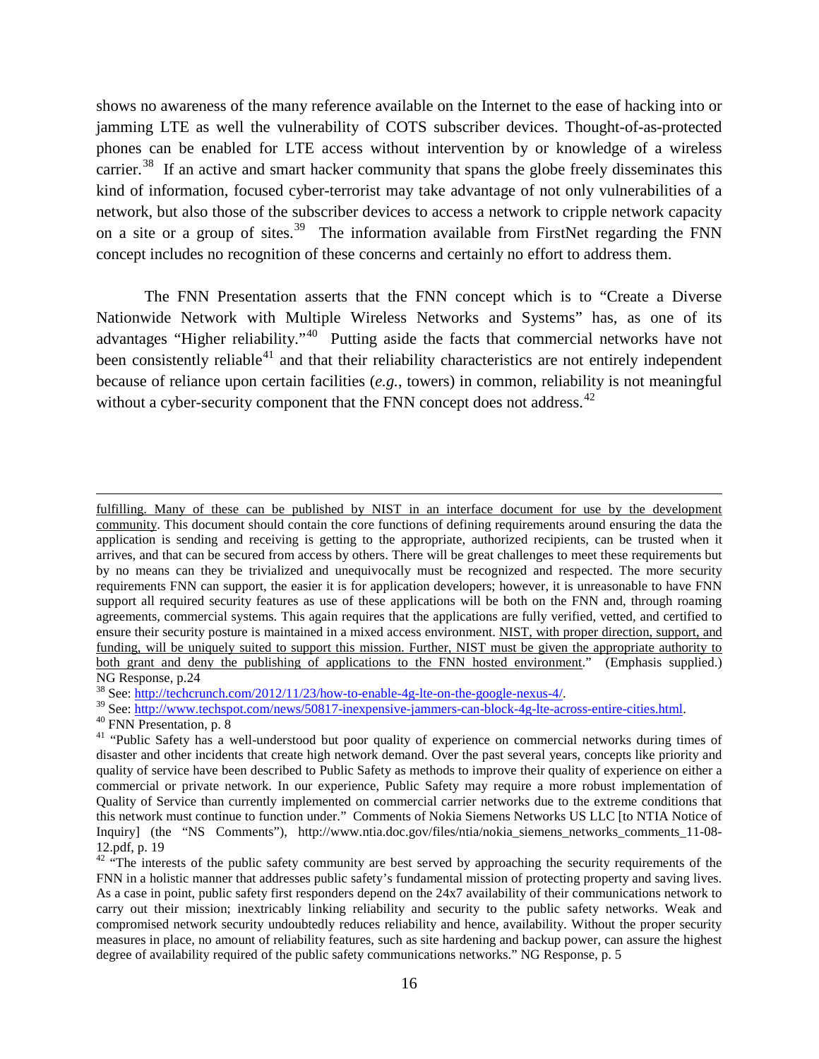shows no awareness of the many reference available on the Internet to the ease of hacking into or jamming LTE as well the vulnerability of COTS subscriber devices. Thought-of-as-protected phones can be enabled for LTE access without intervention by or knowledge of a wireless carrier.[38] If an active and smart hacker community that spans the globe freely disseminates this kind of information, focused cyber-terrorist may take advantage of not only vulnerabilities of a network, but also those of the subscriber devices to access a network to cripple network capacity on a site or a group of sites.[39] The information available from FirstNet regarding the FNN concept includes no recognition of these concerns and certainly no effort to address them.

The FNN Presentation asserts that the FNN concept which is to "Create a Diverse Nationwide Network with Multiple Wireless Networks and Systems" has, as one of its advantages "Higher reliability."[40] Putting aside the facts that commercial networks have not been consistently reliable[41] and that their reliability characteristics are not entirely independent because of reliance upon certain facilities (*e.g.*, towers) in common, reliability is not meaningful without a cyber-security component that the FNN concept does not address.[42]

---

fulfilling. Many of these can be published by NIST in an interface document for use by the development community. This document should contain the core functions of defining requirements around ensuring the data the application is sending and receiving is getting to the appropriate, authorized recipients, can be trusted when it arrives, and that can be secured from access by others. There will be great challenges to meet these requirements but by no means can they be trivialized and unequivocally must be recognized and respected. The more security requirements FNN can support, the easier it is for application developers; however, it is unreasonable to have FNN support all required security features as use of these applications will be both on the FNN and, through roaming agreements, commercial systems. This again requires that the applications are fully verified, vetted, and certified to ensure their security posture is maintained in a mixed access environment. NIST, with proper direction, support, and funding, will be uniquely suited to support this mission. Further, NIST must be given the appropriate authority to both grant and deny the publishing of applications to the FNN hosted environment." (Emphasis supplied.) NG Response, p.24

[38] See: http://techcrunch.com/2012/11/23/how-to-enable-4g-lte-on-the-google-nexus-4/.

[39] See: http://www.techspot.com/news/50817-inexpensive-jammers-can-block-4g-lte-across-entire-cities.html.

[40] FNN Presentation, p. 8

[41] "Public Safety has a well-understood but poor quality of experience on commercial networks during times of disaster and other incidents that create high network demand. Over the past several years, concepts like priority and quality of service have been described to Public Safety as methods to improve their quality of experience on either a commercial or private network. In our experience, Public Safety may require a more robust implementation of Quality of Service than currently implemented on commercial carrier networks due to the extreme conditions that this network must continue to function under." Comments of Nokia Siemens Networks US LLC [to NTIA Notice of Inquiry] (the "NS Comments"), http://www.ntia.doc.gov/files/ntia/nokia_siemens_networks_comments_11-08-12.pdf, p. 19

[42] "The interests of the public safety community are best served by approaching the security requirements of the FNN in a holistic manner that addresses public safety's fundamental mission of protecting property and saving lives. As a case in point, public safety first responders depend on the 24x7 availability of their communications network to carry out their mission; inextricably linking reliability and security to the public safety networks. Weak and compromised network security undoubtedly reduces reliability and hence, availability. Without the proper security measures in place, no amount of reliability features, such as site hardening and backup power, can assure the highest degree of availability required of the public safety communications networks." NG Response, p. 5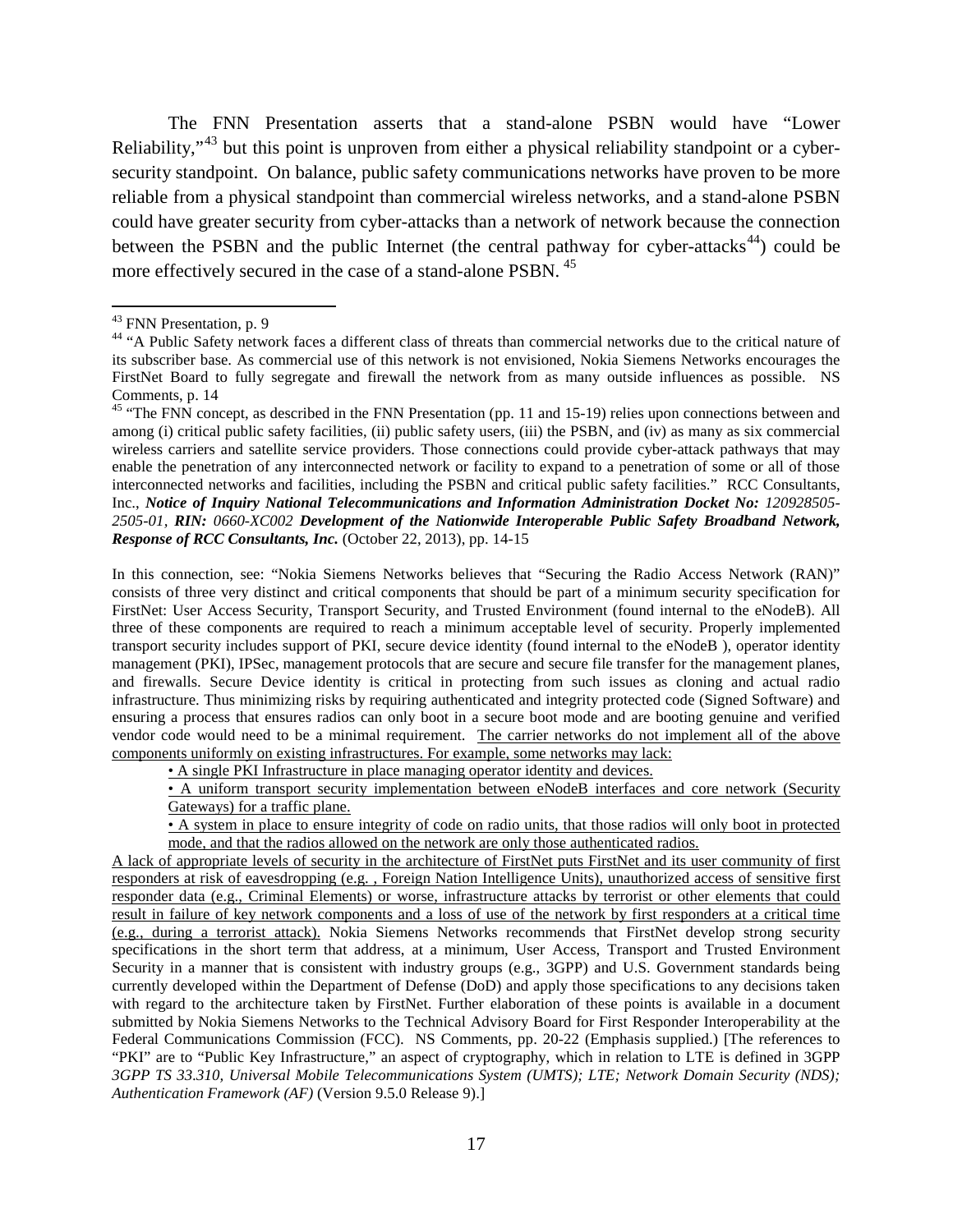The FNN Presentation asserts that a stand-alone PSBN would have "Lower Reliability,"[43] but this point is unproven from either a physical reliability standpoint or a cyber-security standpoint. On balance, public safety communications networks have proven to be more reliable from a physical standpoint than commercial wireless networks, and a stand-alone PSBN could have greater security from cyber-attacks than a network of network because the connection between the PSBN and the public Internet (the central pathway for cyber-attacks[44]) could be more effectively secured in the case of a stand-alone PSBN.[45]

---

[43] FNN Presentation, p. 9

[44] "A Public Safety network faces a different class of threats than commercial networks due to the critical nature of its subscriber base. As commercial use of this network is not envisioned, Nokia Siemens Networks encourages the FirstNet Board to fully segregate and firewall the network from as many outside influences as possible. NS Comments, p. 14

[45] "The FNN concept, as described in the FNN Presentation (pp. 11 and 15-19) relies upon connections between and among (i) critical public safety facilities, (ii) public safety users, (iii) the PSBN, and (iv) as many as six commercial wireless carriers and satellite service providers. Those connections could provide cyber-attack pathways that may enable the penetration of any interconnected network or facility to expand to a penetration of some or all of those interconnected networks and facilities, including the PSBN and critical public safety facilities." RCC Consultants, Inc., ***Notice of Inquiry National Telecommunications and Information Administration Docket No:*** *120928505-2505-01,* ***RIN:*** *0660-XC002* ***Development of the Nationwide Interoperable Public Safety Broadband Network, Response of RCC Consultants, Inc.*** (October 22, 2013), pp. 14-15

In this connection, see: "Nokia Siemens Networks believes that "Securing the Radio Access Network (RAN)" consists of three very distinct and critical components that should be part of a minimum security specification for FirstNet: User Access Security, Transport Security, and Trusted Environment (found internal to the eNodeB). All three of these components are required to reach a minimum acceptable level of security. Properly implemented transport security includes support of PKI, secure device identity (found internal to the eNodeB ), operator identity management (PKI), IPSec, management protocols that are secure and secure file transfer for the management planes, and firewalls. Secure Device identity is critical in protecting from such issues as cloning and actual radio infrastructure. Thus minimizing risks by requiring authenticated and integrity protected code (Signed Software) and ensuring a process that ensures radios can only boot in a secure boot mode and are booting genuine and verified vendor code would need to be a minimal requirement. <u>The carrier networks do not implement all of the above components uniformly on existing infrastructures. For example, some networks may lack:</u>

- <u>A single PKI Infrastructure in place managing operator identity and devices.</u>
- <u>A uniform transport security implementation between eNodeB interfaces and core network (Security Gateways) for a traffic plane.</u>
- <u>A system in place to ensure integrity of code on radio units, that those radios will only boot in protected mode, and that the radios allowed on the network are only those authenticated radios.</u>

<u>A lack of appropriate levels of security in the architecture of FirstNet puts FirstNet and its user community of first responders at risk of eavesdropping (e.g. , Foreign Nation Intelligence Units), unauthorized access of sensitive first responder data (e.g., Criminal Elements) or worse, infrastructure attacks by terrorist or other elements that could result in failure of key network components and a loss of use of the network by first responders at a critical time (e.g., during a terrorist attack).</u> Nokia Siemens Networks recommends that FirstNet develop strong security specifications in the short term that address, at a minimum, User Access, Transport and Trusted Environment Security in a manner that is consistent with industry groups (e.g., 3GPP) and U.S. Government standards being currently developed within the Department of Defense (DoD) and apply those specifications to any decisions taken with regard to the architecture taken by FirstNet. Further elaboration of these points is available in a document submitted by Nokia Siemens Networks to the Technical Advisory Board for First Responder Interoperability at the Federal Communications Commission (FCC). NS Comments, pp. 20-22 (Emphasis supplied.) [The references to "PKI" are to "Public Key Infrastructure," an aspect of cryptography, which in relation to LTE is defined in 3GPP *3GPP TS 33.310, Universal Mobile Telecommunications System (UMTS); LTE; Network Domain Security (NDS); Authentication Framework (AF)* (Version 9.5.0 Release 9).]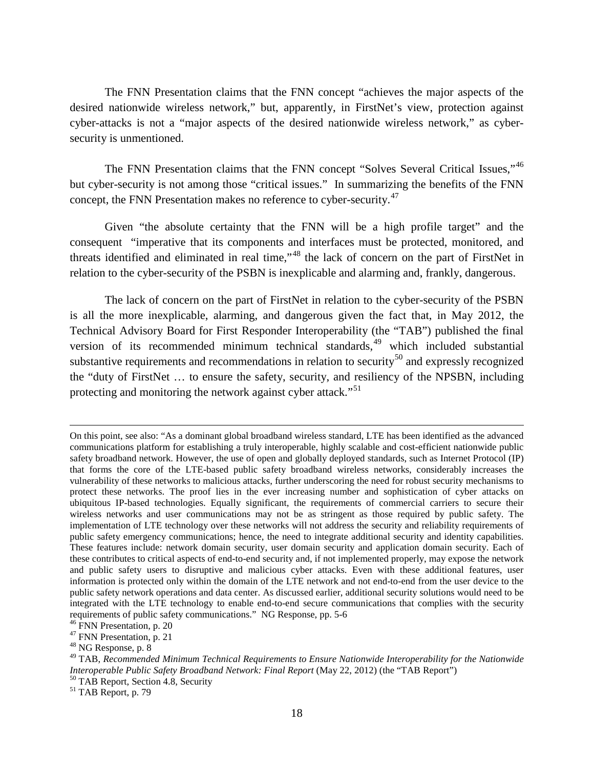The FNN Presentation claims that the FNN concept "achieves the major aspects of the desired nationwide wireless network," but, apparently, in FirstNet's view, protection against cyber-attacks is not a "major aspects of the desired nationwide wireless network," as cyber-security is unmentioned.

The FNN Presentation claims that the FNN concept "Solves Several Critical Issues,"[46] but cyber-security is not among those "critical issues." In summarizing the benefits of the FNN concept, the FNN Presentation makes no reference to cyber-security.[47]

Given "the absolute certainty that the FNN will be a high profile target" and the consequent "imperative that its components and interfaces must be protected, monitored, and threats identified and eliminated in real time,"[48] the lack of concern on the part of FirstNet in relation to the cyber-security of the PSBN is inexplicable and alarming and, frankly, dangerous.

The lack of concern on the part of FirstNet in relation to the cyber-security of the PSBN is all the more inexplicable, alarming, and dangerous given the fact that, in May 2012, the Technical Advisory Board for First Responder Interoperability (the "TAB") published the final version of its recommended minimum technical standards,[49] which included substantial substantive requirements and recommendations in relation to security[50] and expressly recognized the "duty of FirstNet … to ensure the safety, security, and resiliency of the NPSBN, including protecting and monitoring the network against cyber attack."[51]

---

On this point, see also: "As a dominant global broadband wireless standard, LTE has been identified as the advanced communications platform for establishing a truly interoperable, highly scalable and cost-efficient nationwide public safety broadband network. However, the use of open and globally deployed standards, such as Internet Protocol (IP) that forms the core of the LTE-based public safety broadband wireless networks, considerably increases the vulnerability of these networks to malicious attacks, further underscoring the need for robust security mechanisms to protect these networks. The proof lies in the ever increasing number and sophistication of cyber attacks on ubiquitous IP-based technologies. Equally significant, the requirements of commercial carriers to secure their wireless networks and user communications may not be as stringent as those required by public safety. The implementation of LTE technology over these networks will not address the security and reliability requirements of public safety emergency communications; hence, the need to integrate additional security and identity capabilities. These features include: network domain security, user domain security and application domain security. Each of these contributes to critical aspects of end-to-end security and, if not implemented properly, may expose the network and public safety users to disruptive and malicious cyber attacks. Even with these additional features, user information is protected only within the domain of the LTE network and not end-to-end from the user device to the public safety network operations and data center. As discussed earlier, additional security solutions would need to be integrated with the LTE technology to enable end-to-end secure communications that complies with the security requirements of public safety communications." NG Response, pp. 5-6

[46] FNN Presentation, p. 20

[47] FNN Presentation, p. 21

[48] NG Response, p. 8

[49] TAB, *Recommended Minimum Technical Requirements to Ensure Nationwide Interoperability for the Nationwide Interoperable Public Safety Broadband Network: Final Report* (May 22, 2012) (the "TAB Report")

[50] TAB Report, Section 4.8, Security

[51] TAB Report, p. 79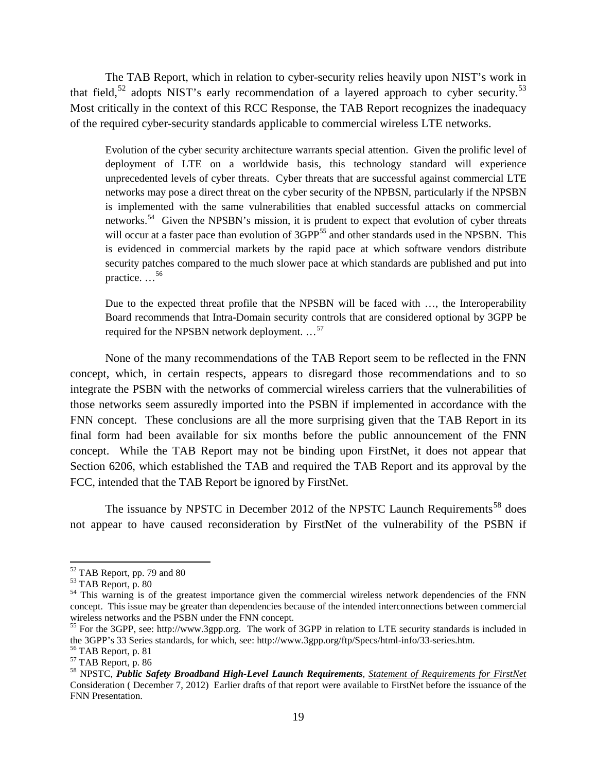The TAB Report, which in relation to cyber-security relies heavily upon NIST's work in that field,[52] adopts NIST's early recommendation of a layered approach to cyber security.[53] Most critically in the context of this RCC Response, the TAB Report recognizes the inadequacy of the required cyber-security standards applicable to commercial wireless LTE networks.

> Evolution of the cyber security architecture warrants special attention. Given the prolific level of deployment of LTE on a worldwide basis, this technology standard will experience unprecedented levels of cyber threats. Cyber threats that are successful against commercial LTE networks may pose a direct threat on the cyber security of the NPBSN, particularly if the NPSBN is implemented with the same vulnerabilities that enabled successful attacks on commercial networks.[54] Given the NPSBN's mission, it is prudent to expect that evolution of cyber threats will occur at a faster pace than evolution of 3GPP[55] and other standards used in the NPSBN. This is evidenced in commercial markets by the rapid pace at which software vendors distribute security patches compared to the much slower pace at which standards are published and put into practice. …[56]
>
> Due to the expected threat profile that the NPSBN will be faced with …, the Interoperability Board recommends that Intra-Domain security controls that are considered optional by 3GPP be required for the NPSBN network deployment. …[57]

None of the many recommendations of the TAB Report seem to be reflected in the FNN concept, which, in certain respects, appears to disregard those recommendations and to so integrate the PSBN with the networks of commercial wireless carriers that the vulnerabilities of those networks seem assuredly imported into the PSBN if implemented in accordance with the FNN concept. These conclusions are all the more surprising given that the TAB Report in its final form had been available for six months before the public announcement of the FNN concept. While the TAB Report may not be binding upon FirstNet, it does not appear that Section 6206, which established the TAB and required the TAB Report and its approval by the FCC, intended that the TAB Report be ignored by FirstNet.

The issuance by NPSTC in December 2012 of the NPSTC Launch Requirements[58] does not appear to have caused reconsideration by FirstNet of the vulnerability of the PSBN if

---

[52] TAB Report, pp. 79 and 80

[53] TAB Report, p. 80

[54] This warning is of the greatest importance given the commercial wireless network dependencies of the FNN concept. This issue may be greater than dependencies because of the intended interconnections between commercial wireless networks and the PSBN under the FNN concept.

[55] For the 3GPP, see: http://www.3gpp.org. The work of 3GPP in relation to LTE security standards is included in the 3GPP's 33 Series standards, for which, see: http://www.3gpp.org/ftp/Specs/html-info/33-series.htm.

[56] TAB Report, p. 81

[57] TAB Report, p. 86

[58] NPSTC, ***Public Safety Broadband High-Level Launch Requirements***, Statement of Requirements for FirstNet Consideration ( December 7, 2012) Earlier drafts of that report were available to FirstNet before the issuance of the FNN Presentation.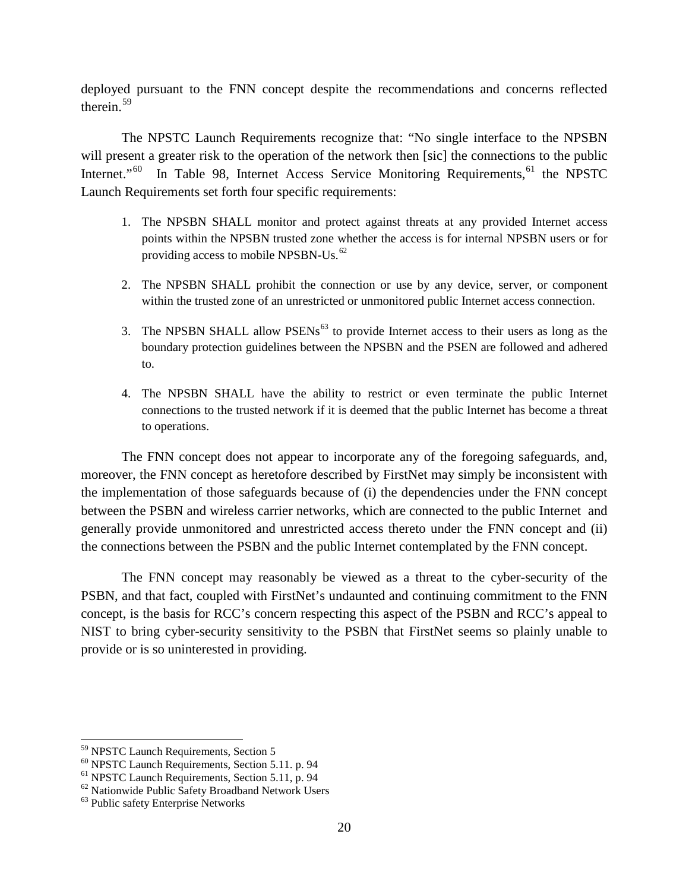deployed pursuant to the FNN concept despite the recommendations and concerns reflected therein.[59]

The NPSTC Launch Requirements recognize that: "No single interface to the NPSBN will present a greater risk to the operation of the network then [sic] the connections to the public Internet."[60] In Table 98, Internet Access Service Monitoring Requirements,[61] the NPSTC Launch Requirements set forth four specific requirements:

1. The NPSBN SHALL monitor and protect against threats at any provided Internet access points within the NPSBN trusted zone whether the access is for internal NPSBN users or for providing access to mobile NPSBN-Us.[62]

2. The NPSBN SHALL prohibit the connection or use by any device, server, or component within the trusted zone of an unrestricted or unmonitored public Internet access connection.

3. The NPSBN SHALL allow PSENs[63] to provide Internet access to their users as long as the boundary protection guidelines between the NPSBN and the PSEN are followed and adhered to.

4. The NPSBN SHALL have the ability to restrict or even terminate the public Internet connections to the trusted network if it is deemed that the public Internet has become a threat to operations.

The FNN concept does not appear to incorporate any of the foregoing safeguards, and, moreover, the FNN concept as heretofore described by FirstNet may simply be inconsistent with the implementation of those safeguards because of (i) the dependencies under the FNN concept between the PSBN and wireless carrier networks, which are connected to the public Internet and generally provide unmonitored and unrestricted access thereto under the FNN concept and (ii) the connections between the PSBN and the public Internet contemplated by the FNN concept.

The FNN concept may reasonably be viewed as a threat to the cyber-security of the PSBN, and that fact, coupled with FirstNet's undaunted and continuing commitment to the FNN concept, is the basis for RCC's concern respecting this aspect of the PSBN and RCC's appeal to NIST to bring cyber-security sensitivity to the PSBN that FirstNet seems so plainly unable to provide or is so uninterested in providing.

[59] NPSTC Launch Requirements, Section 5

[60] NPSTC Launch Requirements, Section 5.11. p. 94

[61] NPSTC Launch Requirements, Section 5.11, p. 94

[62] Nationwide Public Safety Broadband Network Users

[63] Public safety Enterprise Networks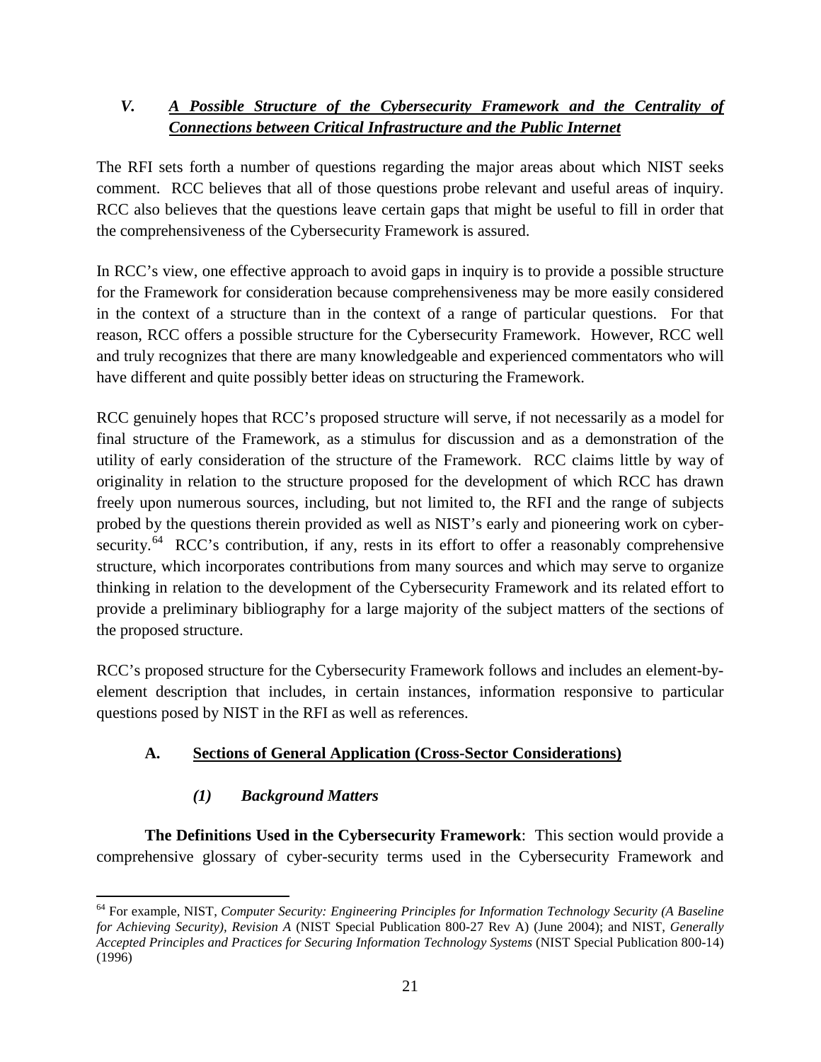## *V. A Possible Structure of the Cybersecurity Framework and the Centrality of Connections between Critical Infrastructure and the Public Internet*

The RFI sets forth a number of questions regarding the major areas about which NIST seeks comment. RCC believes that all of those questions probe relevant and useful areas of inquiry. RCC also believes that the questions leave certain gaps that might be useful to fill in order that the comprehensiveness of the Cybersecurity Framework is assured.

In RCC's view, one effective approach to avoid gaps in inquiry is to provide a possible structure for the Framework for consideration because comprehensiveness may be more easily considered in the context of a structure than in the context of a range of particular questions. For that reason, RCC offers a possible structure for the Cybersecurity Framework. However, RCC well and truly recognizes that there are many knowledgeable and experienced commentators who will have different and quite possibly better ideas on structuring the Framework.

RCC genuinely hopes that RCC's proposed structure will serve, if not necessarily as a model for final structure of the Framework, as a stimulus for discussion and as a demonstration of the utility of early consideration of the structure of the Framework. RCC claims little by way of originality in relation to the structure proposed for the development of which RCC has drawn freely upon numerous sources, including, but not limited to, the RFI and the range of subjects probed by the questions therein provided as well as NIST's early and pioneering work on cyber-security.[64] RCC's contribution, if any, rests in its effort to offer a reasonably comprehensive structure, which incorporates contributions from many sources and which may serve to organize thinking in relation to the development of the Cybersecurity Framework and its related effort to provide a preliminary bibliography for a large majority of the subject matters of the sections of the proposed structure.

RCC's proposed structure for the Cybersecurity Framework follows and includes an element-by-element description that includes, in certain instances, information responsive to particular questions posed by NIST in the RFI as well as references.

### A. Sections of General Application (Cross-Sector Considerations)

#### *(1) Background Matters*

**The Definitions Used in the Cybersecurity Framework**: This section would provide a comprehensive glossary of cyber-security terms used in the Cybersecurity Framework and

---

[64] For example, NIST, *Computer Security: Engineering Principles for Information Technology Security (A Baseline for Achieving Security), Revision A* (NIST Special Publication 800-27 Rev A) (June 2004); and NIST, *Generally Accepted Principles and Practices for Securing Information Technology Systems* (NIST Special Publication 800-14) (1996)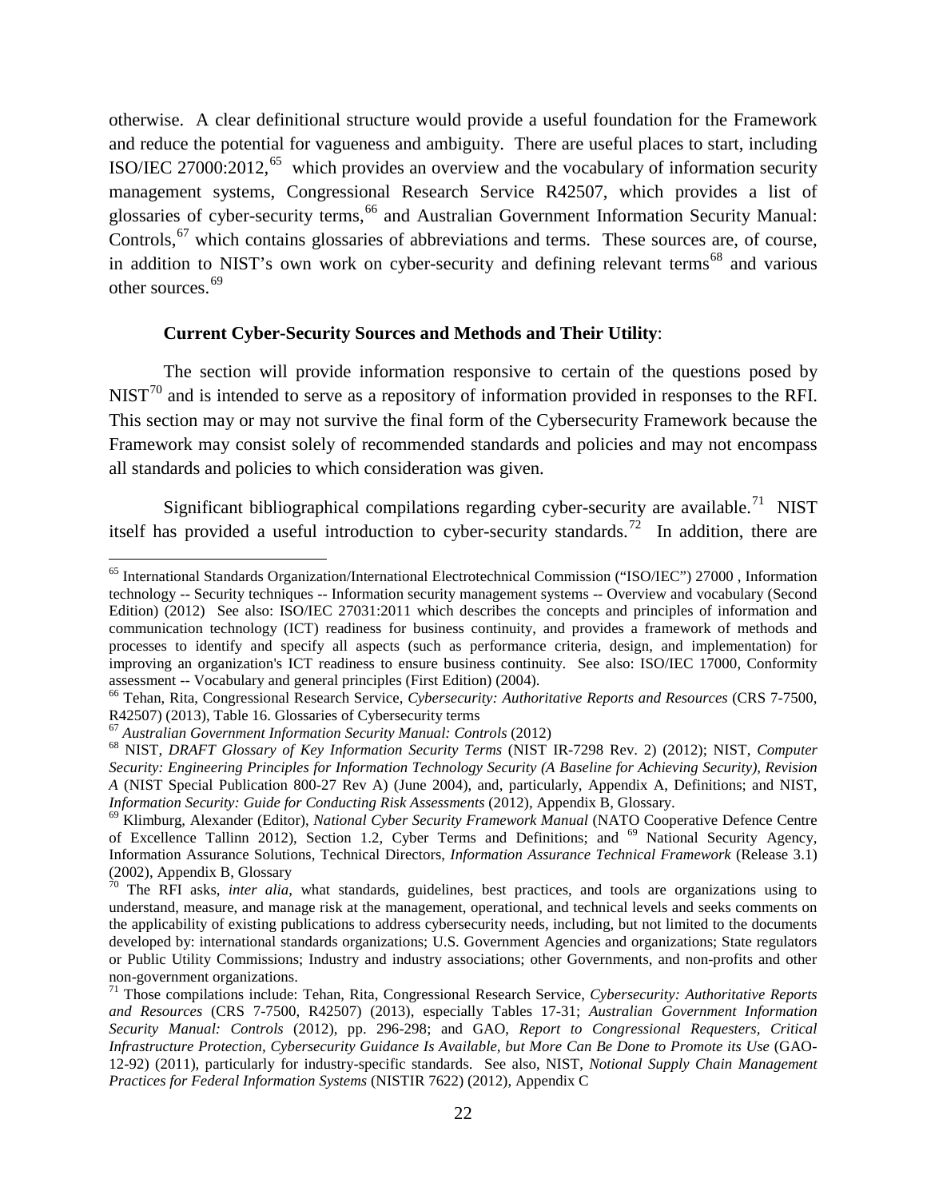otherwise. A clear definitional structure would provide a useful foundation for the Framework and reduce the potential for vagueness and ambiguity. There are useful places to start, including ISO/IEC 27000:2012,[65] which provides an overview and the vocabulary of information security management systems, Congressional Research Service R42507, which provides a list of glossaries of cyber-security terms,[66] and Australian Government Information Security Manual: Controls,[67] which contains glossaries of abbreviations and terms. These sources are, of course, in addition to NIST's own work on cyber-security and defining relevant terms[68] and various other sources.[69]

**Current Cyber-Security Sources and Methods and Their Utility**:

The section will provide information responsive to certain of the questions posed by NIST[70] and is intended to serve as a repository of information provided in responses to the RFI. This section may or may not survive the final form of the Cybersecurity Framework because the Framework may consist solely of recommended standards and policies and may not encompass all standards and policies to which consideration was given.

Significant bibliographical compilations regarding cyber-security are available.[71] NIST itself has provided a useful introduction to cyber-security standards.[72] In addition, there are

---

[65] International Standards Organization/International Electrotechnical Commission ("ISO/IEC") 27000 , Information technology -- Security techniques -- Information security management systems -- Overview and vocabulary (Second Edition) (2012) See also: ISO/IEC 27031:2011 which describes the concepts and principles of information and communication technology (ICT) readiness for business continuity, and provides a framework of methods and processes to identify and specify all aspects (such as performance criteria, design, and implementation) for improving an organization's ICT readiness to ensure business continuity. See also: ISO/IEC 17000, Conformity assessment -- Vocabulary and general principles (First Edition) (2004).

[66] Tehan, Rita, Congressional Research Service, *Cybersecurity: Authoritative Reports and Resources* (CRS 7-7500, R42507) (2013), Table 16. Glossaries of Cybersecurity terms

[67] *Australian Government Information Security Manual: Controls* (2012)

[68] NIST, *DRAFT Glossary of Key Information Security Terms* (NIST IR-7298 Rev. 2) (2012); NIST, *Computer Security: Engineering Principles for Information Technology Security (A Baseline for Achieving Security), Revision A* (NIST Special Publication 800-27 Rev A) (June 2004), and, particularly, Appendix A, Definitions; and NIST, *Information Security: Guide for Conducting Risk Assessments* (2012), Appendix B, Glossary.

[69] Klimburg, Alexander (Editor), *National Cyber Security Framework Manual* (NATO Cooperative Defence Centre of Excellence Tallinn 2012), Section 1.2, Cyber Terms and Definitions; and [69] National Security Agency, Information Assurance Solutions, Technical Directors, *Information Assurance Technical Framework* (Release 3.1) (2002), Appendix B, Glossary

[70] The RFI asks, *inter alia*, what standards, guidelines, best practices, and tools are organizations using to understand, measure, and manage risk at the management, operational, and technical levels and seeks comments on the applicability of existing publications to address cybersecurity needs, including, but not limited to the documents developed by: international standards organizations; U.S. Government Agencies and organizations; State regulators or Public Utility Commissions; Industry and industry associations; other Governments, and non-profits and other non-government organizations.

[71] Those compilations include: Tehan, Rita, Congressional Research Service, *Cybersecurity: Authoritative Reports and Resources* (CRS 7-7500, R42507) (2013), especially Tables 17-31; *Australian Government Information Security Manual: Controls* (2012), pp. 296-298; and GAO, *Report to Congressional Requesters, Critical Infrastructure Protection, Cybersecurity Guidance Is Available, but More Can Be Done to Promote its Use* (GAO-12-92) (2011), particularly for industry-specific standards. See also, NIST, *Notional Supply Chain Management Practices for Federal Information Systems* (NISTIR 7622) (2012), Appendix C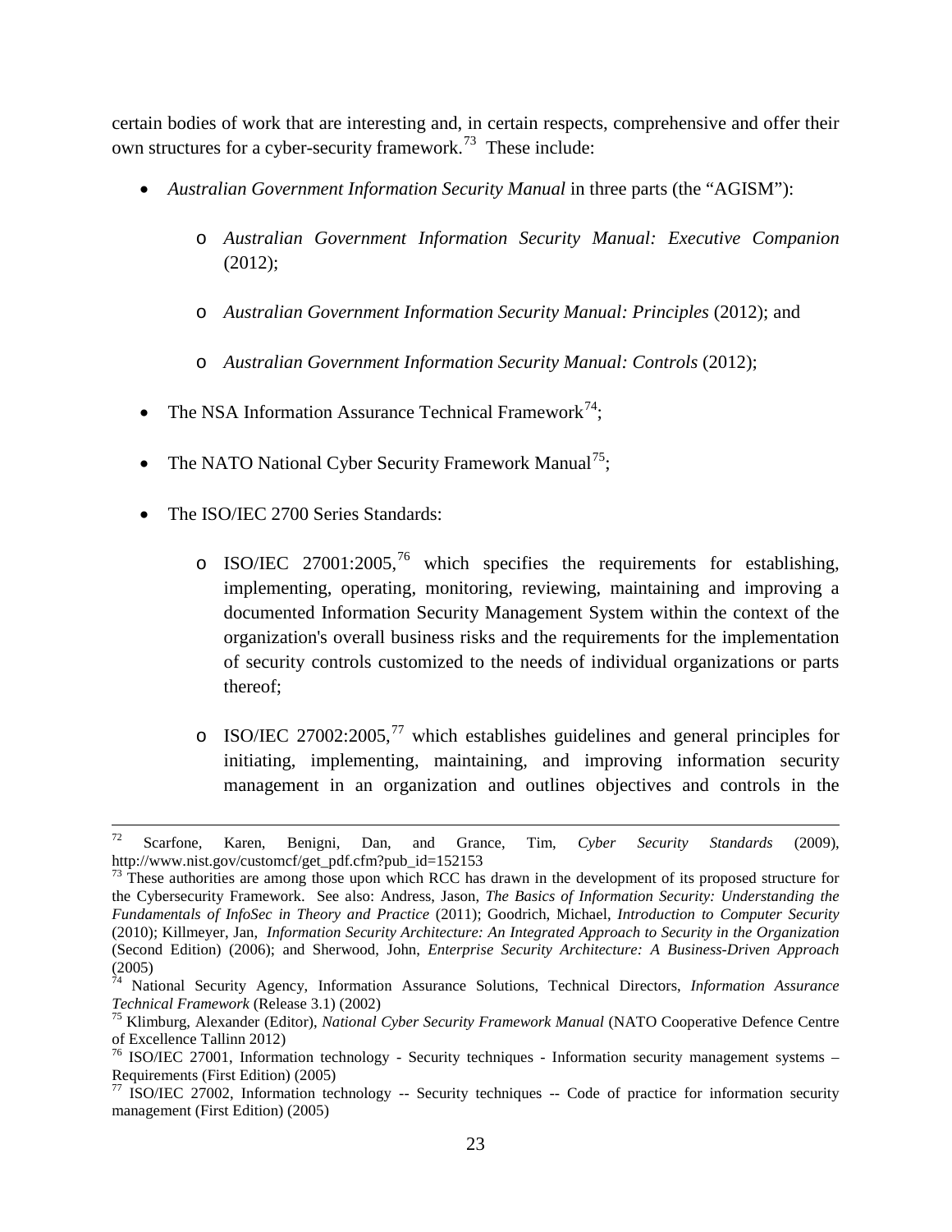certain bodies of work that are interesting and, in certain respects, comprehensive and offer their own structures for a cyber-security framework.[73] These include:

- *Australian Government Information Security Manual* in three parts (the "AGISM"):
  - *Australian Government Information Security Manual: Executive Companion* (2012);
  - *Australian Government Information Security Manual: Principles* (2012); and
  - *Australian Government Information Security Manual: Controls* (2012);
- The NSA Information Assurance Technical Framework[74];
- The NATO National Cyber Security Framework Manual[75];
- The ISO/IEC 2700 Series Standards:
  - ISO/IEC 27001:2005,[76] which specifies the requirements for establishing, implementing, operating, monitoring, reviewing, maintaining and improving a documented Information Security Management System within the context of the organization's overall business risks and the requirements for the implementation of security controls customized to the needs of individual organizations or parts thereof;
  - ISO/IEC 27002:2005,[77] which establishes guidelines and general principles for initiating, implementing, maintaining, and improving information security management in an organization and outlines objectives and controls in the

---

[72] Scarfone, Karen, Benigni, Dan, and Grance, Tim, *Cyber Security Standards* (2009), http://www.nist.gov/customcf/get_pdf.cfm?pub_id=152153

[73] These authorities are among those upon which RCC has drawn in the development of its proposed structure for the Cybersecurity Framework. See also: Andress, Jason, *The Basics of Information Security: Understanding the Fundamentals of InfoSec in Theory and Practice* (2011); Goodrich, Michael, *Introduction to Computer Security* (2010); Killmeyer, Jan, *Information Security Architecture: An Integrated Approach to Security in the Organization* (Second Edition) (2006); and Sherwood, John, *Enterprise Security Architecture: A Business-Driven Approach* (2005)

[74] National Security Agency, Information Assurance Solutions, Technical Directors, *Information Assurance Technical Framework* (Release 3.1) (2002)

[75] Klimburg, Alexander (Editor), *National Cyber Security Framework Manual* (NATO Cooperative Defence Centre of Excellence Tallinn 2012)

[76] ISO/IEC 27001, Information technology - Security techniques - Information security management systems – Requirements (First Edition) (2005)

[77] ISO/IEC 27002, Information technology -- Security techniques -- Code of practice for information security management (First Edition) (2005)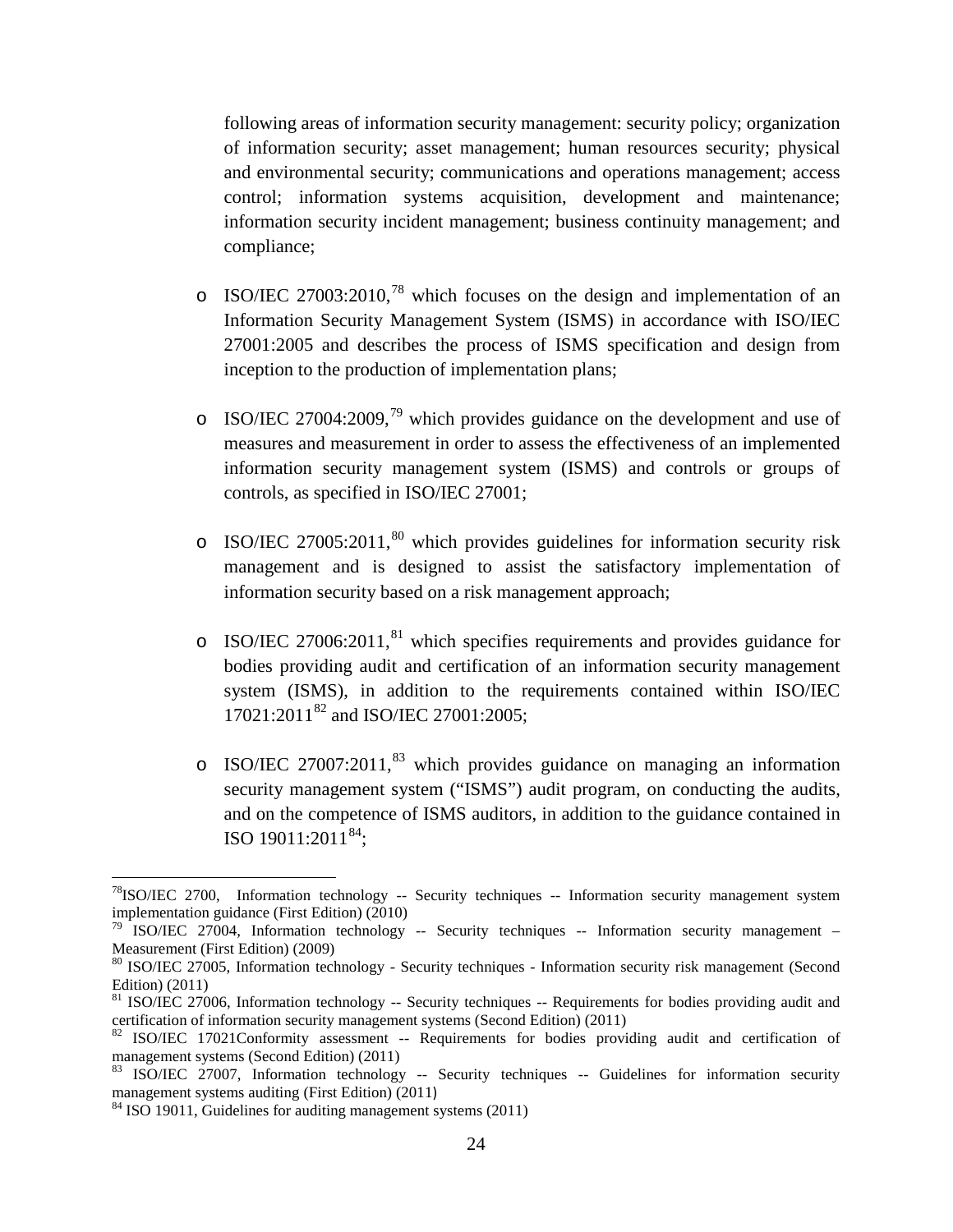following areas of information security management: security policy; organization of information security; asset management; human resources security; physical and environmental security; communications and operations management; access control; information systems acquisition, development and maintenance; information security incident management; business continuity management; and compliance;

- ISO/IEC 27003:2010,[78] which focuses on the design and implementation of an Information Security Management System (ISMS) in accordance with ISO/IEC 27001:2005 and describes the process of ISMS specification and design from inception to the production of implementation plans;
- ISO/IEC 27004:2009,[79] which provides guidance on the development and use of measures and measurement in order to assess the effectiveness of an implemented information security management system (ISMS) and controls or groups of controls, as specified in ISO/IEC 27001;
- ISO/IEC 27005:2011,[80] which provides guidelines for information security risk management and is designed to assist the satisfactory implementation of information security based on a risk management approach;
- ISO/IEC 27006:2011,[81] which specifies requirements and provides guidance for bodies providing audit and certification of an information security management system (ISMS), in addition to the requirements contained within ISO/IEC 17021:2011[82] and ISO/IEC 27001:2005;
- ISO/IEC 27007:2011,[83] which provides guidance on managing an information security management system ("ISMS") audit program, on conducting the audits, and on the competence of ISMS auditors, in addition to the guidance contained in ISO 19011:2011[84];

---

[78]ISO/IEC 2700, Information technology -- Security techniques -- Information security management system implementation guidance (First Edition) (2010)

[79] ISO/IEC 27004, Information technology -- Security techniques -- Information security management – Measurement (First Edition) (2009)

[80] ISO/IEC 27005, Information technology - Security techniques - Information security risk management (Second Edition) (2011)

[81] ISO/IEC 27006, Information technology -- Security techniques -- Requirements for bodies providing audit and certification of information security management systems (Second Edition) (2011)

[82] ISO/IEC 17021Conformity assessment -- Requirements for bodies providing audit and certification of management systems (Second Edition) (2011)

[83] ISO/IEC 27007, Information technology -- Security techniques -- Guidelines for information security management systems auditing (First Edition) (2011)

[84] ISO 19011, Guidelines for auditing management systems (2011)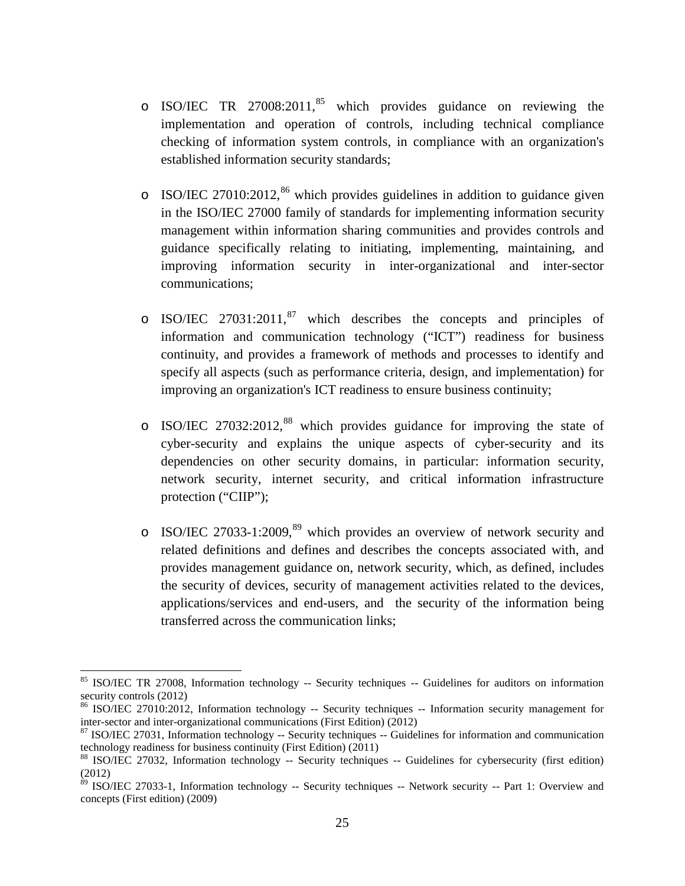- ISO/IEC TR 27008:2011,[85] which provides guidance on reviewing the implementation and operation of controls, including technical compliance checking of information system controls, in compliance with an organization's established information security standards;

- ISO/IEC 27010:2012,[86] which provides guidelines in addition to guidance given in the ISO/IEC 27000 family of standards for implementing information security management within information sharing communities and provides controls and guidance specifically relating to initiating, implementing, maintaining, and improving information security in inter-organizational and inter-sector communications;

- ISO/IEC 27031:2011,[87] which describes the concepts and principles of information and communication technology ("ICT") readiness for business continuity, and provides a framework of methods and processes to identify and specify all aspects (such as performance criteria, design, and implementation) for improving an organization's ICT readiness to ensure business continuity;

- ISO/IEC 27032:2012,[88] which provides guidance for improving the state of cyber-security and explains the unique aspects of cyber-security and its dependencies on other security domains, in particular: information security, network security, internet security, and critical information infrastructure protection ("CIIP");

- ISO/IEC 27033-1:2009,[89] which provides an overview of network security and related definitions and defines and describes the concepts associated with, and provides management guidance on, network security, which, as defined, includes the security of devices, security of management activities related to the devices, applications/services and end-users, and the security of the information being transferred across the communication links;

---

[85] ISO/IEC TR 27008, Information technology -- Security techniques -- Guidelines for auditors on information security controls (2012)

[86] ISO/IEC 27010:2012, Information technology -- Security techniques -- Information security management for inter-sector and inter-organizational communications (First Edition) (2012)

[87] ISO/IEC 27031, Information technology -- Security techniques -- Guidelines for information and communication technology readiness for business continuity (First Edition) (2011)

[88] ISO/IEC 27032, Information technology -- Security techniques -- Guidelines for cybersecurity (first edition) (2012)

[89] ISO/IEC 27033-1, Information technology -- Security techniques -- Network security -- Part 1: Overview and concepts (First edition) (2009)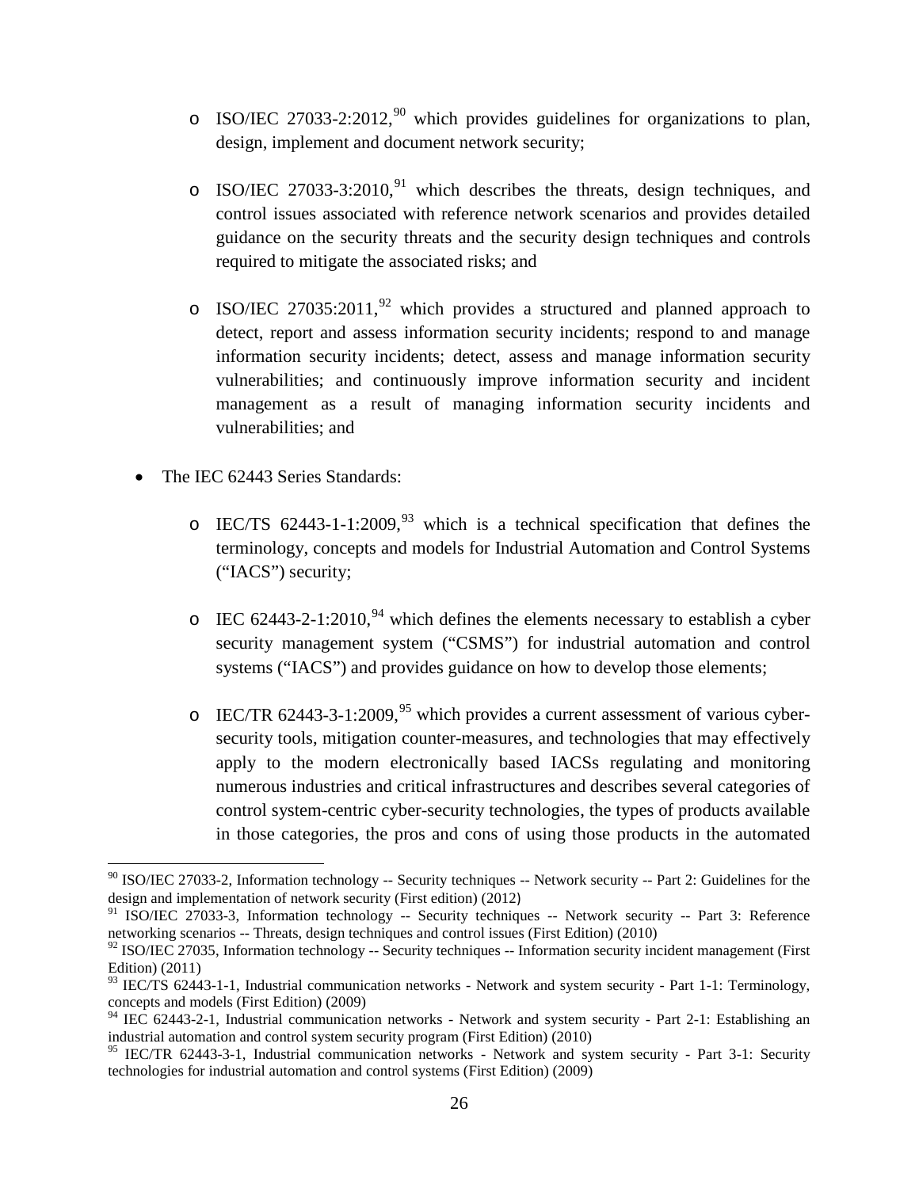- ISO/IEC 27033-2:2012,[90] which provides guidelines for organizations to plan, design, implement and document network security;

    - ISO/IEC 27033-3:2010,[91] which describes the threats, design techniques, and control issues associated with reference network scenarios and provides detailed guidance on the security threats and the security design techniques and controls required to mitigate the associated risks; and

    - ISO/IEC 27035:2011,[92] which provides a structured and planned approach to detect, report and assess information security incidents; respond to and manage information security incidents; detect, assess and manage information security vulnerabilities; and continuously improve information security and incident management as a result of managing information security incidents and vulnerabilities; and

- The IEC 62443 Series Standards:

    - IEC/TS 62443-1-1:2009,[93] which is a technical specification that defines the terminology, concepts and models for Industrial Automation and Control Systems ("IACS") security;

    - IEC 62443-2-1:2010,[94] which defines the elements necessary to establish a cyber security management system ("CSMS") for industrial automation and control systems ("IACS") and provides guidance on how to develop those elements;

    - IEC/TR 62443-3-1:2009,[95] which provides a current assessment of various cyber-security tools, mitigation counter-measures, and technologies that may effectively apply to the modern electronically based IACSs regulating and monitoring numerous industries and critical infrastructures and describes several categories of control system-centric cyber-security technologies, the types of products available in those categories, the pros and cons of using those products in the automated

---

[90] ISO/IEC 27033-2, Information technology -- Security techniques -- Network security -- Part 2: Guidelines for the design and implementation of network security (First edition) (2012)

[91] ISO/IEC 27033-3, Information technology -- Security techniques -- Network security -- Part 3: Reference networking scenarios -- Threats, design techniques and control issues (First Edition) (2010)

[92] ISO/IEC 27035, Information technology -- Security techniques -- Information security incident management (First Edition) (2011)

[93] IEC/TS 62443-1-1, Industrial communication networks - Network and system security - Part 1-1: Terminology, concepts and models (First Edition) (2009)

[94] IEC 62443-2-1, Industrial communication networks - Network and system security - Part 2-1: Establishing an industrial automation and control system security program (First Edition) (2010)

[95] IEC/TR 62443-3-1, Industrial communication networks - Network and system security - Part 3-1: Security technologies for industrial automation and control systems (First Edition) (2009)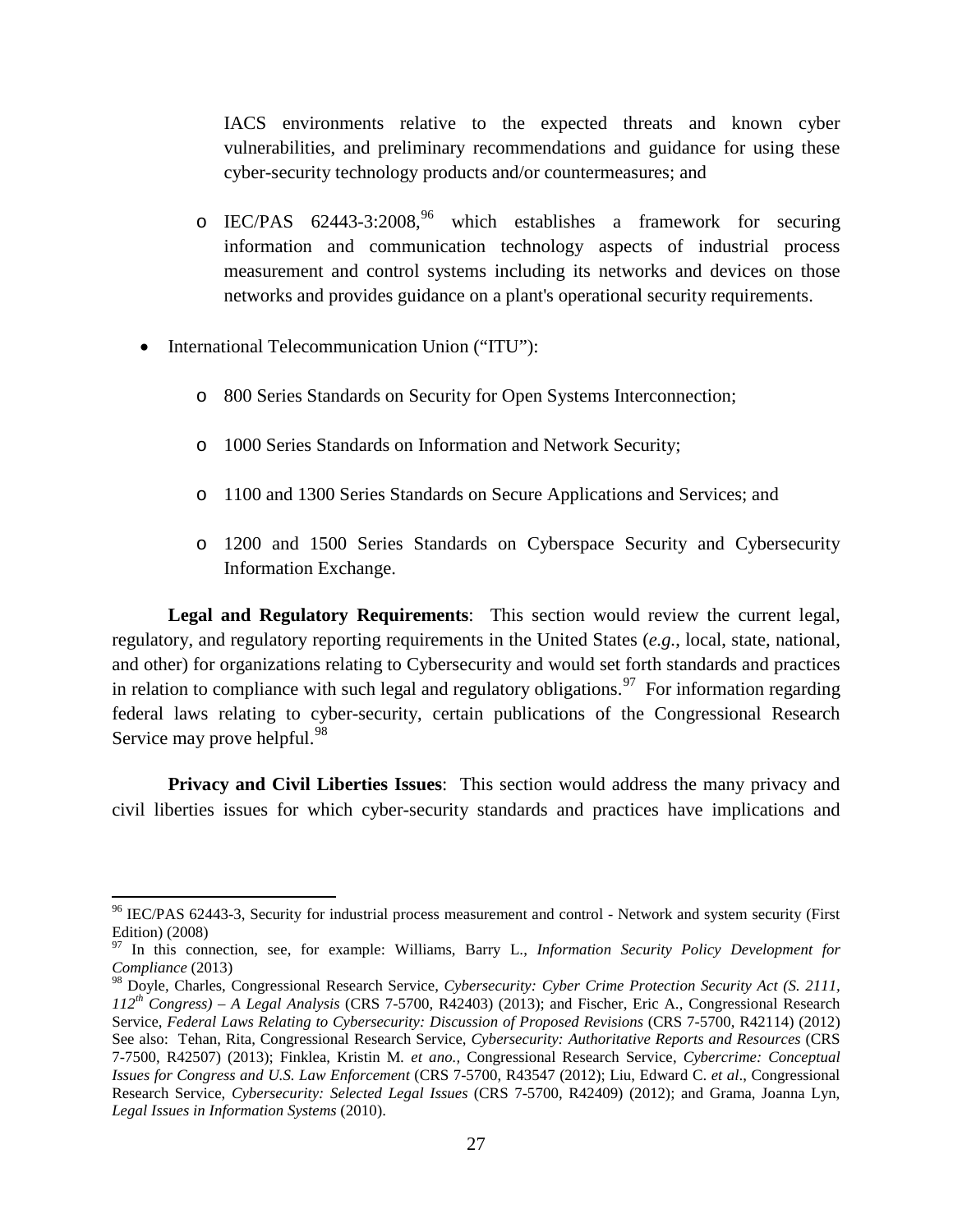IACS environments relative to the expected threats and known cyber vulnerabilities, and preliminary recommendations and guidance for using these cyber-security technology products and/or countermeasures; and

  - IEC/PAS 62443-3:2008,[96] which establishes a framework for securing information and communication technology aspects of industrial process measurement and control systems including its networks and devices on those networks and provides guidance on a plant's operational security requirements.

- International Telecommunication Union ("ITU"):

  - 800 Series Standards on Security for Open Systems Interconnection;
  - 1000 Series Standards on Information and Network Security;
  - 1100 and 1300 Series Standards on Secure Applications and Services; and
  - 1200 and 1500 Series Standards on Cyberspace Security and Cybersecurity Information Exchange.

**Legal and Regulatory Requirements**: This section would review the current legal, regulatory, and regulatory reporting requirements in the United States (*e.g.*, local, state, national, and other) for organizations relating to Cybersecurity and would set forth standards and practices in relation to compliance with such legal and regulatory obligations.[97] For information regarding federal laws relating to cyber-security, certain publications of the Congressional Research Service may prove helpful.[98]

**Privacy and Civil Liberties Issues**: This section would address the many privacy and civil liberties issues for which cyber-security standards and practices have implications and

---

[96] IEC/PAS 62443-3, Security for industrial process measurement and control - Network and system security (First Edition) (2008)

[97] In this connection, see, for example: Williams, Barry L., *Information Security Policy Development for Compliance* (2013)

[98] Doyle, Charles, Congressional Research Service, *Cybersecurity: Cyber Crime Protection Security Act (S. 2111, 112th Congress) – A Legal Analysis* (CRS 7-5700, R42403) (2013); and Fischer, Eric A., Congressional Research Service, *Federal Laws Relating to Cybersecurity: Discussion of Proposed Revisions* (CRS 7-5700, R42114) (2012) See also: Tehan, Rita, Congressional Research Service, *Cybersecurity: Authoritative Reports and Resources* (CRS 7-7500, R42507) (2013); Finklea, Kristin M. *et ano.*, Congressional Research Service, *Cybercrime: Conceptual Issues for Congress and U.S. Law Enforcement* (CRS 7-5700, R43547 (2012); Liu, Edward C. *et al*., Congressional Research Service, *Cybersecurity: Selected Legal Issues* (CRS 7-5700, R42409) (2012); and Grama, Joanna Lyn, *Legal Issues in Information Systems* (2010).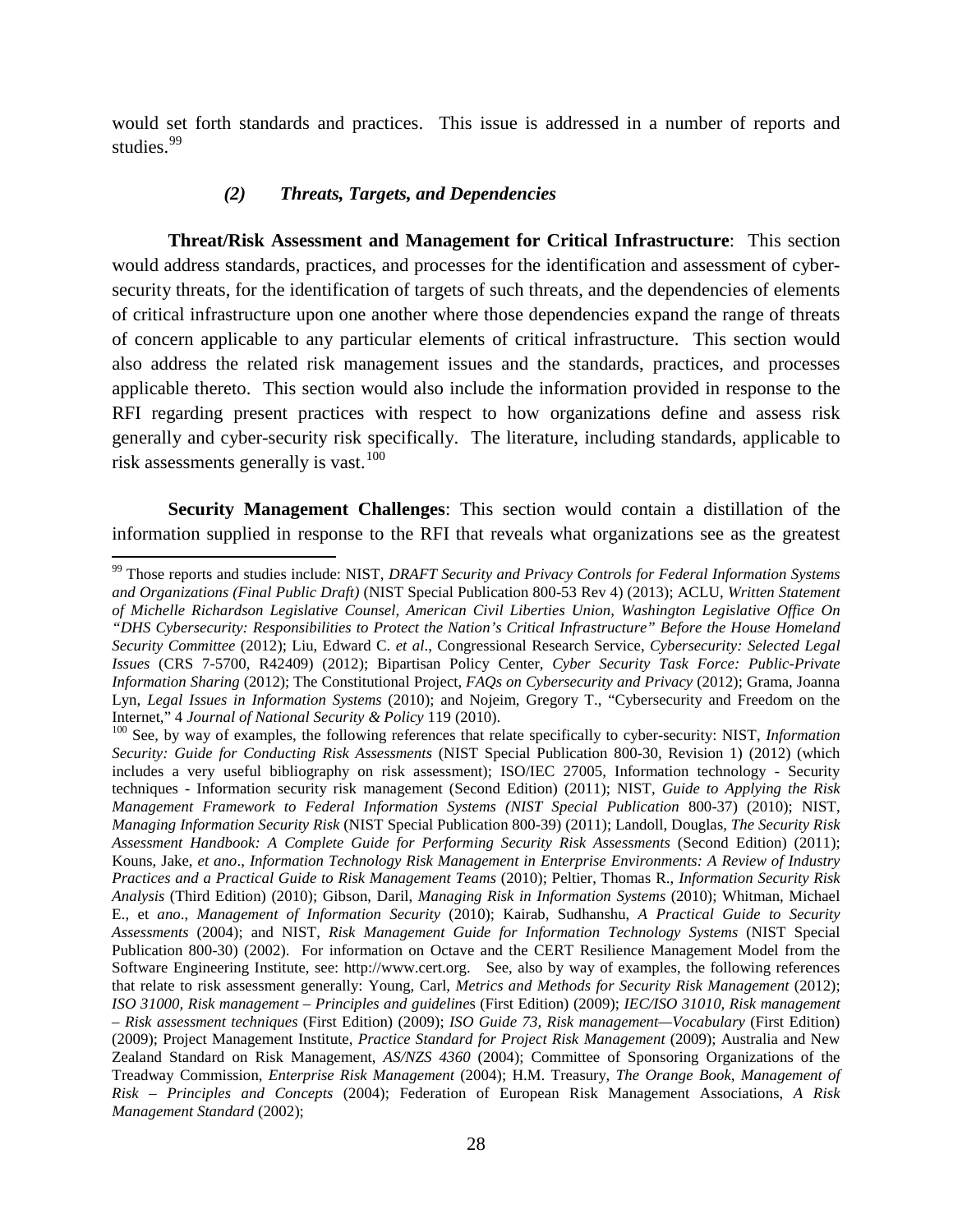would set forth standards and practices. This issue is addressed in a number of reports and studies.[99]

#### *(2) Threats, Targets, and Dependencies*

**Threat/Risk Assessment and Management for Critical Infrastructure**: This section would address standards, practices, and processes for the identification and assessment of cyber-security threats, for the identification of targets of such threats, and the dependencies of elements of critical infrastructure upon one another where those dependencies expand the range of threats of concern applicable to any particular elements of critical infrastructure. This section would also address the related risk management issues and the standards, practices, and processes applicable thereto. This section would also include the information provided in response to the RFI regarding present practices with respect to how organizations define and assess risk generally and cyber-security risk specifically. The literature, including standards, applicable to risk assessments generally is vast.[100]

**Security Management Challenges**: This section would contain a distillation of the information supplied in response to the RFI that reveals what organizations see as the greatest

---

[99] Those reports and studies include: NIST, *DRAFT Security and Privacy Controls for Federal Information Systems and Organizations (Final Public Draft)* (NIST Special Publication 800-53 Rev 4) (2013); ACLU, *Written Statement of Michelle Richardson Legislative Counsel, American Civil Liberties Union, Washington Legislative Office On "DHS Cybersecurity: Responsibilities to Protect the Nation's Critical Infrastructure" Before the House Homeland Security Committee* (2012); Liu, Edward C. *et al*., Congressional Research Service, *Cybersecurity: Selected Legal Issues* (CRS 7-5700, R42409) (2012); Bipartisan Policy Center, *Cyber Security Task Force: Public-Private Information Sharing* (2012); The Constitutional Project, *FAQs on Cybersecurity and Privacy* (2012); Grama, Joanna Lyn, *Legal Issues in Information Systems* (2010); and Nojeim, Gregory T., "Cybersecurity and Freedom on the Internet," 4 *Journal of National Security & Policy* 119 (2010).

[100] See, by way of examples, the following references that relate specifically to cyber-security: NIST, *Information Security: Guide for Conducting Risk Assessments* (NIST Special Publication 800-30, Revision 1) (2012) (which includes a very useful bibliography on risk assessment); ISO/IEC 27005, Information technology - Security techniques - Information security risk management (Second Edition) (2011); NIST, *Guide to Applying the Risk Management Framework to Federal Information Systems (NIST Special Publication* 800-37) (2010); NIST, *Managing Information Security Risk* (NIST Special Publication 800-39) (2011); Landoll, Douglas, *The Security Risk Assessment Handbook: A Complete Guide for Performing Security Risk Assessments* (Second Edition) (2011); Kouns, Jake, *et ano*., *Information Technology Risk Management in Enterprise Environments: A Review of Industry Practices and a Practical Guide to Risk Management Teams* (2010); Peltier, Thomas R., *Information Security Risk Analysis* (Third Edition) (2010); Gibson, Daril, *Managing Risk in Information Systems* (2010); Whitman, Michael E., et *ano*., *Management of Information Security* (2010); Kairab, Sudhanshu, *A Practical Guide to Security Assessments* (2004); and NIST, *Risk Management Guide for Information Technology Systems* (NIST Special Publication 800-30) (2002). For information on Octave and the CERT Resilience Management Model from the Software Engineering Institute, see: http://www.cert.org. See, also by way of examples, the following references that relate to risk assessment generally: Young, Carl, *Metrics and Methods for Security Risk Management* (2012); *ISO 31000, Risk management – Principles and guidelines* (First Edition) (2009); *IEC/ISO 31010, Risk management – Risk assessment techniques* (First Edition) (2009); *ISO Guide 73, Risk management—Vocabulary* (First Edition) (2009); Project Management Institute, *Practice Standard for Project Risk Management* (2009); Australia and New Zealand Standard on Risk Management, *AS/NZS 4360* (2004); Committee of Sponsoring Organizations of the Treadway Commission, *Enterprise Risk Management* (2004); H.M. Treasury, *The Orange Book, Management of Risk – Principles and Concepts* (2004); Federation of European Risk Management Associations, *A Risk Management Standard* (2002);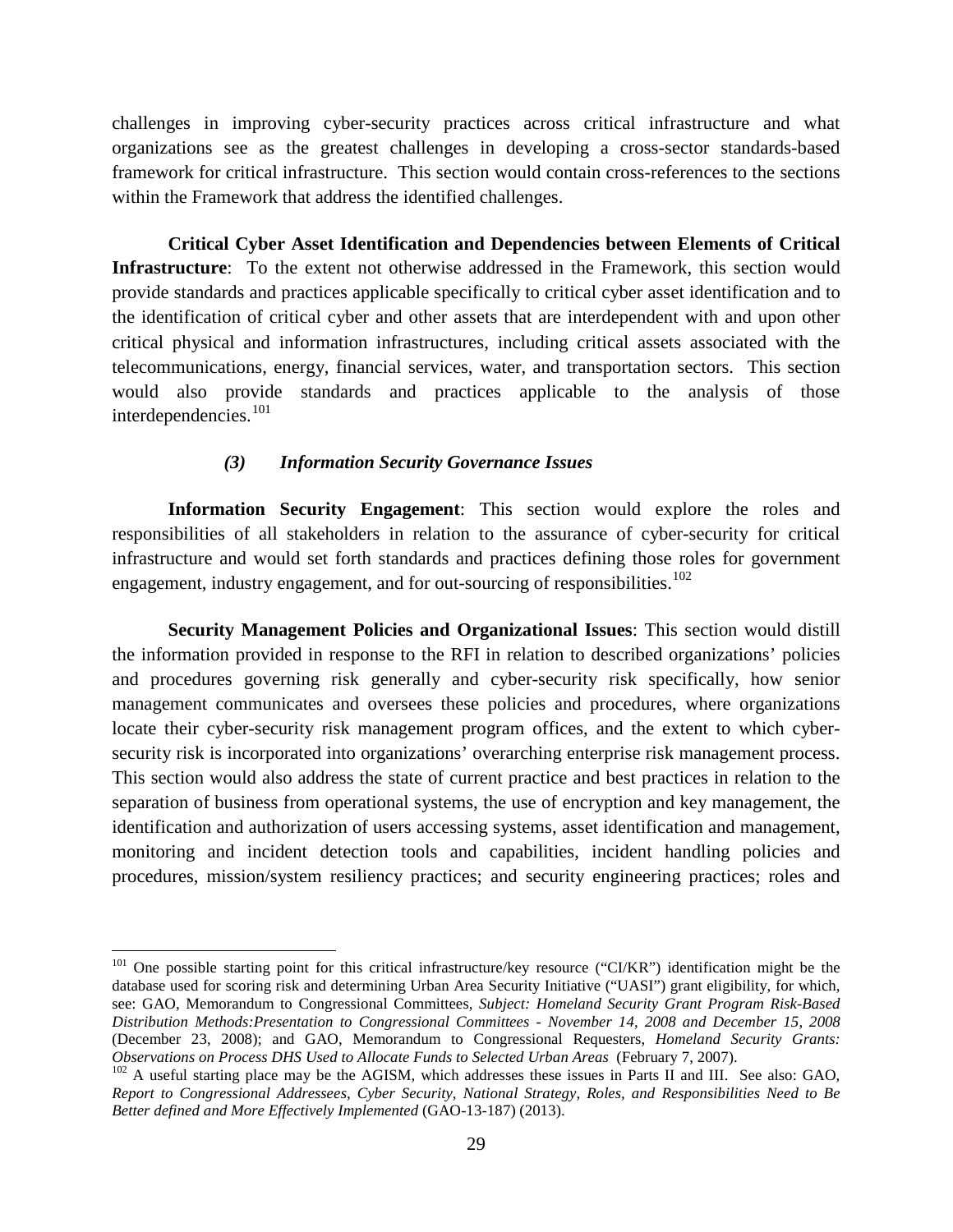challenges in improving cyber-security practices across critical infrastructure and what organizations see as the greatest challenges in developing a cross-sector standards-based framework for critical infrastructure. This section would contain cross-references to the sections within the Framework that address the identified challenges.

**Critical Cyber Asset Identification and Dependencies between Elements of Critical Infrastructure**: To the extent not otherwise addressed in the Framework, this section would provide standards and practices applicable specifically to critical cyber asset identification and to the identification of critical cyber and other assets that are interdependent with and upon other critical physical and information infrastructures, including critical assets associated with the telecommunications, energy, financial services, water, and transportation sectors. This section would also provide standards and practices applicable to the analysis of those interdependencies.[101]

#### *(3) Information Security Governance Issues*

**Information Security Engagement**: This section would explore the roles and responsibilities of all stakeholders in relation to the assurance of cyber-security for critical infrastructure and would set forth standards and practices defining those roles for government engagement, industry engagement, and for out-sourcing of responsibilities.[102]

**Security Management Policies and Organizational Issues**: This section would distill the information provided in response to the RFI in relation to described organizations' policies and procedures governing risk generally and cyber-security risk specifically, how senior management communicates and oversees these policies and procedures, where organizations locate their cyber-security risk management program offices, and the extent to which cyber-security risk is incorporated into organizations' overarching enterprise risk management process. This section would also address the state of current practice and best practices in relation to the separation of business from operational systems, the use of encryption and key management, the identification and authorization of users accessing systems, asset identification and management, monitoring and incident detection tools and capabilities, incident handling policies and procedures, mission/system resiliency practices; and security engineering practices; roles and

---

[101] One possible starting point for this critical infrastructure/key resource ("CI/KR") identification might be the database used for scoring risk and determining Urban Area Security Initiative ("UASI") grant eligibility, for which, see: GAO, Memorandum to Congressional Committees, *Subject: Homeland Security Grant Program Risk-Based Distribution Methods:Presentation to Congressional Committees - November 14, 2008 and December 15, 2008* (December 23, 2008); and GAO, Memorandum to Congressional Requesters, *Homeland Security Grants: Observations on Process DHS Used to Allocate Funds to Selected Urban Areas* (February 7, 2007).

[102] A useful starting place may be the AGISM, which addresses these issues in Parts II and III. See also: GAO, *Report to Congressional Addressees, Cyber Security, National Strategy, Roles, and Responsibilities Need to Be Better defined and More Effectively Implemented* (GAO-13-187) (2013).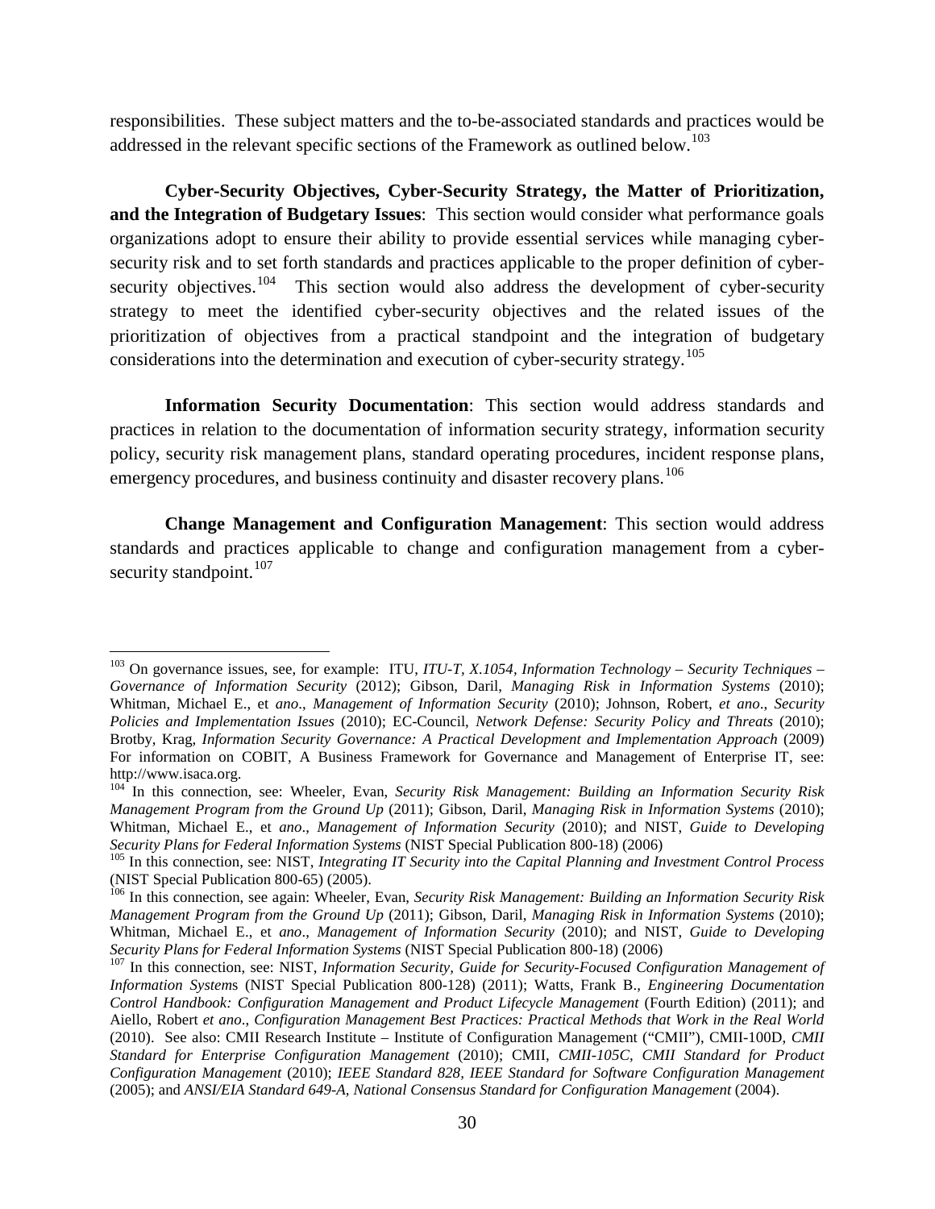responsibilities. These subject matters and the to-be-associated standards and practices would be addressed in the relevant specific sections of the Framework as outlined below.[103]

**Cyber-Security Objectives, Cyber-Security Strategy, the Matter of Prioritization, and the Integration of Budgetary Issues**: This section would consider what performance goals organizations adopt to ensure their ability to provide essential services while managing cyber-security risk and to set forth standards and practices applicable to the proper definition of cyber-security objectives.[104] This section would also address the development of cyber-security strategy to meet the identified cyber-security objectives and the related issues of the prioritization of objectives from a practical standpoint and the integration of budgetary considerations into the determination and execution of cyber-security strategy.[105]

**Information Security Documentation**: This section would address standards and practices in relation to the documentation of information security strategy, information security policy, security risk management plans, standard operating procedures, incident response plans, emergency procedures, and business continuity and disaster recovery plans.[106]

**Change Management and Configuration Management**: This section would address standards and practices applicable to change and configuration management from a cyber-security standpoint.[107]

---

[103] On governance issues, see, for example: ITU, *ITU-T, X.1054, Information Technology – Security Techniques – Governance of Information Security* (2012); Gibson, Daril, *Managing Risk in Information Systems* (2010); Whitman, Michael E., et *ano*., *Management of Information Security* (2010); Johnson, Robert, *et ano*., *Security Policies and Implementation Issues* (2010); EC-Council, *Network Defense: Security Policy and Threats* (2010); Brotby, Krag, *Information Security Governance: A Practical Development and Implementation Approach* (2009) For information on COBIT, A Business Framework for Governance and Management of Enterprise IT, see: http://www.isaca.org.

[104] In this connection, see: Wheeler, Evan, *Security Risk Management: Building an Information Security Risk Management Program from the Ground Up* (2011); Gibson, Daril, *Managing Risk in Information Systems* (2010); Whitman, Michael E., et *ano*., *Management of Information Security* (2010); and NIST, *Guide to Developing Security Plans for Federal Information Systems* (NIST Special Publication 800-18) (2006)

[105] In this connection, see: NIST, *Integrating IT Security into the Capital Planning and Investment Control Process* (NIST Special Publication 800-65) (2005).

[106] In this connection, see again: Wheeler, Evan, *Security Risk Management: Building an Information Security Risk Management Program from the Ground Up* (2011); Gibson, Daril, *Managing Risk in Information Systems* (2010); Whitman, Michael E., et *ano*., *Management of Information Security* (2010); and NIST, *Guide to Developing Security Plans for Federal Information Systems* (NIST Special Publication 800-18) (2006)

[107] In this connection, see: NIST, *Information Security, Guide for Security-Focused Configuration Management of Information Systems* (NIST Special Publication 800-128) (2011); Watts, Frank B., *Engineering Documentation Control Handbook: Configuration Management and Product Lifecycle Management* (Fourth Edition) (2011); and Aiello, Robert *et ano*., *Configuration Management Best Practices: Practical Methods that Work in the Real World* (2010). See also: CMII Research Institute – Institute of Configuration Management ("CMII"), CMII-100D, *CMII Standard for Enterprise Configuration Management* (2010); CMII, *CMII-105C, CMII Standard for Product Configuration Management* (2010); *IEEE Standard 828, IEEE Standard for Software Configuration Management* (2005); and *ANSI/EIA Standard 649-A, National Consensus Standard for Configuration Management* (2004).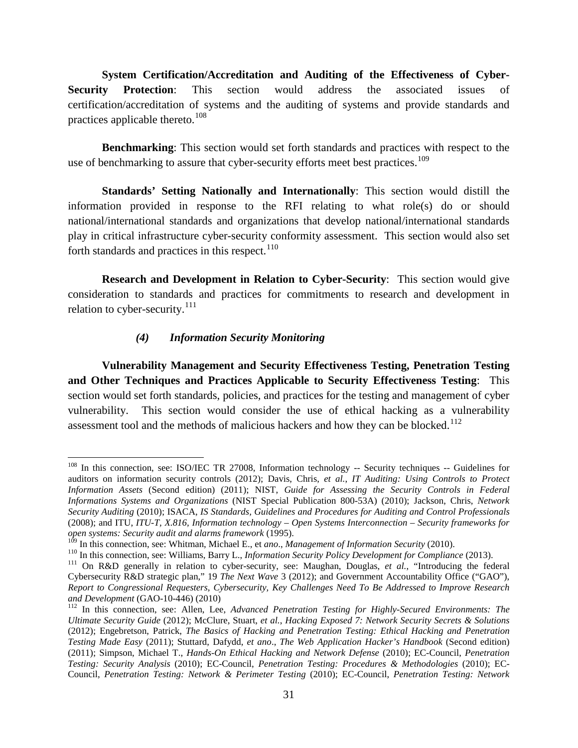**System Certification/Accreditation and Auditing of the Effectiveness of Cyber-Security Protection**: This section would address the associated issues of certification/accreditation of systems and the auditing of systems and provide standards and practices applicable thereto.[108]

**Benchmarking**: This section would set forth standards and practices with respect to the use of benchmarking to assure that cyber-security efforts meet best practices.[109]

**Standards' Setting Nationally and Internationally**: This section would distill the information provided in response to the RFI relating to what role(s) do or should national/international standards and organizations that develop national/international standards play in critical infrastructure cyber-security conformity assessment. This section would also set forth standards and practices in this respect.[110]

**Research and Development in Relation to Cyber-Security**: This section would give consideration to standards and practices for commitments to research and development in relation to cyber-security.[111]

#### *(4) Information Security Monitoring*

**Vulnerability Management and Security Effectiveness Testing, Penetration Testing and Other Techniques and Practices Applicable to Security Effectiveness Testing**: This section would set forth standards, policies, and practices for the testing and management of cyber vulnerability. This section would consider the use of ethical hacking as a vulnerability assessment tool and the methods of malicious hackers and how they can be blocked.[112]

---

[108] In this connection, see: ISO/IEC TR 27008, Information technology -- Security techniques -- Guidelines for auditors on information security controls (2012); Davis, Chris, *et al.*, *IT Auditing: Using Controls to Protect Information Assets* (Second edition) (2011); NIST, *Guide for Assessing the Security Controls in Federal Informations Systems and Organizations* (NIST Special Publication 800-53A) (2010); Jackson, Chris, *Network Security Auditing* (2010); ISACA, *IS Standards, Guidelines and Procedures for Auditing and Control Professionals* (2008); and ITU, *ITU-T, X.816, Information technology – Open Systems Interconnection – Security frameworks for open systems: Security audit and alarms framework* (1995).

[109] In this connection, see: Whitman, Michael E., et *ano*., *Management of Information Security* (2010).

[110] In this connection, see: Williams, Barry L., *Information Security Policy Development for Compliance* (2013).

[111] On R&D generally in relation to cyber-security, see: Maughan, Douglas, *et al.*, "Introducing the federal Cybersecurity R&D strategic plan," 19 *The Next Wave* 3 (2012); and Government Accountability Office ("GAO"), *Report to Congressional Requesters, Cybersecurity, Key Challenges Need To Be Addressed to Improve Research and Development* (GAO-10-446) (2010)

[112] In this connection, see: Allen, Lee, *Advanced Penetration Testing for Highly-Secured Environments: The Ultimate Security Guide* (2012); McClure, Stuart, *et al.*, *Hacking Exposed 7: Network Security Secrets & Solutions* (2012); Engebretson, Patrick, *The Basics of Hacking and Penetration Testing: Ethical Hacking and Penetration Testing Made Easy* (2011); Stuttard, Dafydd, *et ano*., *The Web Application Hacker's Handbook* (Second edition) (2011); Simpson, Michael T., *Hands-On Ethical Hacking and Network Defense* (2010); EC-Council, *Penetration Testing: Security Analysis* (2010); EC-Council, *Penetration Testing: Procedures & Methodologies* (2010); EC-Council, *Penetration Testing: Network & Perimeter Testing* (2010); EC-Council, *Penetration Testing: Network*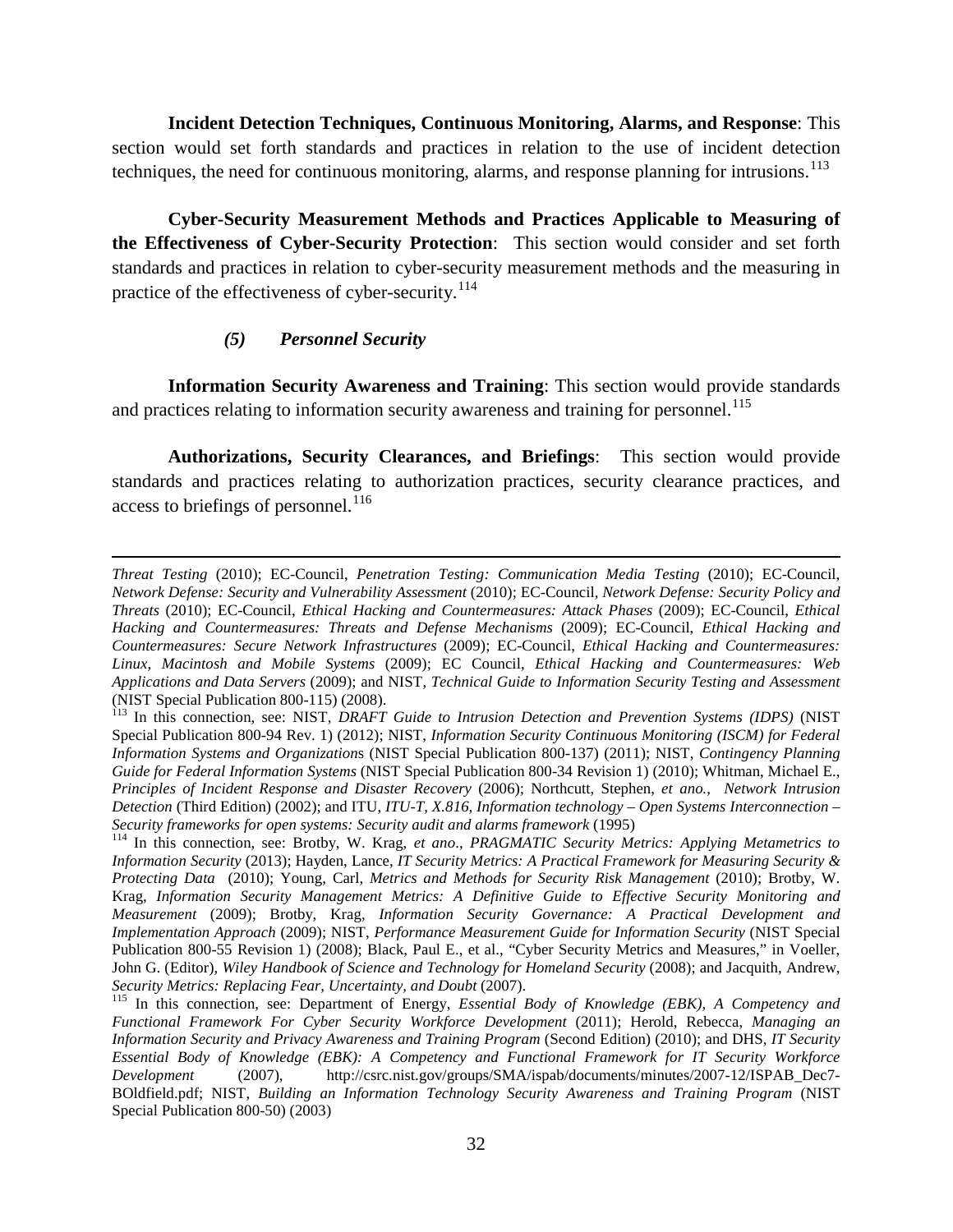**Incident Detection Techniques, Continuous Monitoring, Alarms, and Response**: This section would set forth standards and practices in relation to the use of incident detection techniques, the need for continuous monitoring, alarms, and response planning for intrusions.[113]

**Cyber-Security Measurement Methods and Practices Applicable to Measuring of the Effectiveness of Cyber-Security Protection**: This section would consider and set forth standards and practices in relation to cyber-security measurement methods and the measuring in practice of the effectiveness of cyber-security.[114]

#### *(5) Personnel Security*

**Information Security Awareness and Training**: This section would provide standards and practices relating to information security awareness and training for personnel.[115]

**Authorizations, Security Clearances, and Briefings**: This section would provide standards and practices relating to authorization practices, security clearance practices, and access to briefings of personnel.[116]

---

*Threat Testing* (2010); EC-Council, *Penetration Testing: Communication Media Testing* (2010); EC-Council, *Network Defense: Security and Vulnerability Assessment* (2010); EC-Council, *Network Defense: Security Policy and Threats* (2010); EC-Council, *Ethical Hacking and Countermeasures: Attack Phases* (2009); EC-Council, *Ethical Hacking and Countermeasures: Threats and Defense Mechanisms* (2009); EC-Council, *Ethical Hacking and Countermeasures: Secure Network Infrastructures* (2009); EC-Council, *Ethical Hacking and Countermeasures: Linux, Macintosh and Mobile Systems* (2009); EC Council, *Ethical Hacking and Countermeasures: Web Applications and Data Servers* (2009); and NIST, *Technical Guide to Information Security Testing and Assessment* (NIST Special Publication 800-115) (2008).

[113] In this connection, see: NIST, *DRAFT Guide to Intrusion Detection and Prevention Systems (IDPS)* (NIST Special Publication 800-94 Rev. 1) (2012); NIST, *Information Security Continuous Monitoring (ISCM) for Federal Information Systems and Organizations* (NIST Special Publication 800-137) (2011); NIST, *Contingency Planning Guide for Federal Information Systems* (NIST Special Publication 800-34 Revision 1) (2010); Whitman, Michael E., *Principles of Incident Response and Disaster Recovery* (2006); Northcutt, Stephen, *et ano.*, *Network Intrusion Detection* (Third Edition) (2002); and ITU, *ITU-T, X.816, Information technology – Open Systems Interconnection – Security frameworks for open systems: Security audit and alarms framework* (1995)

[114] In this connection, see: Brotby, W. Krag, *et ano*., *PRAGMATIC Security Metrics: Applying Metametrics to Information Security* (2013); Hayden, Lance, *IT Security Metrics: A Practical Framework for Measuring Security & Protecting Data* (2010); Young, Carl, *Metrics and Methods for Security Risk Management* (2010); Brotby, W. Krag, *Information Security Management Metrics: A Definitive Guide to Effective Security Monitoring and Measurement* (2009); Brotby, Krag, *Information Security Governance: A Practical Development and Implementation Approach* (2009); NIST, *Performance Measurement Guide for Information Security* (NIST Special Publication 800-55 Revision 1) (2008); Black, Paul E., et al., "Cyber Security Metrics and Measures," in Voeller, John G. (Editor), *Wiley Handbook of Science and Technology for Homeland Security* (2008); and Jacquith, Andrew, *Security Metrics: Replacing Fear, Uncertainty, and Doubt* (2007).

[115] In this connection, see: Department of Energy, *Essential Body of Knowledge (EBK), A Competency and Functional Framework For Cyber Security Workforce Development* (2011); Herold, Rebecca, *Managing an Information Security and Privacy Awareness and Training Program* (Second Edition) (2010); and DHS, *IT Security Essential Body of Knowledge (EBK): A Competency and Functional Framework for IT Security Workforce Development* (2007), http://csrc.nist.gov/groups/SMA/ispab/documents/minutes/2007-12/ISPAB_Dec7-BOldfield.pdf; NIST, *Building an Information Technology Security Awareness and Training Program* (NIST Special Publication 800-50) (2003)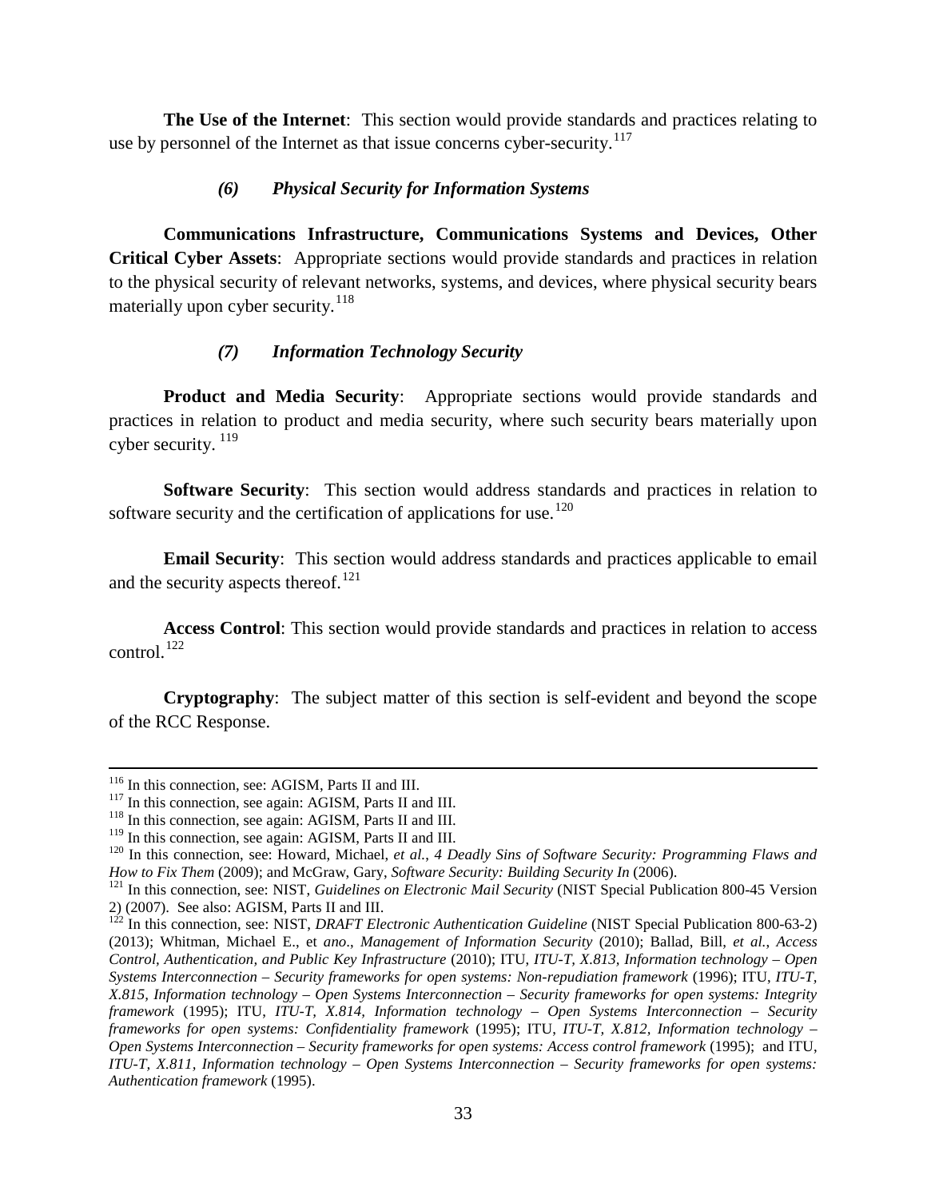**The Use of the Internet**: This section would provide standards and practices relating to use by personnel of the Internet as that issue concerns cyber-security.[117]

#### *(6) Physical Security for Information Systems*

**Communications Infrastructure, Communications Systems and Devices, Other Critical Cyber Assets**: Appropriate sections would provide standards and practices in relation to the physical security of relevant networks, systems, and devices, where physical security bears materially upon cyber security.[118]

#### *(7) Information Technology Security*

**Product and Media Security**: Appropriate sections would provide standards and practices in relation to product and media security, where such security bears materially upon cyber security.[119]

**Software Security**: This section would address standards and practices in relation to software security and the certification of applications for use.[120]

**Email Security**: This section would address standards and practices applicable to email and the security aspects thereof.[121]

**Access Control**: This section would provide standards and practices in relation to access control.[122]

**Cryptography**: The subject matter of this section is self-evident and beyond the scope of the RCC Response.

---

[116] In this connection, see: AGISM, Parts II and III.

[117] In this connection, see again: AGISM, Parts II and III.

[118] In this connection, see again: AGISM, Parts II and III.

[119] In this connection, see again: AGISM, Parts II and III.

[120] In this connection, see: Howard, Michael, *et al.*, *4 Deadly Sins of Software Security: Programming Flaws and How to Fix Them* (2009); and McGraw, Gary, *Software Security: Building Security In* (2006).

[121] In this connection, see: NIST, *Guidelines on Electronic Mail Security* (NIST Special Publication 800-45 Version 2) (2007). See also: AGISM, Parts II and III.

[122] In this connection, see: NIST, *DRAFT Electronic Authentication Guideline* (NIST Special Publication 800-63-2) (2013); Whitman, Michael E., et *ano*., *Management of Information Security* (2010); Ballad, Bill, *et al., Access Control, Authentication, and Public Key Infrastructure* (2010); ITU, *ITU-T, X.813, Information technology – Open Systems Interconnection – Security frameworks for open systems: Non-repudiation framework* (1996); ITU, *ITU-T, X.815, Information technology – Open Systems Interconnection – Security frameworks for open systems: Integrity framework* (1995); ITU, *ITU-T, X.814, Information technology – Open Systems Interconnection – Security frameworks for open systems: Confidentiality framework* (1995); ITU, *ITU-T, X.812, Information technology – Open Systems Interconnection – Security frameworks for open systems: Access control framework* (1995); and ITU, *ITU-T, X.811, Information technology – Open Systems Interconnection – Security frameworks for open systems: Authentication framework* (1995).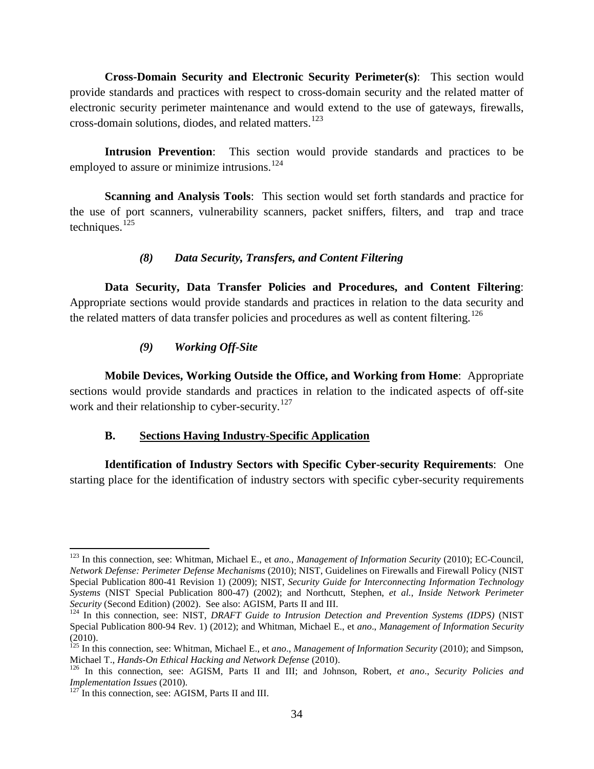**Cross-Domain Security and Electronic Security Perimeter(s)**: This section would provide standards and practices with respect to cross-domain security and the related matter of electronic security perimeter maintenance and would extend to the use of gateways, firewalls, cross-domain solutions, diodes, and related matters.[123]

**Intrusion Prevention**: This section would provide standards and practices to be employed to assure or minimize intrusions.[124]

**Scanning and Analysis Tools**: This section would set forth standards and practice for the use of port scanners, vulnerability scanners, packet sniffers, filters, and trap and trace techniques.[125]

#### *(8) Data Security, Transfers, and Content Filtering*

**Data Security, Data Transfer Policies and Procedures, and Content Filtering**: Appropriate sections would provide standards and practices in relation to the data security and the related matters of data transfer policies and procedures as well as content filtering.[126]

#### *(9) Working Off-Site*

**Mobile Devices, Working Outside the Office, and Working from Home**: Appropriate sections would provide standards and practices in relation to the indicated aspects of off-site work and their relationship to cyber-security.[127]

### B. Sections Having Industry-Specific Application

**Identification of Industry Sectors with Specific Cyber-security Requirements**: One starting place for the identification of industry sectors with specific cyber-security requirements

---

[123] In this connection, see: Whitman, Michael E., et *ano*., *Management of Information Security* (2010); EC-Council, *Network Defense: Perimeter Defense Mechanisms* (2010); NIST, Guidelines on Firewalls and Firewall Policy (NIST Special Publication 800-41 Revision 1) (2009); NIST, *Security Guide for Interconnecting Information Technology Systems* (NIST Special Publication 800-47) (2002); and Northcutt, Stephen, *et al., Inside Network Perimeter Security* (Second Edition) (2002). See also: AGISM, Parts II and III.

[124] In this connection, see: NIST, *DRAFT Guide to Intrusion Detection and Prevention Systems (IDPS)* (NIST Special Publication 800-94 Rev. 1) (2012); and Whitman, Michael E., et *ano*., *Management of Information Security* (2010).

[125] In this connection, see: Whitman, Michael E., et *ano*., *Management of Information Security* (2010); and Simpson, Michael T., *Hands-On Ethical Hacking and Network Defense* (2010).

[126] In this connection, see: AGISM, Parts II and III; and Johnson, Robert, *et ano*., *Security Policies and Implementation Issues* (2010).

[127] In this connection, see: AGISM, Parts II and III.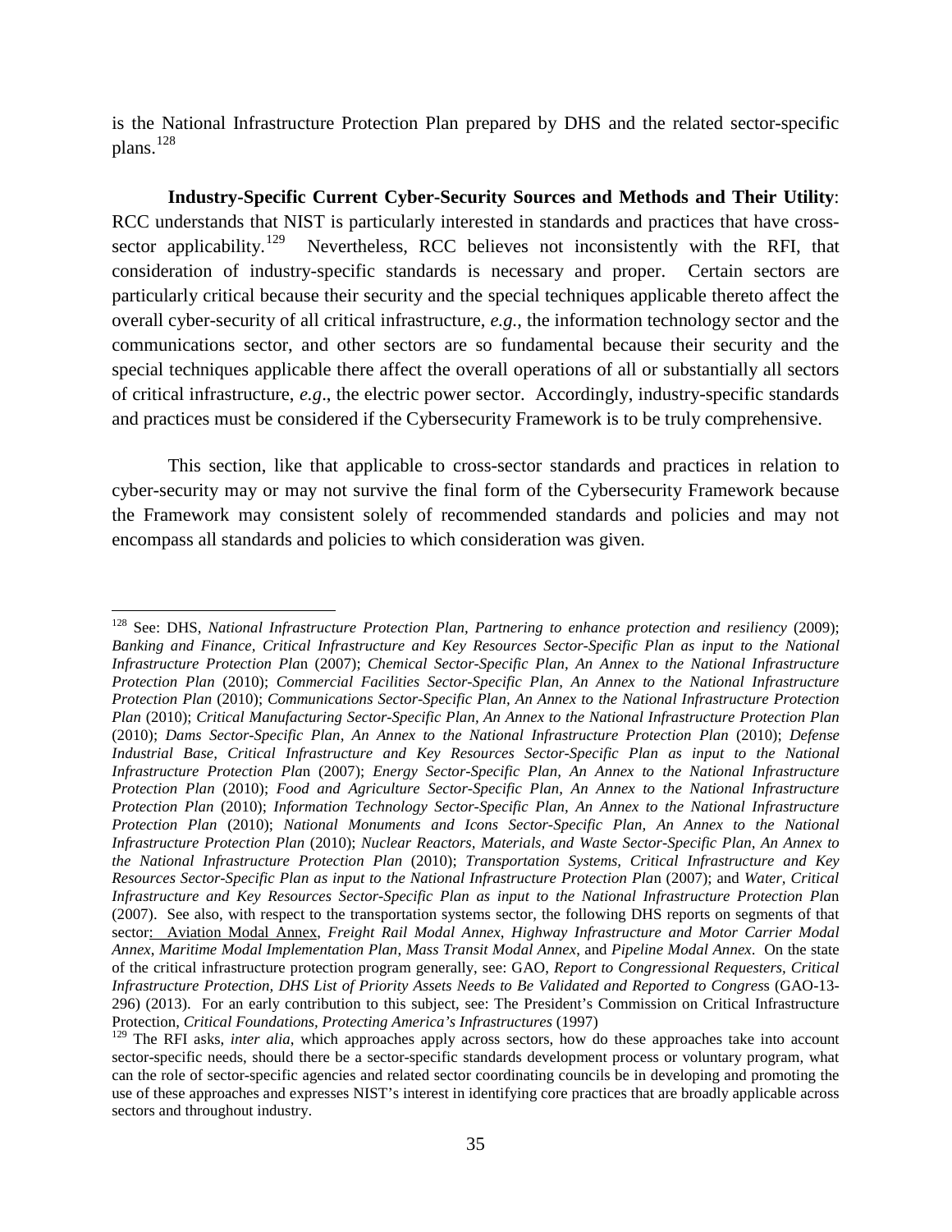is the National Infrastructure Protection Plan prepared by DHS and the related sector-specific plans.[128]

**Industry-Specific Current Cyber-Security Sources and Methods and Their Utility**: RCC understands that NIST is particularly interested in standards and practices that have cross-sector applicability.[129] Nevertheless, RCC believes not inconsistently with the RFI, that consideration of industry-specific standards is necessary and proper. Certain sectors are particularly critical because their security and the special techniques applicable thereto affect the overall cyber-security of all critical infrastructure, *e.g.*, the information technology sector and the communications sector, and other sectors are so fundamental because their security and the special techniques applicable there affect the overall operations of all or substantially all sectors of critical infrastructure, *e.g*., the electric power sector. Accordingly, industry-specific standards and practices must be considered if the Cybersecurity Framework is to be truly comprehensive.

This section, like that applicable to cross-sector standards and practices in relation to cyber-security may or may not survive the final form of the Cybersecurity Framework because the Framework may consistent solely of recommended standards and policies and may not encompass all standards and policies to which consideration was given.

---

[128] See: DHS, *National Infrastructure Protection Plan, Partnering to enhance protection and resiliency* (2009); *Banking and Finance, Critical Infrastructure and Key Resources Sector-Specific Plan as input to the National Infrastructure Protection Pla*n (2007); *Chemical Sector-Specific Plan, An Annex to the National Infrastructure Protection Plan* (2010); *Commercial Facilities Sector-Specific Plan, An Annex to the National Infrastructure Protection Plan* (2010); *Communications Sector-Specific Plan, An Annex to the National Infrastructure Protection Plan* (2010); *Critical Manufacturing Sector-Specific Plan, An Annex to the National Infrastructure Protection Plan* (2010); *Dams Sector-Specific Plan, An Annex to the National Infrastructure Protection Plan* (2010); *Defense Industrial Base, Critical Infrastructure and Key Resources Sector-Specific Plan as input to the National Infrastructure Protection Pla*n (2007); *Energy Sector-Specific Plan, An Annex to the National Infrastructure Protection Plan* (2010); *Food and Agriculture Sector-Specific Plan, An Annex to the National Infrastructure Protection Plan* (2010); *Information Technology Sector-Specific Plan, An Annex to the National Infrastructure Protection Plan* (2010); *National Monuments and Icons Sector-Specific Plan, An Annex to the National Infrastructure Protection Plan* (2010); *Nuclear Reactors, Materials, and Waste Sector-Specific Plan, An Annex to the National Infrastructure Protection Plan* (2010); *Transportation Systems, Critical Infrastructure and Key Resources Sector-Specific Plan as input to the National Infrastructure Protection Pla*n (2007); and *Water, Critical Infrastructure and Key Resources Sector-Specific Plan as input to the National Infrastructure Protection Pla*n (2007). See also, with respect to the transportation systems sector, the following DHS reports on segments of that sector: Aviation Modal Annex, *Freight Rail Modal Annex*, *Highway Infrastructure and Motor Carrier Modal Annex*, *Maritime Modal Implementation Plan*, *Mass Transit Modal Annex*, and *Pipeline Modal Annex*. On the state of the critical infrastructure protection program generally, see: GAO, *Report to Congressional Requesters, Critical Infrastructure Protection, DHS List of Priority Assets Needs to Be Validated and Reported to Congres*s (GAO-13-296) (2013). For an early contribution to this subject, see: The President's Commission on Critical Infrastructure Protection, *Critical Foundations, Protecting America's Infrastructures* (1997)

[129] The RFI asks, *inter alia*, which approaches apply across sectors, how do these approaches take into account sector-specific needs, should there be a sector-specific standards development process or voluntary program, what can the role of sector-specific agencies and related sector coordinating councils be in developing and promoting the use of these approaches and expresses NIST's interest in identifying core practices that are broadly applicable across sectors and throughout industry.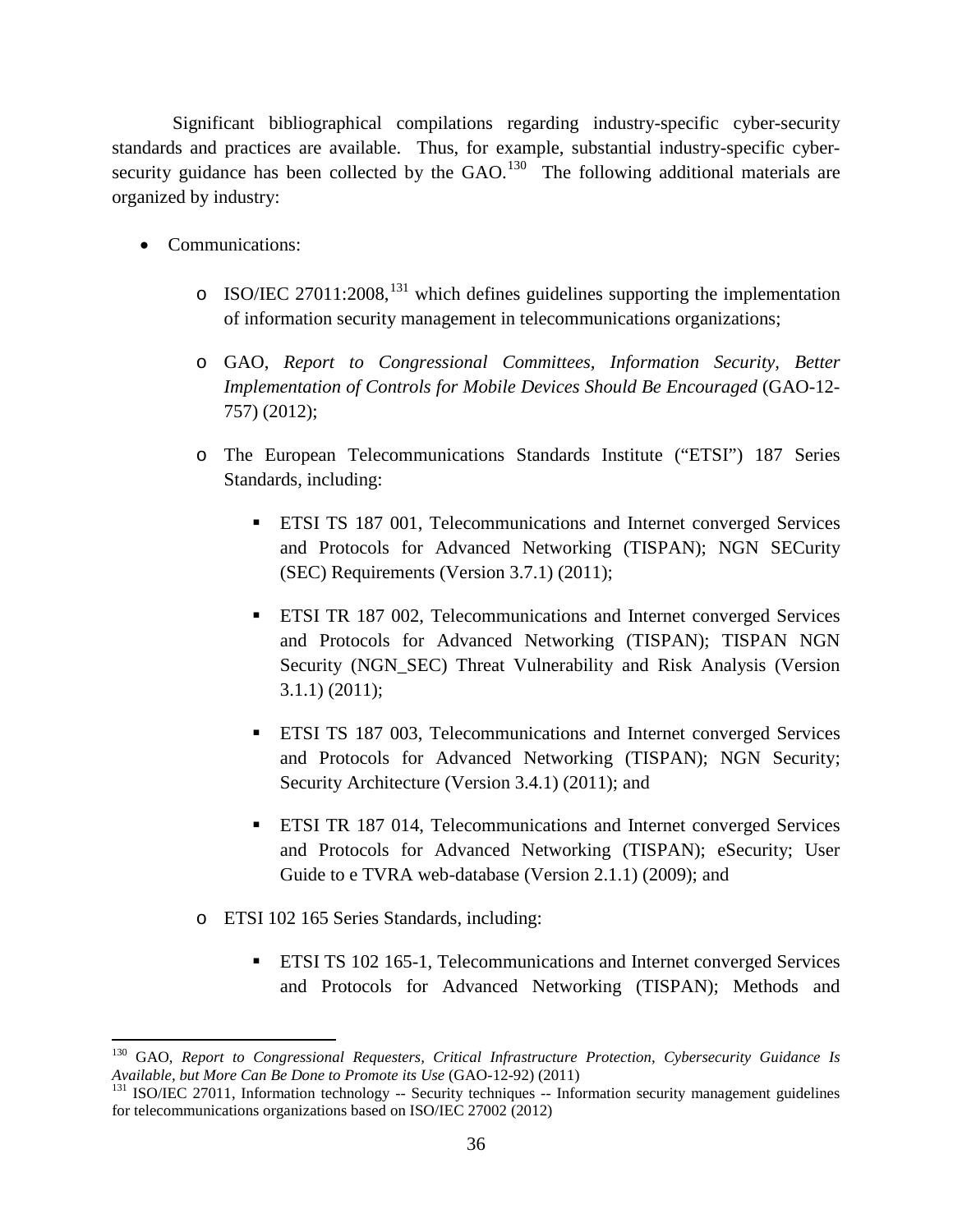Significant bibliographical compilations regarding industry-specific cyber-security standards and practices are available. Thus, for example, substantial industry-specific cyber-security guidance has been collected by the GAO.[130] The following additional materials are organized by industry:

- Communications:
    - ISO/IEC 27011:2008,[131] which defines guidelines supporting the implementation of information security management in telecommunications organizations;
    - GAO, *Report to Congressional Committees, Information Security, Better Implementation of Controls for Mobile Devices Should Be Encouraged* (GAO-12-757) (2012);
    - The European Telecommunications Standards Institute ("ETSI") 187 Series Standards, including:
        - ETSI TS 187 001, Telecommunications and Internet converged Services and Protocols for Advanced Networking (TISPAN); NGN SECurity (SEC) Requirements (Version 3.7.1) (2011);
        - ETSI TR 187 002, Telecommunications and Internet converged Services and Protocols for Advanced Networking (TISPAN); TISPAN NGN Security (NGN_SEC) Threat Vulnerability and Risk Analysis (Version 3.1.1) (2011);
        - ETSI TS 187 003, Telecommunications and Internet converged Services and Protocols for Advanced Networking (TISPAN); NGN Security; Security Architecture (Version 3.4.1) (2011); and
        - ETSI TR 187 014, Telecommunications and Internet converged Services and Protocols for Advanced Networking (TISPAN); eSecurity; User Guide to e TVRA web-database (Version 2.1.1) (2009); and
    - ETSI 102 165 Series Standards, including:
        - ETSI TS 102 165-1, Telecommunications and Internet converged Services and Protocols for Advanced Networking (TISPAN); Methods and

---

[130] GAO, *Report to Congressional Requesters, Critical Infrastructure Protection, Cybersecurity Guidance Is Available, but More Can Be Done to Promote its Use* (GAO-12-92) (2011)

[131] ISO/IEC 27011, Information technology -- Security techniques -- Information security management guidelines for telecommunications organizations based on ISO/IEC 27002 (2012)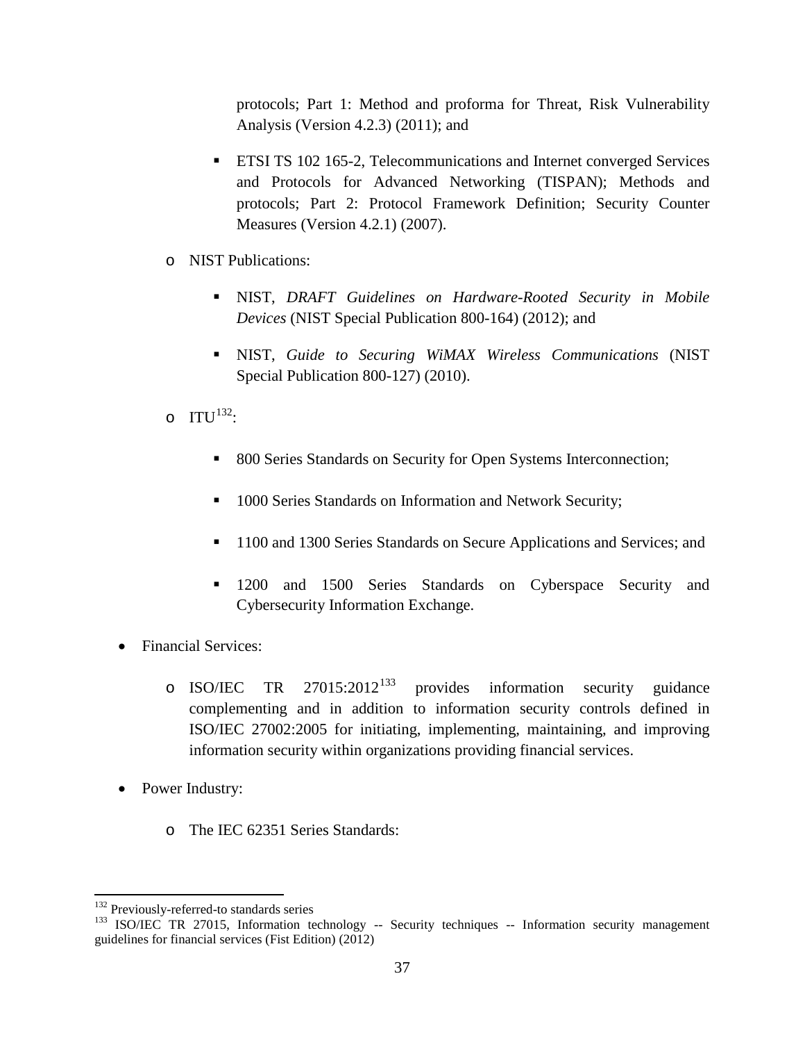protocols; Part 1: Method and proforma for Threat, Risk Vulnerability Analysis (Version 4.2.3) (2011); and

    - ETSI TS 102 165-2, Telecommunications and Internet converged Services and Protocols for Advanced Networking (TISPAN); Methods and protocols; Part 2: Protocol Framework Definition; Security Counter Measures (Version 4.2.1) (2007).

  - NIST Publications:
    - NIST, *DRAFT Guidelines on Hardware-Rooted Security in Mobile Devices* (NIST Special Publication 800-164) (2012); and
    - NIST, *Guide to Securing WiMAX Wireless Communications* (NIST Special Publication 800-127) (2010).

  - ITU[132]:
    - 800 Series Standards on Security for Open Systems Interconnection;
    - 1000 Series Standards on Information and Network Security;
    - 1100 and 1300 Series Standards on Secure Applications and Services; and
    - 1200 and 1500 Series Standards on Cyberspace Security and Cybersecurity Information Exchange.

- Financial Services:
  - ISO/IEC TR 27015:2012[133] provides information security guidance complementing and in addition to information security controls defined in ISO/IEC 27002:2005 for initiating, implementing, maintaining, and improving information security within organizations providing financial services.

- Power Industry:
  - The IEC 62351 Series Standards:

---

[132] Previously-referred-to standards series

[133] ISO/IEC TR 27015, Information technology -- Security techniques -- Information security management guidelines for financial services (Fist Edition) (2012)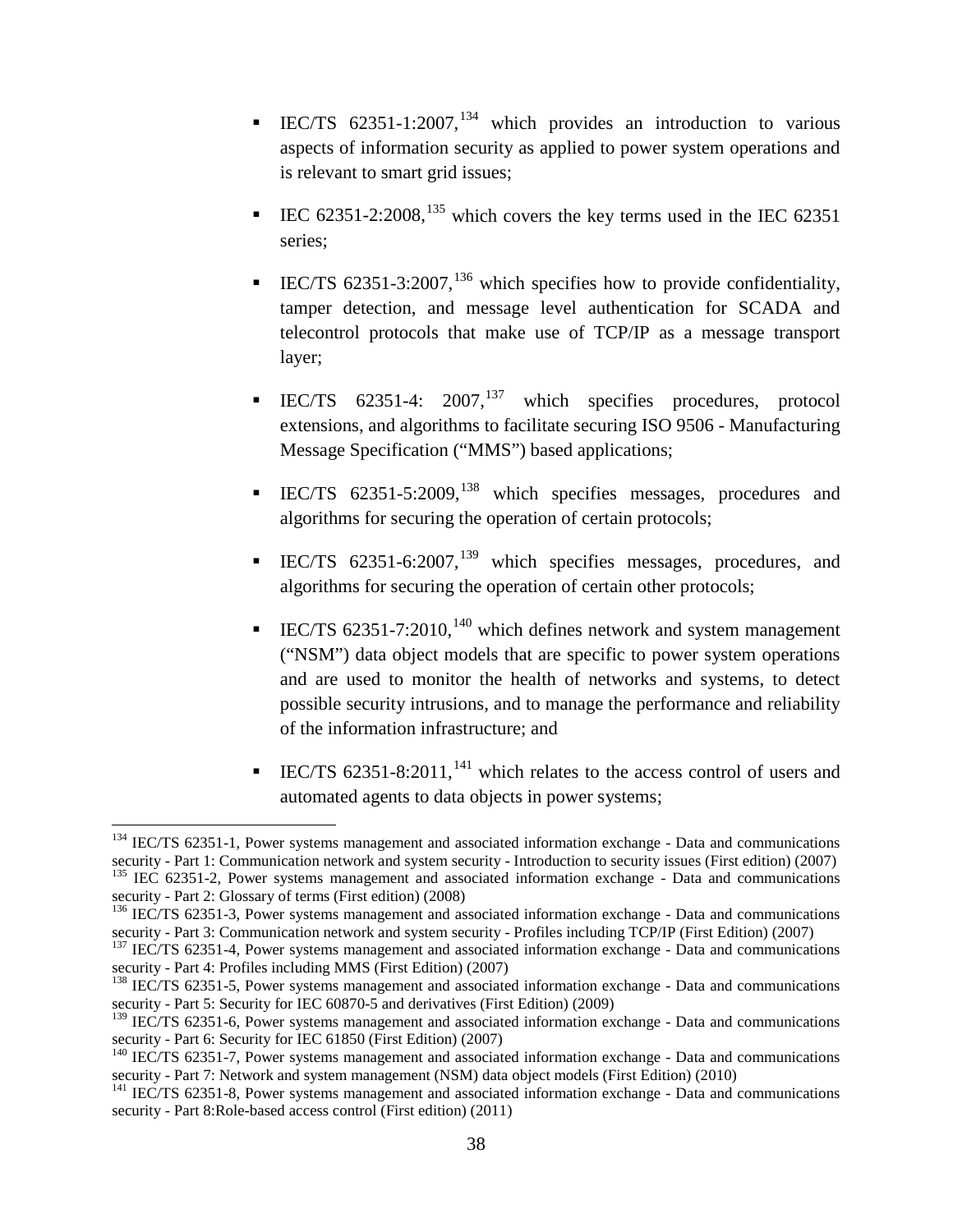- IEC/TS 62351-1:2007,[134] which provides an introduction to various aspects of information security as applied to power system operations and is relevant to smart grid issues;

- IEC 62351-2:2008,[135] which covers the key terms used in the IEC 62351 series;

- IEC/TS 62351-3:2007,[136] which specifies how to provide confidentiality, tamper detection, and message level authentication for SCADA and telecontrol protocols that make use of TCP/IP as a message transport layer;

- IEC/TS 62351-4: 2007,[137] which specifies procedures, protocol extensions, and algorithms to facilitate securing ISO 9506 - Manufacturing Message Specification ("MMS") based applications;

- IEC/TS 62351-5:2009,[138] which specifies messages, procedures and algorithms for securing the operation of certain protocols;

- IEC/TS 62351-6:2007,[139] which specifies messages, procedures, and algorithms for securing the operation of certain other protocols;

- IEC/TS 62351-7:2010,[140] which defines network and system management ("NSM") data object models that are specific to power system operations and are used to monitor the health of networks and systems, to detect possible security intrusions, and to manage the performance and reliability of the information infrastructure; and

- IEC/TS 62351-8:2011,[141] which relates to the access control of users and automated agents to data objects in power systems;

---

[134] IEC/TS 62351-1, Power systems management and associated information exchange - Data and communications security - Part 1: Communication network and system security - Introduction to security issues (First edition) (2007)

[135] IEC 62351-2, Power systems management and associated information exchange - Data and communications security - Part 2: Glossary of terms (First edition) (2008)

[136] IEC/TS 62351-3, Power systems management and associated information exchange - Data and communications security - Part 3: Communication network and system security - Profiles including TCP/IP (First Edition) (2007)

[137] IEC/TS 62351-4, Power systems management and associated information exchange - Data and communications security - Part 4: Profiles including MMS (First Edition) (2007)

[138] IEC/TS 62351-5, Power systems management and associated information exchange - Data and communications security - Part 5: Security for IEC 60870-5 and derivatives (First Edition) (2009)

[139] IEC/TS 62351-6, Power systems management and associated information exchange - Data and communications security - Part 6: Security for IEC 61850 (First Edition) (2007)

[140] IEC/TS 62351-7, Power systems management and associated information exchange - Data and communications security - Part 7: Network and system management (NSM) data object models (First Edition) (2010)

[141] IEC/TS 62351-8, Power systems management and associated information exchange - Data and communications security - Part 8:Role-based access control (First edition) (2011)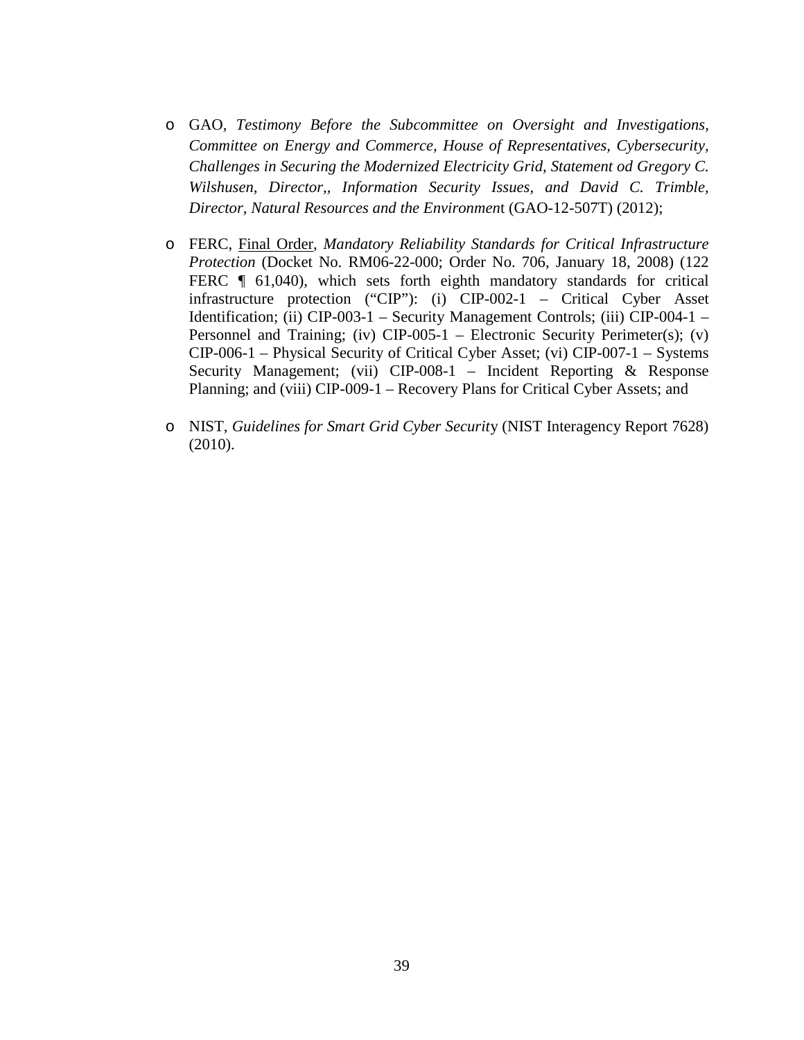- GAO, *Testimony Before the Subcommittee on Oversight and Investigations, Committee on Energy and Commerce, House of Representatives, Cybersecurity, Challenges in Securing the Modernized Electricity Grid, Statement od Gregory C. Wilshusen, Director,, Information Security Issues, and David C. Trimble, Director, Natural Resources and the Environmen*t (GAO-12-507T) (2012);

- FERC, Final Order, *Mandatory Reliability Standards for Critical Infrastructure Protection* (Docket No. RM06-22-000; Order No. 706, January 18, 2008) (122 FERC ¶ 61,040), which sets forth eighth mandatory standards for critical infrastructure protection ("CIP"): (i) CIP-002-1 – Critical Cyber Asset Identification; (ii) CIP-003-1 – Security Management Controls; (iii) CIP-004-1 – Personnel and Training; (iv) CIP-005-1 – Electronic Security Perimeter(s); (v) CIP-006-1 – Physical Security of Critical Cyber Asset; (vi) CIP-007-1 – Systems Security Management; (vii) CIP-008-1 – Incident Reporting & Response Planning; and (viii) CIP-009-1 – Recovery Plans for Critical Cyber Assets; and

- NIST, *Guidelines for Smart Grid Cyber Securit*y (NIST Interagency Report 7628) (2010).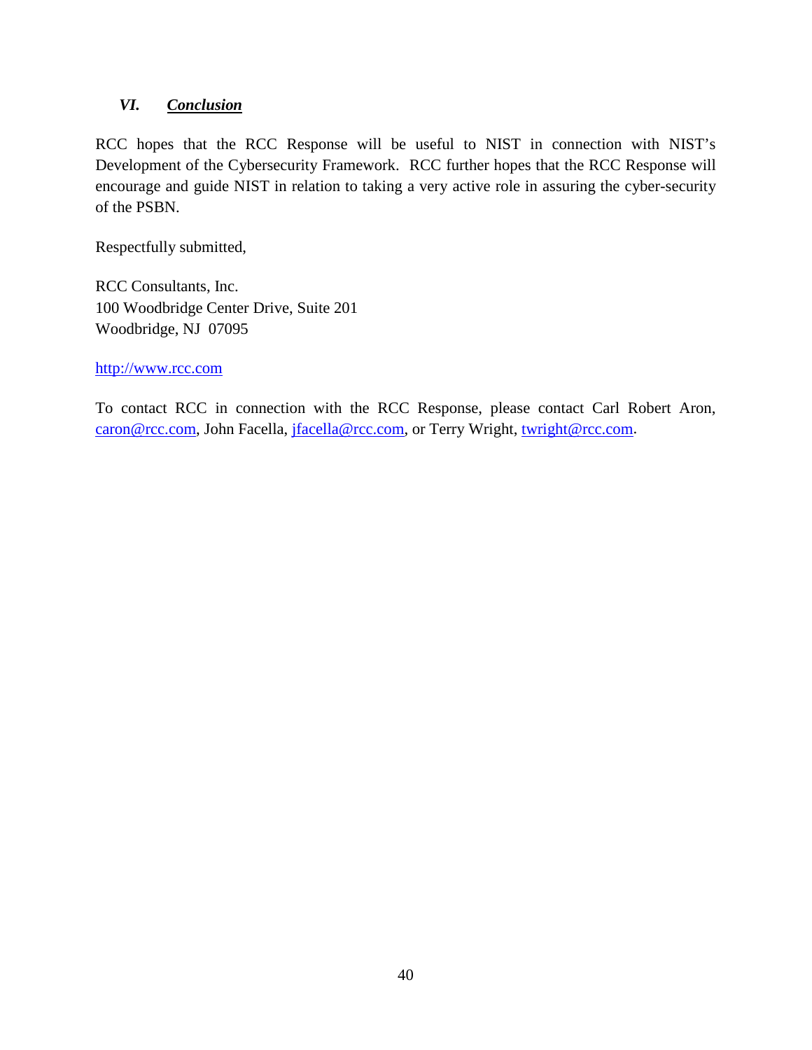## *VI. Conclusion*

RCC hopes that the RCC Response will be useful to NIST in connection with NIST's Development of the Cybersecurity Framework. RCC further hopes that the RCC Response will encourage and guide NIST in relation to taking a very active role in assuring the cyber-security of the PSBN.

Respectfully submitted,

RCC Consultants, Inc.
100 Woodbridge Center Drive, Suite 201
Woodbridge, NJ 07095

http://www.rcc.com

To contact RCC in connection with the RCC Response, please contact Carl Robert Aron, caron@rcc.com, John Facella, jfacella@rcc.com, or Terry Wright, twright@rcc.com.